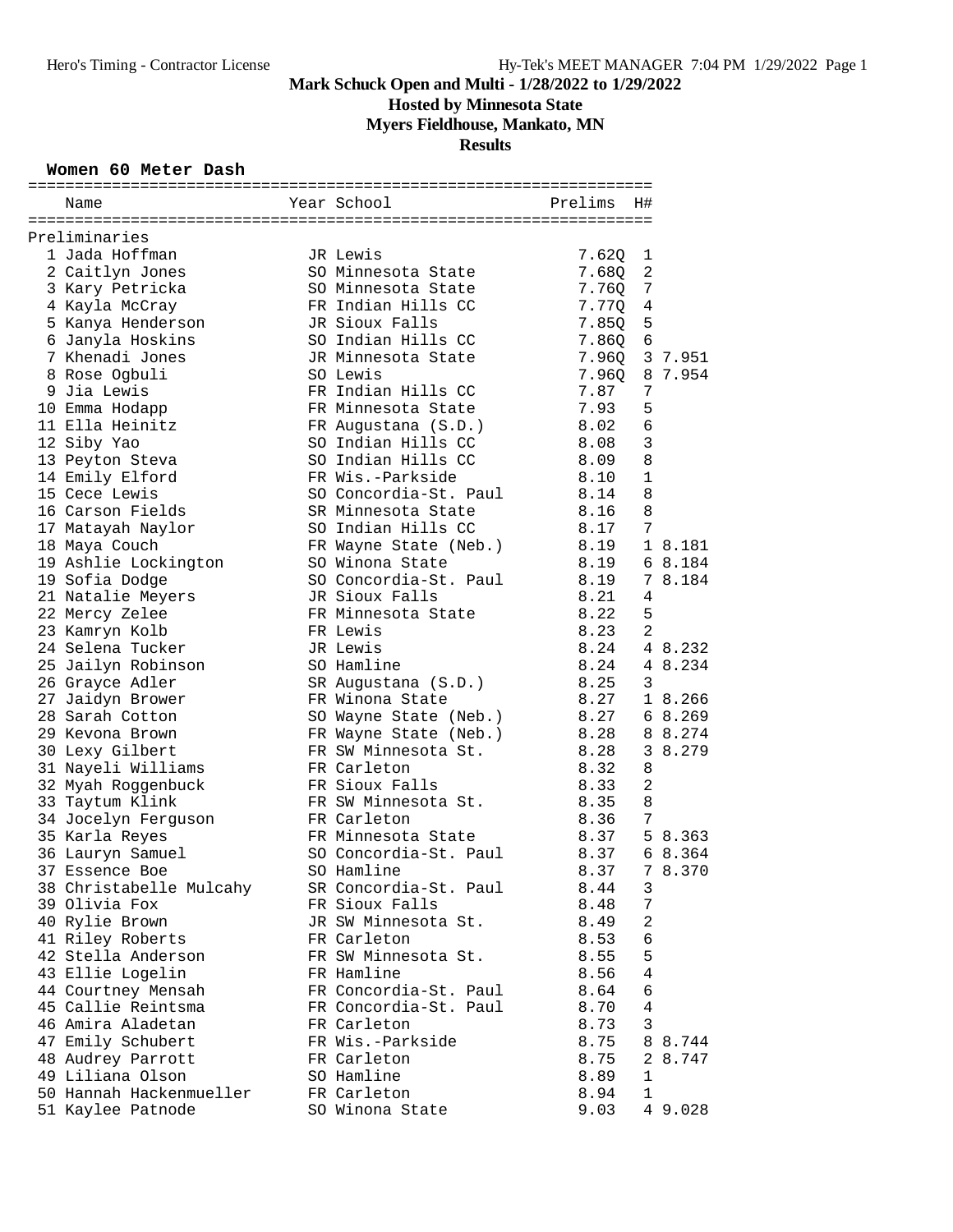# Mark Schuck Open and Multi - 1/28/2022 to 1/29/2022

## Hosted by Minnesota State

## Myers Fieldhouse, Mankato, MN

## Results

### Women 60 Meter Dash

Preliminaries

| Place | Name | Year | School | Prelims | H# | |
|---|---|---|---|---|---|---|
| 1 | Jada Hoffman | JR | Lewis | 7.62Q | 1 | |
| 2 | Caitlyn Jones | SO | Minnesota State | 7.68Q | 2 | |
| 3 | Kary Petricka | SO | Minnesota State | 7.76Q | 7 | |
| 4 | Kayla McCray | FR | Indian Hills CC | 7.77Q | 4 | |
| 5 | Kanya Henderson | JR | Sioux Falls | 7.85Q | 5 | |
| 6 | Janyla Hoskins | SO | Indian Hills CC | 7.86Q | 6 | |
| 7 | Khenadi Jones | JR | Minnesota State | 7.96Q | 3 | 7.951 |
| 8 | Rose Ogbuli | SO | Lewis | 7.96Q | 8 | 7.954 |
| 9 | Jia Lewis | FR | Indian Hills CC | 7.87 | 7 | |
| 10 | Emma Hodapp | FR | Minnesota State | 7.93 | 5 | |
| 11 | Ella Heinitz | FR | Augustana (S.D.) | 8.02 | 6 | |
| 12 | Siby Yao | SO | Indian Hills CC | 8.08 | 3 | |
| 13 | Peyton Steva | SO | Indian Hills CC | 8.09 | 8 | |
| 14 | Emily Elford | FR | Wis.-Parkside | 8.10 | 1 | |
| 15 | Cece Lewis | SO | Concordia-St. Paul | 8.14 | 8 | |
| 16 | Carson Fields | SR | Minnesota State | 8.16 | 8 | |
| 17 | Matayah Naylor | SO | Indian Hills CC | 8.17 | 7 | |
| 18 | Maya Couch | FR | Wayne State (Neb.) | 8.19 | 1 | 8.181 |
| 19 | Ashlie Lockington | SO | Winona State | 8.19 | 6 | 8.184 |
| 19 | Sofia Dodge | SO | Concordia-St. Paul | 8.19 | 7 | 8.184 |
| 21 | Natalie Meyers | JR | Sioux Falls | 8.21 | 4 | |
| 22 | Mercy Zelee | FR | Minnesota State | 8.22 | 5 | |
| 23 | Kamryn Kolb | FR | Lewis | 8.23 | 2 | |
| 24 | Selena Tucker | JR | Lewis | 8.24 | 4 | 8.232 |
| 25 | Jailyn Robinson | SO | Hamline | 8.24 | 4 | 8.234 |
| 26 | Grayce Adler | SR | Augustana (S.D.) | 8.25 | 3 | |
| 27 | Jaidyn Brower | FR | Winona State | 8.27 | 1 | 8.266 |
| 28 | Sarah Cotton | SO | Wayne State (Neb.) | 8.27 | 6 | 8.269 |
| 29 | Kevona Brown | FR | Wayne State (Neb.) | 8.28 | 8 | 8.274 |
| 30 | Lexy Gilbert | FR | SW Minnesota St. | 8.28 | 3 | 8.279 |
| 31 | Nayeli Williams | FR | Carleton | 8.32 | 8 | |
| 32 | Myah Roggenbuck | FR | Sioux Falls | 8.33 | 2 | |
| 33 | Taytum Klink | FR | SW Minnesota St. | 8.35 | 8 | |
| 34 | Jocelyn Ferguson | FR | Carleton | 8.36 | 7 | |
| 35 | Karla Reyes | FR | Minnesota State | 8.37 | 5 | 8.363 |
| 36 | Lauryn Samuel | SO | Concordia-St. Paul | 8.37 | 6 | 8.364 |
| 37 | Essence Boe | SO | Hamline | 8.37 | 7 | 8.370 |
| 38 | Christabelle Mulcahy | SR | Concordia-St. Paul | 8.44 | 3 | |
| 39 | Olivia Fox | FR | Sioux Falls | 8.48 | 7 | |
| 40 | Rylie Brown | JR | SW Minnesota St. | 8.49 | 2 | |
| 41 | Riley Roberts | FR | Carleton | 8.53 | 6 | |
| 42 | Stella Anderson | FR | SW Minnesota St. | 8.55 | 5 | |
| 43 | Ellie Logelin | FR | Hamline | 8.56 | 4 | |
| 44 | Courtney Mensah | FR | Concordia-St. Paul | 8.64 | 6 | |
| 45 | Callie Reintsma | FR | Concordia-St. Paul | 8.70 | 4 | |
| 46 | Amira Aladetan | FR | Carleton | 8.73 | 3 | |
| 47 | Emily Schubert | FR | Wis.-Parkside | 8.75 | 8 | 8.744 |
| 48 | Audrey Parrott | FR | Carleton | 8.75 | 2 | 8.747 |
| 49 | Liliana Olson | SO | Hamline | 8.89 | 1 | |
| 50 | Hannah Hackenmueller | FR | Carleton | 8.94 | 1 | |
| 51 | Kaylee Patnode | SO | Winona State | 9.03 | 4 | 9.028 |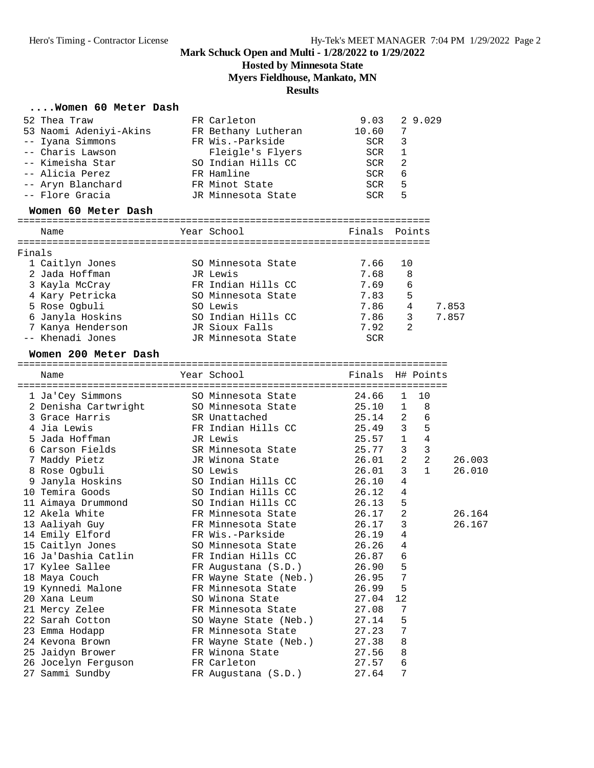# Mark Schuck Open and Multi - 1/28/2022 to 1/29/2022

**Hosted by Minnesota State**

**Myers Fieldhouse, Mankato, MN**

**Results**

### ....Women 60 Meter Dash

| Place | Name | Year | School | Finals | H# | Tiebreak |
|---|---|---|---|---|---|---|
| 52 | Thea Traw | FR | Carleton | 9.03 | 2 | 9.029 |
| 53 | Naomi Adeniyi-Akins | FR | Bethany Lutheran | 10.60 | 7 | |
| -- | Iyana Simmons | FR | Wis.-Parkside | SCR | 3 | |
| -- | Charis Lawson | | Fleigle's Flyers | SCR | 1 | |
| -- | Kimeisha Star | SO | Indian Hills CC | SCR | 2 | |
| -- | Alicia Perez | FR | Hamline | SCR | 6 | |
| -- | Aryn Blanchard | FR | Minot State | SCR | 5 | |
| -- | Flore Gracia | JR | Minnesota State | SCR | 5 | |

### Women 60 Meter Dash

Finals

| Place | Name | Year | School | Finals | Points | |
|---|---|---|---|---|---|---|
| 1 | Caitlyn Jones | SO | Minnesota State | 7.66 | 10 | |
| 2 | Jada Hoffman | JR | Lewis | 7.68 | 8 | |
| 3 | Kayla McCray | FR | Indian Hills CC | 7.69 | 6 | |
| 4 | Kary Petricka | SO | Minnesota State | 7.83 | 5 | |
| 5 | Rose Ogbuli | SO | Lewis | 7.86 | 4 | 7.853 |
| 6 | Janyla Hoskins | SO | Indian Hills CC | 7.86 | 3 | 7.857 |
| 7 | Kanya Henderson | JR | Sioux Falls | 7.92 | 2 | |
| -- | Khenadi Jones | JR | Minnesota State | SCR | | |

### Women 200 Meter Dash

| Place | Name | Year | School | Finals | H# | Points | |
|---|---|---|---|---|---|---|---|
| 1 | Ja'Cey Simmons | SO | Minnesota State | 24.66 | 1 | 10 | |
| 2 | Denisha Cartwright | SO | Minnesota State | 25.10 | 1 | 8 | |
| 3 | Grace Harris | SR | Unattached | 25.14 | 2 | 6 | |
| 4 | Jia Lewis | FR | Indian Hills CC | 25.49 | 3 | 5 | |
| 5 | Jada Hoffman | JR | Lewis | 25.57 | 1 | 4 | |
| 6 | Carson Fields | SR | Minnesota State | 25.77 | 3 | 3 | |
| 7 | Maddy Pietz | JR | Winona State | 26.01 | 2 | 2 | 26.003 |
| 8 | Rose Ogbuli | SO | Lewis | 26.01 | 3 | 1 | 26.010 |
| 9 | Janyla Hoskins | SO | Indian Hills CC | 26.10 | 4 | | |
| 10 | Temira Goods | SO | Indian Hills CC | 26.12 | 4 | | |
| 11 | Aimaya Drummond | SO | Indian Hills CC | 26.13 | 5 | | |
| 12 | Akela White | FR | Minnesota State | 26.17 | 2 | | 26.164 |
| 13 | Aaliyah Guy | FR | Minnesota State | 26.17 | 3 | | 26.167 |
| 14 | Emily Elford | FR | Wis.-Parkside | 26.19 | 4 | | |
| 15 | Caitlyn Jones | SO | Minnesota State | 26.26 | 4 | | |
| 16 | Ja'Dashia Catlin | FR | Indian Hills CC | 26.87 | 6 | | |
| 17 | Kylee Sallee | FR | Augustana (S.D.) | 26.90 | 5 | | |
| 18 | Maya Couch | FR | Wayne State (Neb.) | 26.95 | 7 | | |
| 19 | Kynnedi Malone | FR | Minnesota State | 26.99 | 5 | | |
| 20 | Xana Leum | SO | Winona State | 27.04 | 12 | | |
| 21 | Mercy Zelee | FR | Minnesota State | 27.08 | 7 | | |
| 22 | Sarah Cotton | SO | Wayne State (Neb.) | 27.14 | 5 | | |
| 23 | Emma Hodapp | FR | Minnesota State | 27.23 | 7 | | |
| 24 | Kevona Brown | FR | Wayne State (Neb.) | 27.38 | 8 | | |
| 25 | Jaidyn Brower | FR | Winona State | 27.56 | 8 | | |
| 26 | Jocelyn Ferguson | FR | Carleton | 27.57 | 6 | | |
| 27 | Sammi Sundby | FR | Augustana (S.D.) | 27.64 | 7 | | |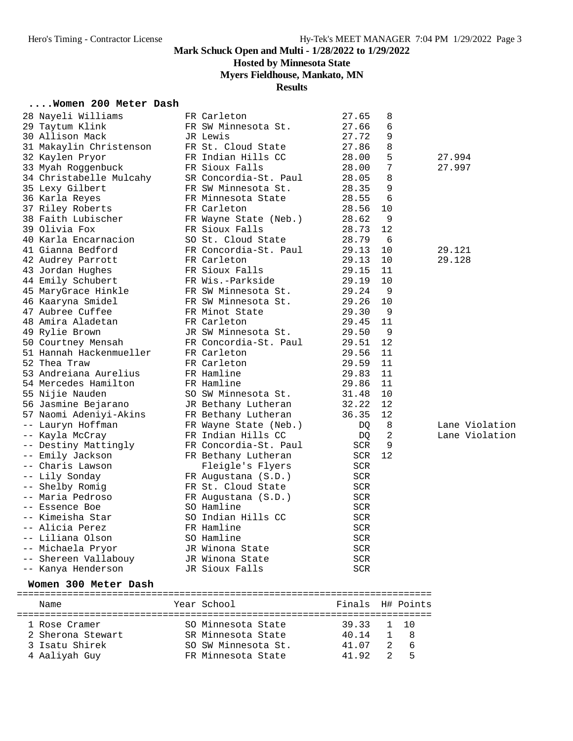Mark Schuck Open and Multi - 1/28/2022 to 1/29/2022

Hosted by Minnesota State

Myers Fieldhouse, Mankato, MN

Results

#### ....Women 200 Meter Dash

| Place | Name | Year | School | Finals | H# | Notes |
|---|---|---|---|---|---|---|
| 28 | Nayeli Williams | FR | Carleton | 27.65 | 8 | |
| 29 | Taytum Klink | FR | SW Minnesota St. | 27.66 | 6 | |
| 30 | Allison Mack | JR | Lewis | 27.72 | 9 | |
| 31 | Makaylin Christenson | FR | St. Cloud State | 27.86 | 8 | |
| 32 | Kaylen Pryor | FR | Indian Hills CC | 28.00 | 5 | 27.994 |
| 33 | Myah Roggenbuck | FR | Sioux Falls | 28.00 | 7 | 27.997 |
| 34 | Christabelle Mulcahy | SR | Concordia-St. Paul | 28.05 | 8 | |
| 35 | Lexy Gilbert | FR | SW Minnesota St. | 28.35 | 9 | |
| 36 | Karla Reyes | FR | Minnesota State | 28.55 | 6 | |
| 37 | Riley Roberts | FR | Carleton | 28.56 | 10 | |
| 38 | Faith Lubischer | FR | Wayne State (Neb.) | 28.62 | 9 | |
| 39 | Olivia Fox | FR | Sioux Falls | 28.73 | 12 | |
| 40 | Karla Encarnacion | SO | St. Cloud State | 28.79 | 6 | |
| 41 | Gianna Bedford | FR | Concordia-St. Paul | 29.13 | 10 | 29.121 |
| 42 | Audrey Parrott | FR | Carleton | 29.13 | 10 | 29.128 |
| 43 | Jordan Hughes | FR | Sioux Falls | 29.15 | 11 | |
| 44 | Emily Schubert | FR | Wis.-Parkside | 29.19 | 10 | |
| 45 | MaryGrace Hinkle | FR | SW Minnesota St. | 29.24 | 9 | |
| 46 | Kaaryna Smidel | FR | SW Minnesota St. | 29.26 | 10 | |
| 47 | Aubree Cuffee | FR | Minot State | 29.30 | 9 | |
| 48 | Amira Aladetan | FR | Carleton | 29.45 | 11 | |
| 49 | Rylie Brown | JR | SW Minnesota St. | 29.50 | 9 | |
| 50 | Courtney Mensah | FR | Concordia-St. Paul | 29.51 | 12 | |
| 51 | Hannah Hackenmueller | FR | Carleton | 29.56 | 11 | |
| 52 | Thea Traw | FR | Carleton | 29.59 | 11 | |
| 53 | Andreiana Aurelius | FR | Hamline | 29.83 | 11 | |
| 54 | Mercedes Hamilton | FR | Hamline | 29.86 | 11 | |
| 55 | Nijie Nauden | SO | SW Minnesota St. | 31.48 | 10 | |
| 56 | Jasmine Bejarano | JR | Bethany Lutheran | 32.22 | 12 | |
| 57 | Naomi Adeniyi-Akins | FR | Bethany Lutheran | 36.35 | 12 | |
| -- | Lauryn Hoffman | FR | Wayne State (Neb.) | DQ | 8 | Lane Violation |
| -- | Kayla McCray | FR | Indian Hills CC | DQ | 2 | Lane Violation |
| -- | Destiny Mattingly | FR | Concordia-St. Paul | SCR | 9 | |
| -- | Emily Jackson | FR | Bethany Lutheran | SCR | 12 | |
| -- | Charis Lawson | | Fleigle's Flyers | SCR | | |
| -- | Lily Sonday | FR | Augustana (S.D.) | SCR | | |
| -- | Shelby Romig | FR | St. Cloud State | SCR | | |
| -- | Maria Pedroso | FR | Augustana (S.D.) | SCR | | |
| -- | Essence Boe | SO | Hamline | SCR | | |
| -- | Kimeisha Star | SO | Indian Hills CC | SCR | | |
| -- | Alicia Perez | FR | Hamline | SCR | | |
| -- | Liliana Olson | SO | Hamline | SCR | | |
| -- | Michaela Pryor | JR | Winona State | SCR | | |
| -- | Shereen Vallabouy | JR | Winona State | SCR | | |
| -- | Kanya Henderson | JR | Sioux Falls | SCR | | |

#### Women 300 Meter Dash

| Place | Name | Year | School | Finals | H# | Points |
|---|---|---|---|---|---|---|
| 1 | Rose Cramer | SO | Minnesota State | 39.33 | 1 | 10 |
| 2 | Sherona Stewart | SR | Minnesota State | 40.14 | 1 | 8 |
| 3 | Isatu Shirek | SO | SW Minnesota St. | 41.07 | 2 | 6 |
| 4 | Aaliyah Guy | FR | Minnesota State | 41.92 | 2 | 5 |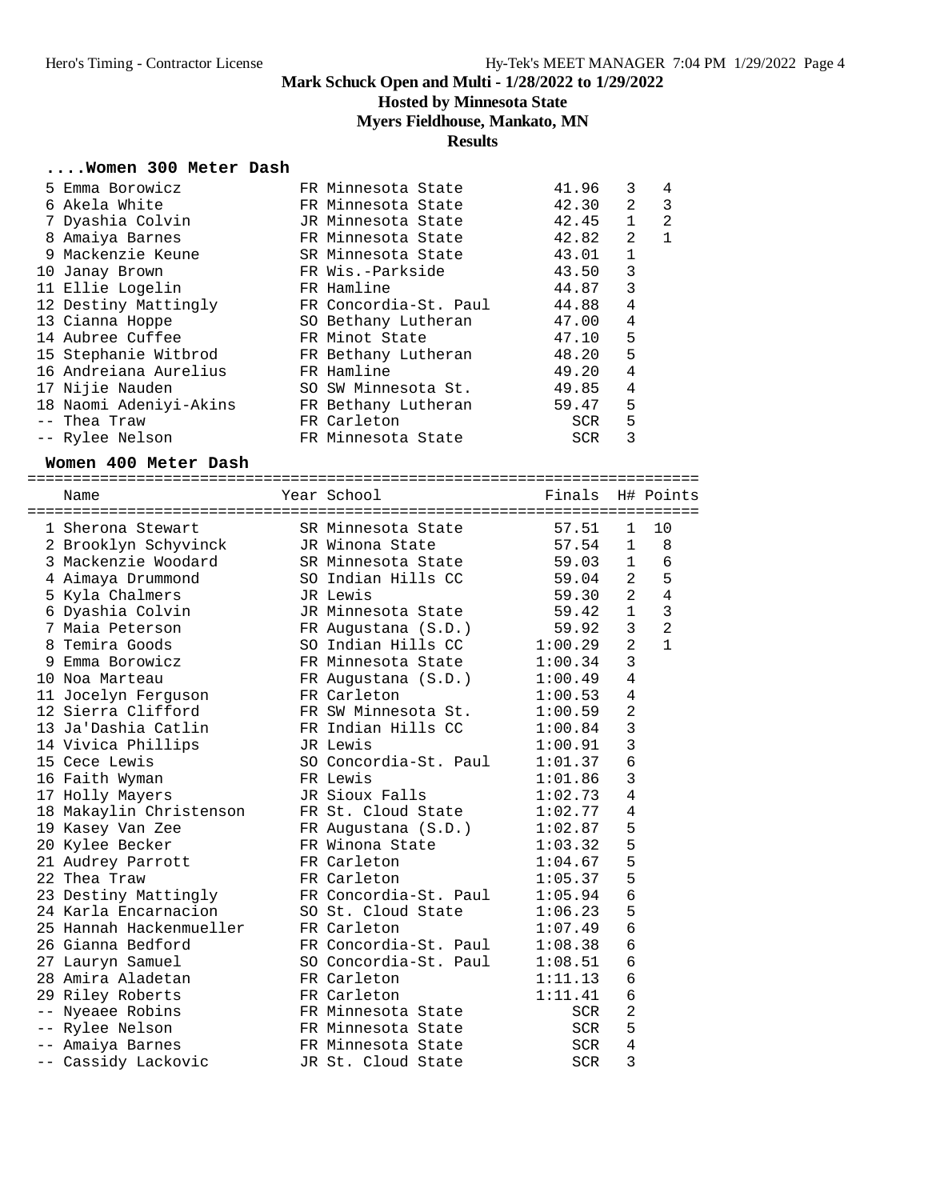# Mark Schuck Open and Multi - 1/28/2022 to 1/29/2022

## Hosted by Minnesota State

## Myers Fieldhouse, Mankato, MN

## Results

### ....Women 300 Meter Dash

| Place | Name | Year | School | Finals | H# | Points |
|---|---|---|---|---|---|---|
| 5 | Emma Borowicz | FR | Minnesota State | 41.96 | 3 | 4 |
| 6 | Akela White | FR | Minnesota State | 42.30 | 2 | 3 |
| 7 | Dyashia Colvin | JR | Minnesota State | 42.45 | 1 | 2 |
| 8 | Amaiya Barnes | FR | Minnesota State | 42.82 | 2 | 1 |
| 9 | Mackenzie Keune | SR | Minnesota State | 43.01 | 1 | |
| 10 | Janay Brown | FR | Wis.-Parkside | 43.50 | 3 | |
| 11 | Ellie Logelin | FR | Hamline | 44.87 | 3 | |
| 12 | Destiny Mattingly | FR | Concordia-St. Paul | 44.88 | 4 | |
| 13 | Cianna Hoppe | SO | Bethany Lutheran | 47.00 | 4 | |
| 14 | Aubree Cuffee | FR | Minot State | 47.10 | 5 | |
| 15 | Stephanie Witbrod | FR | Bethany Lutheran | 48.20 | 5 | |
| 16 | Andreiana Aurelius | FR | Hamline | 49.20 | 4 | |
| 17 | Nijie Nauden | SO | SW Minnesota St. | 49.85 | 4 | |
| 18 | Naomi Adeniyi-Akins | FR | Bethany Lutheran | 59.47 | 5 | |
| -- | Thea Traw | FR | Carleton | SCR | 5 | |
| -- | Rylee Nelson | FR | Minnesota State | SCR | 3 | |

### Women 400 Meter Dash

| Place | Name | Year | School | Finals | H# | Points |
|---|---|---|---|---|---|---|
| 1 | Sherona Stewart | SR | Minnesota State | 57.51 | 1 | 10 |
| 2 | Brooklyn Schyvinck | JR | Winona State | 57.54 | 1 | 8 |
| 3 | Mackenzie Woodard | SR | Minnesota State | 59.03 | 1 | 6 |
| 4 | Aimaya Drummond | SO | Indian Hills CC | 59.04 | 2 | 5 |
| 5 | Kyla Chalmers | JR | Lewis | 59.30 | 2 | 4 |
| 6 | Dyashia Colvin | JR | Minnesota State | 59.42 | 1 | 3 |
| 7 | Maia Peterson | FR | Augustana (S.D.) | 59.92 | 3 | 2 |
| 8 | Temira Goods | SO | Indian Hills CC | 1:00.29 | 2 | 1 |
| 9 | Emma Borowicz | FR | Minnesota State | 1:00.34 | 3 | |
| 10 | Noa Marteau | FR | Augustana (S.D.) | 1:00.49 | 4 | |
| 11 | Jocelyn Ferguson | FR | Carleton | 1:00.53 | 4 | |
| 12 | Sierra Clifford | FR | SW Minnesota St. | 1:00.59 | 2 | |
| 13 | Ja'Dashia Catlin | FR | Indian Hills CC | 1:00.84 | 3 | |
| 14 | Vivica Phillips | JR | Lewis | 1:00.91 | 3 | |
| 15 | Cece Lewis | SO | Concordia-St. Paul | 1:01.37 | 6 | |
| 16 | Faith Wyman | FR | Lewis | 1:01.86 | 3 | |
| 17 | Holly Mayers | JR | Sioux Falls | 1:02.73 | 4 | |
| 18 | Makaylin Christenson | FR | St. Cloud State | 1:02.77 | 4 | |
| 19 | Kasey Van Zee | FR | Augustana (S.D.) | 1:02.87 | 5 | |
| 20 | Kylee Becker | FR | Winona State | 1:03.32 | 5 | |
| 21 | Audrey Parrott | FR | Carleton | 1:04.67 | 5 | |
| 22 | Thea Traw | FR | Carleton | 1:05.37 | 5 | |
| 23 | Destiny Mattingly | FR | Concordia-St. Paul | 1:05.94 | 6 | |
| 24 | Karla Encarnacion | SO | St. Cloud State | 1:06.23 | 5 | |
| 25 | Hannah Hackenmueller | FR | Carleton | 1:07.49 | 6 | |
| 26 | Gianna Bedford | FR | Concordia-St. Paul | 1:08.38 | 6 | |
| 27 | Lauryn Samuel | SO | Concordia-St. Paul | 1:08.51 | 6 | |
| 28 | Amira Aladetan | FR | Carleton | 1:11.13 | 6 | |
| 29 | Riley Roberts | FR | Carleton | 1:11.41 | 6 | |
| -- | Nyeaee Robins | FR | Minnesota State | SCR | 2 | |
| -- | Rylee Nelson | FR | Minnesota State | SCR | 5 | |
| -- | Amaiya Barnes | FR | Minnesota State | SCR | 4 | |
| -- | Cassidy Lackovic | JR | St. Cloud State | SCR | 3 | |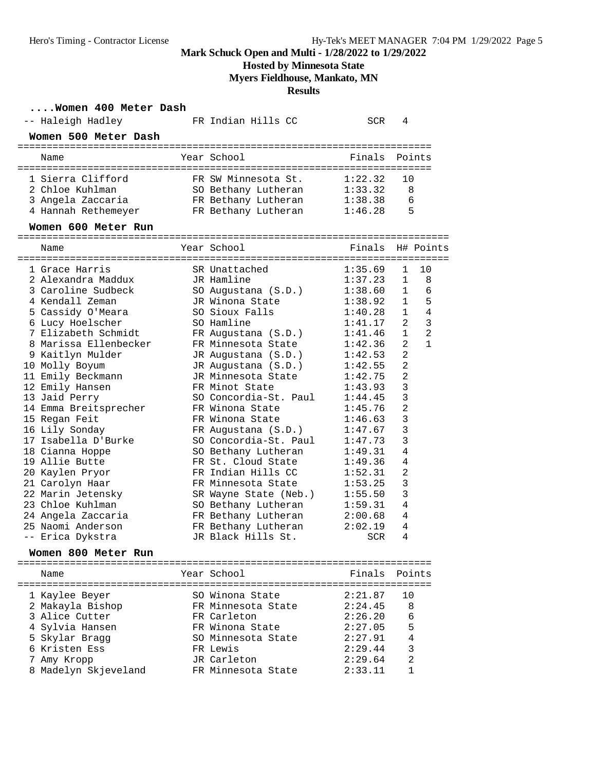# Mark Schuck Open and Multi - 1/28/2022 to 1/29/2022

## Hosted by Minnesota State

## Myers Fieldhouse, Mankato, MN

## Results

### ....Women 400 Meter Dash

| Name | Year | School | Finals | H# |
|---|---|---|---|---|
| -- Haleigh Hadley | FR | Indian Hills CC | SCR | 4 |

### Women 500 Meter Dash

| Name | Year | School | Finals | Points |
|---|---|---|---|---|
| 1 Sierra Clifford | FR | SW Minnesota St. | 1:22.32 | 10 |
| 2 Chloe Kuhlman | SO | Bethany Lutheran | 1:33.32 | 8 |
| 3 Angela Zaccaria | FR | Bethany Lutheran | 1:38.38 | 6 |
| 4 Hannah Rethemeyer | FR | Bethany Lutheran | 1:46.28 | 5 |

### Women 600 Meter Run

| Name | Year | School | Finals | H# | Points |
|---|---|---|---|---|---|
| 1 Grace Harris | SR | Unattached | 1:35.69 | 1 | 10 |
| 2 Alexandra Maddux | JR | Hamline | 1:37.23 | 1 | 8 |
| 3 Caroline Sudbeck | SO | Augustana (S.D.) | 1:38.60 | 1 | 6 |
| 4 Kendall Zeman | JR | Winona State | 1:38.92 | 1 | 5 |
| 5 Cassidy O'Meara | SO | Sioux Falls | 1:40.28 | 1 | 4 |
| 6 Lucy Hoelscher | SO | Hamline | 1:41.17 | 2 | 3 |
| 7 Elizabeth Schmidt | FR | Augustana (S.D.) | 1:41.46 | 1 | 2 |
| 8 Marissa Ellenbecker | FR | Minnesota State | 1:42.36 | 2 | 1 |
| 9 Kaitlyn Mulder | JR | Augustana (S.D.) | 1:42.53 | 2 | |
| 10 Molly Boyum | JR | Augustana (S.D.) | 1:42.55 | 2 | |
| 11 Emily Beckmann | JR | Minnesota State | 1:42.75 | 2 | |
| 12 Emily Hansen | FR | Minot State | 1:43.93 | 3 | |
| 13 Jaid Perry | SO | Concordia-St. Paul | 1:44.45 | 3 | |
| 14 Emma Breitsprecher | FR | Winona State | 1:45.76 | 2 | |
| 15 Regan Feit | FR | Winona State | 1:46.63 | 3 | |
| 16 Lily Sonday | FR | Augustana (S.D.) | 1:47.67 | 3 | |
| 17 Isabella D'Burke | SO | Concordia-St. Paul | 1:47.73 | 3 | |
| 18 Cianna Hoppe | SO | Bethany Lutheran | 1:49.31 | 4 | |
| 19 Allie Butte | FR | St. Cloud State | 1:49.36 | 4 | |
| 20 Kaylen Pryor | FR | Indian Hills CC | 1:52.31 | 2 | |
| 21 Carolyn Haar | FR | Minnesota State | 1:53.25 | 3 | |
| 22 Marin Jetensky | SR | Wayne State (Neb.) | 1:55.50 | 3 | |
| 23 Chloe Kuhlman | SO | Bethany Lutheran | 1:59.31 | 4 | |
| 24 Angela Zaccaria | FR | Bethany Lutheran | 2:00.68 | 4 | |
| 25 Naomi Anderson | FR | Bethany Lutheran | 2:02.19 | 4 | |
| -- Erica Dykstra | JR | Black Hills St. | SCR | 4 | |

### Women 800 Meter Run

| Name | Year | School | Finals | Points |
|---|---|---|---|---|
| 1 Kaylee Beyer | SO | Winona State | 2:21.87 | 10 |
| 2 Makayla Bishop | FR | Minnesota State | 2:24.45 | 8 |
| 3 Alice Cutter | FR | Carleton | 2:26.20 | 6 |
| 4 Sylvia Hansen | FR | Winona State | 2:27.05 | 5 |
| 5 Skylar Bragg | SO | Minnesota State | 2:27.91 | 4 |
| 6 Kristen Ess | FR | Lewis | 2:29.44 | 3 |
| 7 Amy Kropp | JR | Carleton | 2:29.64 | 2 |
| 8 Madelyn Skjeveland | FR | Minnesota State | 2:33.11 | 1 |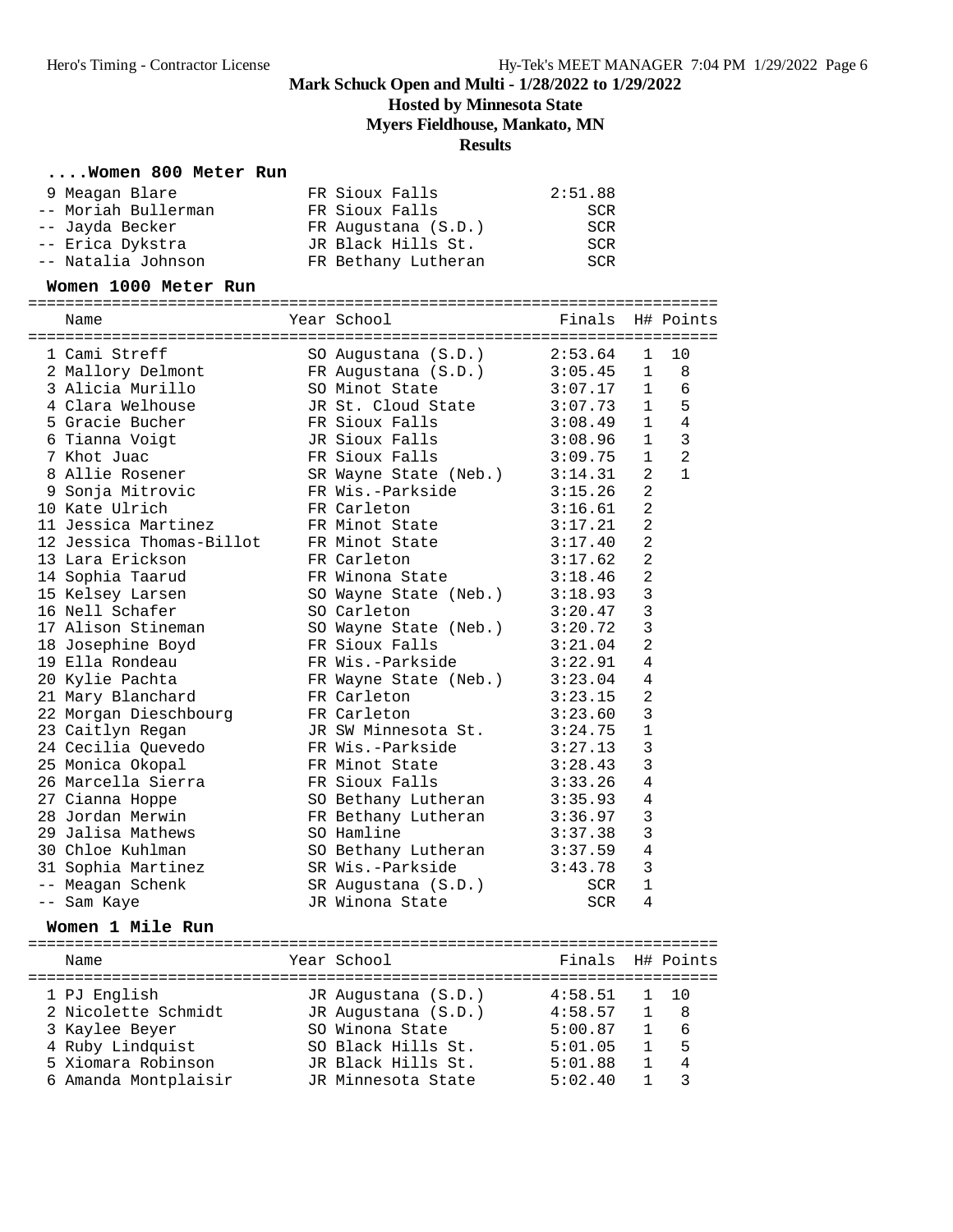# Mark Schuck Open and Multi - 1/28/2022 to 1/29/2022

## Hosted by Minnesota State

## Myers Fieldhouse, Mankato, MN

## Results

### ....Women 800 Meter Run

| Place | Name | Year | School | Finals |
|---|---|---|---|---|
| 9 | Meagan Blare | FR | Sioux Falls | 2:51.88 |
| -- | Moriah Bullerman | FR | Sioux Falls | SCR |
| -- | Jayda Becker | FR | Augustana (S.D.) | SCR |
| -- | Erica Dykstra | JR | Black Hills St. | SCR |
| -- | Natalia Johnson | FR | Bethany Lutheran | SCR |

### Women 1000 Meter Run

| Place | Name | Year | School | Finals | H# | Points |
|---|---|---|---|---|---|---|
| 1 | Cami Streff | SO | Augustana (S.D.) | 2:53.64 | 1 | 10 |
| 2 | Mallory Delmont | FR | Augustana (S.D.) | 3:05.45 | 1 | 8 |
| 3 | Alicia Murillo | SO | Minot State | 3:07.17 | 1 | 6 |
| 4 | Clara Welhouse | JR | St. Cloud State | 3:07.73 | 1 | 5 |
| 5 | Gracie Bucher | FR | Sioux Falls | 3:08.49 | 1 | 4 |
| 6 | Tianna Voigt | JR | Sioux Falls | 3:08.96 | 1 | 3 |
| 7 | Khot Juac | FR | Sioux Falls | 3:09.75 | 1 | 2 |
| 8 | Allie Rosener | SR | Wayne State (Neb.) | 3:14.31 | 2 | 1 |
| 9 | Sonja Mitrovic | FR | Wis.-Parkside | 3:15.26 | 2 | |
| 10 | Kate Ulrich | FR | Carleton | 3:16.61 | 2 | |
| 11 | Jessica Martinez | FR | Minot State | 3:17.21 | 2 | |
| 12 | Jessica Thomas-Billot | FR | Minot State | 3:17.40 | 2 | |
| 13 | Lara Erickson | FR | Carleton | 3:17.62 | 2 | |
| 14 | Sophia Taarud | FR | Winona State | 3:18.46 | 2 | |
| 15 | Kelsey Larsen | SO | Wayne State (Neb.) | 3:18.93 | 3 | |
| 16 | Nell Schafer | SO | Carleton | 3:20.47 | 3 | |
| 17 | Alison Stineman | SO | Wayne State (Neb.) | 3:20.72 | 3 | |
| 18 | Josephine Boyd | FR | Sioux Falls | 3:21.04 | 2 | |
| 19 | Ella Rondeau | FR | Wis.-Parkside | 3:22.91 | 4 | |
| 20 | Kylie Pachta | FR | Wayne State (Neb.) | 3:23.04 | 4 | |
| 21 | Mary Blanchard | FR | Carleton | 3:23.15 | 2 | |
| 22 | Morgan Dieschbourg | FR | Carleton | 3:23.60 | 3 | |
| 23 | Caitlyn Regan | JR | SW Minnesota St. | 3:24.75 | 1 | |
| 24 | Cecilia Quevedo | FR | Wis.-Parkside | 3:27.13 | 3 | |
| 25 | Monica Okopal | FR | Minot State | 3:28.43 | 3 | |
| 26 | Marcella Sierra | FR | Sioux Falls | 3:33.26 | 4 | |
| 27 | Cianna Hoppe | SO | Bethany Lutheran | 3:35.93 | 4 | |
| 28 | Jordan Merwin | FR | Bethany Lutheran | 3:36.97 | 3 | |
| 29 | Jalisa Mathews | SO | Hamline | 3:37.38 | 3 | |
| 30 | Chloe Kuhlman | SO | Bethany Lutheran | 3:37.59 | 4 | |
| 31 | Sophia Martinez | SR | Wis.-Parkside | 3:43.78 | 3 | |
| -- | Meagan Schenk | SR | Augustana (S.D.) | SCR | 1 | |
| -- | Sam Kaye | JR | Winona State | SCR | 4 | |

### Women 1 Mile Run

| Place | Name | Year | School | Finals | H# | Points |
|---|---|---|---|---|---|---|
| 1 | PJ English | JR | Augustana (S.D.) | 4:58.51 | 1 | 10 |
| 2 | Nicolette Schmidt | JR | Augustana (S.D.) | 4:58.57 | 1 | 8 |
| 3 | Kaylee Beyer | SO | Winona State | 5:00.87 | 1 | 6 |
| 4 | Ruby Lindquist | SO | Black Hills St. | 5:01.05 | 1 | 5 |
| 5 | Xiomara Robinson | JR | Black Hills St. | 5:01.88 | 1 | 4 |
| 6 | Amanda Montplaisir | JR | Minnesota State | 5:02.40 | 1 | 3 |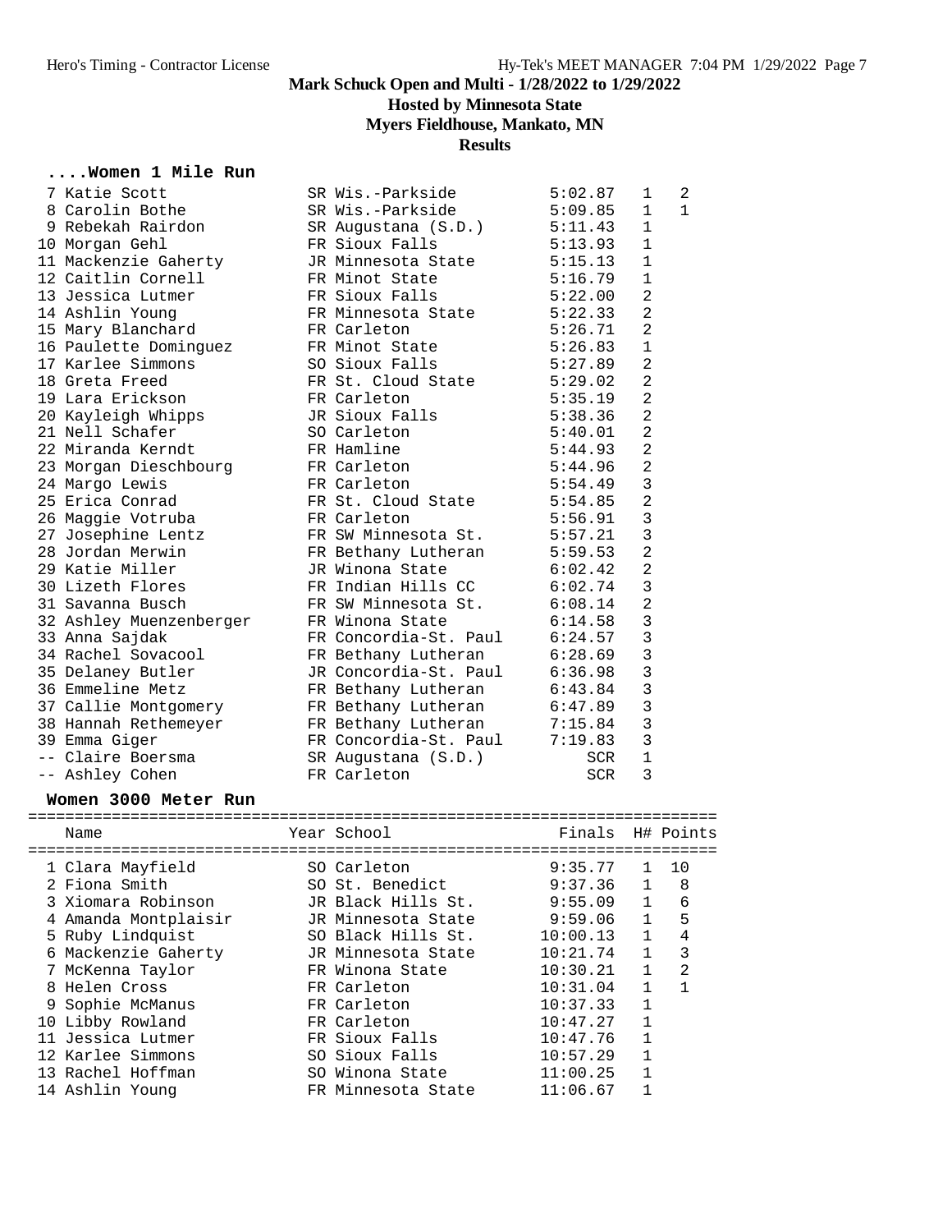**Mark Schuck Open and Multi - 1/28/2022 to 1/29/2022**

**Hosted by Minnesota State**

**Myers Fieldhouse, Mankato, MN**

**Results**

### ....Women 1 Mile Run

| Place | Name | Year | School | Finals | H# | Points |
|---|---|---|---|---|---|---|
| 7 | Katie Scott | SR | Wis.-Parkside | 5:02.87 | 1 | 2 |
| 8 | Carolin Bothe | SR | Wis.-Parkside | 5:09.85 | 1 | 1 |
| 9 | Rebekah Rairdon | SR | Augustana (S.D.) | 5:11.43 | 1 | |
| 10 | Morgan Gehl | FR | Sioux Falls | 5:13.93 | 1 | |
| 11 | Mackenzie Gaherty | JR | Minnesota State | 5:15.13 | 1 | |
| 12 | Caitlin Cornell | FR | Minot State | 5:16.79 | 1 | |
| 13 | Jessica Lutmer | FR | Sioux Falls | 5:22.00 | 2 | |
| 14 | Ashlin Young | FR | Minnesota State | 5:22.33 | 2 | |
| 15 | Mary Blanchard | FR | Carleton | 5:26.71 | 2 | |
| 16 | Paulette Dominguez | FR | Minot State | 5:26.83 | 1 | |
| 17 | Karlee Simmons | SO | Sioux Falls | 5:27.89 | 2 | |
| 18 | Greta Freed | FR | St. Cloud State | 5:29.02 | 2 | |
| 19 | Lara Erickson | FR | Carleton | 5:35.19 | 2 | |
| 20 | Kayleigh Whipps | JR | Sioux Falls | 5:38.36 | 2 | |
| 21 | Nell Schafer | SO | Carleton | 5:40.01 | 2 | |
| 22 | Miranda Kerndt | FR | Hamline | 5:44.93 | 2 | |
| 23 | Morgan Dieschbourg | FR | Carleton | 5:44.96 | 2 | |
| 24 | Margo Lewis | FR | Carleton | 5:54.49 | 3 | |
| 25 | Erica Conrad | FR | St. Cloud State | 5:54.85 | 2 | |
| 26 | Maggie Votruba | FR | Carleton | 5:56.91 | 3 | |
| 27 | Josephine Lentz | FR | SW Minnesota St. | 5:57.21 | 3 | |
| 28 | Jordan Merwin | FR | Bethany Lutheran | 5:59.53 | 2 | |
| 29 | Katie Miller | JR | Winona State | 6:02.42 | 2 | |
| 30 | Lizeth Flores | FR | Indian Hills CC | 6:02.74 | 3 | |
| 31 | Savanna Busch | FR | SW Minnesota St. | 6:08.14 | 2 | |
| 32 | Ashley Muenzenberger | FR | Winona State | 6:14.58 | 3 | |
| 33 | Anna Sajdak | FR | Concordia-St. Paul | 6:24.57 | 3 | |
| 34 | Rachel Sovacool | FR | Bethany Lutheran | 6:28.69 | 3 | |
| 35 | Delaney Butler | JR | Concordia-St. Paul | 6:36.98 | 3 | |
| 36 | Emmeline Metz | FR | Bethany Lutheran | 6:43.84 | 3 | |
| 37 | Callie Montgomery | FR | Bethany Lutheran | 6:47.89 | 3 | |
| 38 | Hannah Rethemeyer | FR | Bethany Lutheran | 7:15.84 | 3 | |
| 39 | Emma Giger | FR | Concordia-St. Paul | 7:19.83 | 3 | |
| -- | Claire Boersma | SR | Augustana (S.D.) | SCR | 1 | |
| -- | Ashley Cohen | FR | Carleton | SCR | 3 | |

### Women 3000 Meter Run

| Place | Name | Year | School | Finals | H# | Points |
|---|---|---|---|---|---|---|
| 1 | Clara Mayfield | SO | Carleton | 9:35.77 | 1 | 10 |
| 2 | Fiona Smith | SO | St. Benedict | 9:37.36 | 1 | 8 |
| 3 | Xiomara Robinson | JR | Black Hills St. | 9:55.09 | 1 | 6 |
| 4 | Amanda Montplaisir | JR | Minnesota State | 9:59.06 | 1 | 5 |
| 5 | Ruby Lindquist | SO | Black Hills St. | 10:00.13 | 1 | 4 |
| 6 | Mackenzie Gaherty | JR | Minnesota State | 10:21.74 | 1 | 3 |
| 7 | McKenna Taylor | FR | Winona State | 10:30.21 | 1 | 2 |
| 8 | Helen Cross | FR | Carleton | 10:31.04 | 1 | 1 |
| 9 | Sophie McManus | FR | Carleton | 10:37.33 | 1 | |
| 10 | Libby Rowland | FR | Carleton | 10:47.27 | 1 | |
| 11 | Jessica Lutmer | FR | Sioux Falls | 10:47.76 | 1 | |
| 12 | Karlee Simmons | SO | Sioux Falls | 10:57.29 | 1 | |
| 13 | Rachel Hoffman | SO | Winona State | 11:00.25 | 1 | |
| 14 | Ashlin Young | FR | Minnesota State | 11:06.67 | 1 | |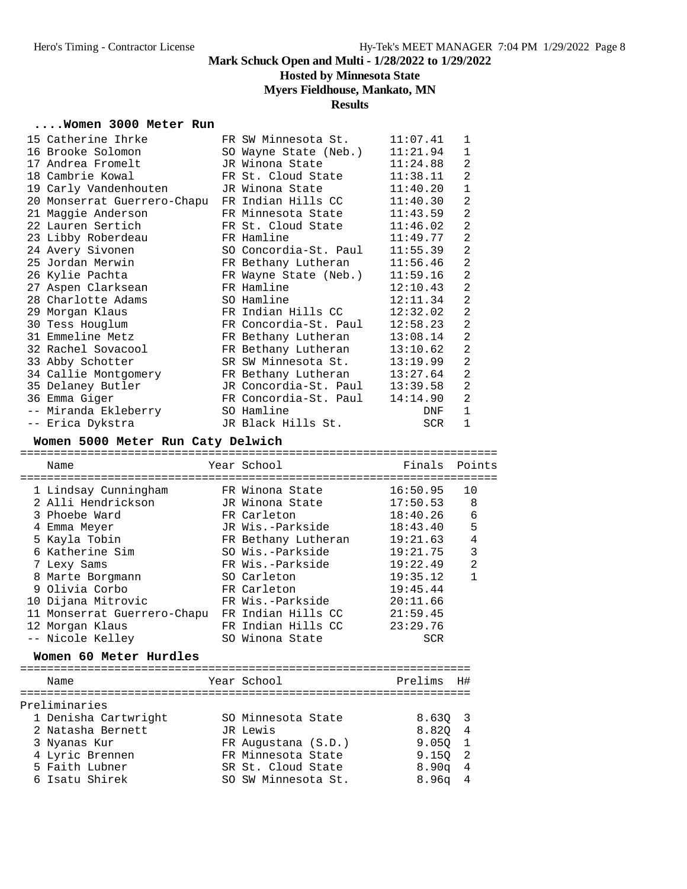# Mark Schuck Open and Multi - 1/28/2022 to 1/29/2022

**Hosted by Minnesota State**

**Myers Fieldhouse, Mankato, MN**

**Results**

### ....Women 3000 Meter Run

| Place | Name | Year | School | Finals | H# |
|---|---|---|---|---|---|
| 15 | Catherine Ihrke | FR | SW Minnesota St. | 11:07.41 | 1 |
| 16 | Brooke Solomon | SO | Wayne State (Neb.) | 11:21.94 | 1 |
| 17 | Andrea Fromelt | JR | Winona State | 11:24.88 | 2 |
| 18 | Cambrie Kowal | FR | St. Cloud State | 11:38.11 | 2 |
| 19 | Carly Vandenhouten | JR | Winona State | 11:40.20 | 1 |
| 20 | Monserrat Guerrero-Chapu | FR | Indian Hills CC | 11:40.30 | 2 |
| 21 | Maggie Anderson | FR | Minnesota State | 11:43.59 | 2 |
| 22 | Lauren Sertich | FR | St. Cloud State | 11:46.02 | 2 |
| 23 | Libby Roberdeau | FR | Hamline | 11:49.77 | 2 |
| 24 | Avery Sivonen | SO | Concordia-St. Paul | 11:55.39 | 2 |
| 25 | Jordan Merwin | FR | Bethany Lutheran | 11:56.46 | 2 |
| 26 | Kylie Pachta | FR | Wayne State (Neb.) | 11:59.16 | 2 |
| 27 | Aspen Clarksean | FR | Hamline | 12:10.43 | 2 |
| 28 | Charlotte Adams | SO | Hamline | 12:11.34 | 2 |
| 29 | Morgan Klaus | FR | Indian Hills CC | 12:32.02 | 2 |
| 30 | Tess Houglum | FR | Concordia-St. Paul | 12:58.23 | 2 |
| 31 | Emmeline Metz | FR | Bethany Lutheran | 13:08.14 | 2 |
| 32 | Rachel Sovacool | FR | Bethany Lutheran | 13:10.62 | 2 |
| 33 | Abby Schotter | SR | SW Minnesota St. | 13:19.99 | 2 |
| 34 | Callie Montgomery | FR | Bethany Lutheran | 13:27.64 | 2 |
| 35 | Delaney Butler | JR | Concordia-St. Paul | 13:39.58 | 2 |
| 36 | Emma Giger | FR | Concordia-St. Paul | 14:14.90 | 2 |
| -- | Miranda Ekleberry | SO | Hamline | DNF | 1 |
| -- | Erica Dykstra | JR | Black Hills St. | SCR | 1 |

### Women 5000 Meter Run Caty Delwich

| Place | Name | Year | School | Finals | Points |
|---|---|---|---|---|---|
| 1 | Lindsay Cunningham | FR | Winona State | 16:50.95 | 10 |
| 2 | Alli Hendrickson | JR | Winona State | 17:50.53 | 8 |
| 3 | Phoebe Ward | FR | Carleton | 18:40.26 | 6 |
| 4 | Emma Meyer | JR | Wis.-Parkside | 18:43.40 | 5 |
| 5 | Kayla Tobin | FR | Bethany Lutheran | 19:21.63 | 4 |
| 6 | Katherine Sim | SO | Wis.-Parkside | 19:21.75 | 3 |
| 7 | Lexy Sams | FR | Wis.-Parkside | 19:22.49 | 2 |
| 8 | Marte Borgmann | SO | Carleton | 19:35.12 | 1 |
| 9 | Olivia Corbo | FR | Carleton | 19:45.44 | |
| 10 | Dijana Mitrovic | FR | Wis.-Parkside | 20:11.66 | |
| 11 | Monserrat Guerrero-Chapu | FR | Indian Hills CC | 21:59.45 | |
| 12 | Morgan Klaus | FR | Indian Hills CC | 23:29.76 | |
| -- | Nicole Kelley | SO | Winona State | SCR | |

### Women 60 Meter Hurdles

Preliminaries

| Place | Name | Year | School | Prelims | H# |
|---|---|---|---|---|---|
| 1 | Denisha Cartwright | SO | Minnesota State | 8.63Q | 3 |
| 2 | Natasha Bernett | JR | Lewis | 8.82Q | 4 |
| 3 | Nyanas Kur | FR | Augustana (S.D.) | 9.05Q | 1 |
| 4 | Lyric Brennen | FR | Minnesota State | 9.15Q | 2 |
| 5 | Faith Lubner | SR | St. Cloud State | 8.90q | 4 |
| 6 | Isatu Shirek | SO | SW Minnesota St. | 8.96q | 4 |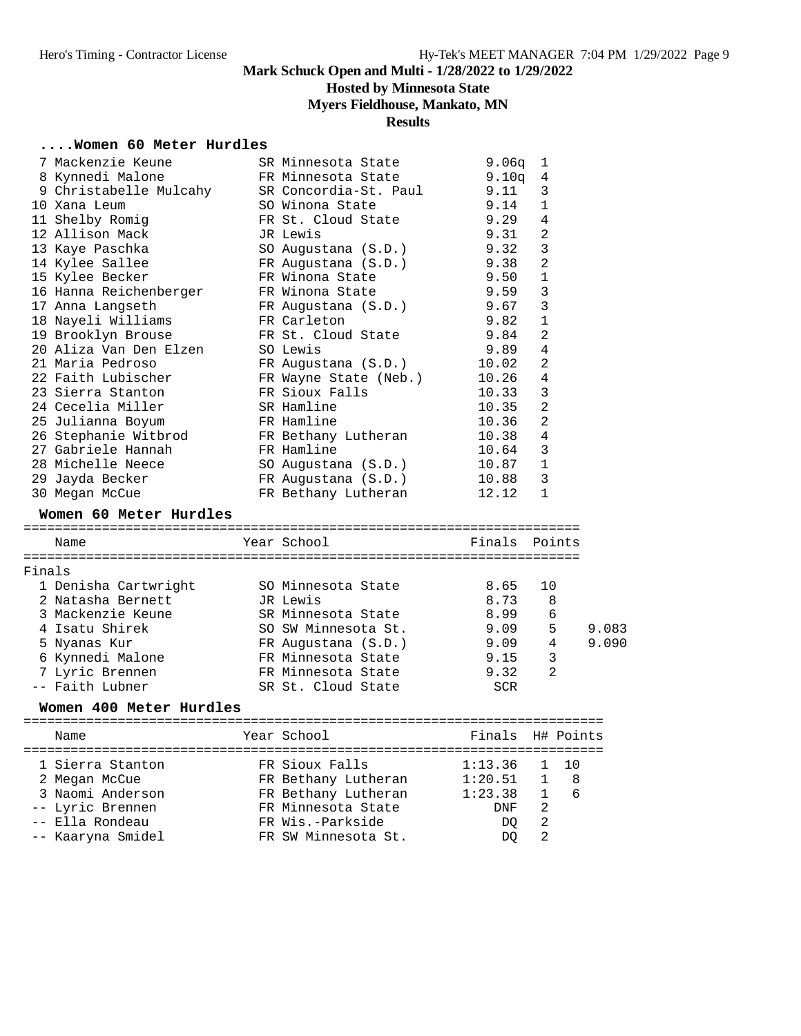# Mark Schuck Open and Multi - 1/28/2022 to 1/29/2022

## Hosted by Minnesota State

## Myers Fieldhouse, Mankato, MN

## Results

### ....Women 60 Meter Hurdles

| Place | Name | Year | School | Prelims | H# |
|---|---|---|---|---|---|
| 7 | Mackenzie Keune | SR | Minnesota State | 9.06q | 1 |
| 8 | Kynnedi Malone | FR | Minnesota State | 9.10q | 4 |
| 9 | Christabelle Mulcahy | SR | Concordia-St. Paul | 9.11 | 3 |
| 10 | Xana Leum | SO | Winona State | 9.14 | 1 |
| 11 | Shelby Romig | FR | St. Cloud State | 9.29 | 4 |
| 12 | Allison Mack | JR | Lewis | 9.31 | 2 |
| 13 | Kaye Paschka | SO | Augustana (S.D.) | 9.32 | 3 |
| 14 | Kylee Sallee | FR | Augustana (S.D.) | 9.38 | 2 |
| 15 | Kylee Becker | FR | Winona State | 9.50 | 1 |
| 16 | Hanna Reichenberger | FR | Winona State | 9.59 | 3 |
| 17 | Anna Langseth | FR | Augustana (S.D.) | 9.67 | 3 |
| 18 | Nayeli Williams | FR | Carleton | 9.82 | 1 |
| 19 | Brooklyn Brouse | FR | St. Cloud State | 9.84 | 2 |
| 20 | Aliza Van Den Elzen | SO | Lewis | 9.89 | 4 |
| 21 | Maria Pedroso | FR | Augustana (S.D.) | 10.02 | 2 |
| 22 | Faith Lubischer | FR | Wayne State (Neb.) | 10.26 | 4 |
| 23 | Sierra Stanton | FR | Sioux Falls | 10.33 | 3 |
| 24 | Cecelia Miller | SR | Hamline | 10.35 | 2 |
| 25 | Julianna Boyum | FR | Hamline | 10.36 | 2 |
| 26 | Stephanie Witbrod | FR | Bethany Lutheran | 10.38 | 4 |
| 27 | Gabriele Hannah | FR | Hamline | 10.64 | 3 |
| 28 | Michelle Neece | SO | Augustana (S.D.) | 10.87 | 1 |
| 29 | Jayda Becker | FR | Augustana (S.D.) | 10.88 | 3 |
| 30 | Megan McCue | FR | Bethany Lutheran | 12.12 | 1 |

### Women 60 Meter Hurdles

Finals

| Place | Name | Year | School | Finals | Points | |
|---|---|---|---|---|---|---|
| 1 | Denisha Cartwright | SO | Minnesota State | 8.65 | 10 | |
| 2 | Natasha Bernett | JR | Lewis | 8.73 | 8 | |
| 3 | Mackenzie Keune | SR | Minnesota State | 8.99 | 6 | |
| 4 | Isatu Shirek | SO | SW Minnesota St. | 9.09 | 5 | 9.083 |
| 5 | Nyanas Kur | FR | Augustana (S.D.) | 9.09 | 4 | 9.090 |
| 6 | Kynnedi Malone | FR | Minnesota State | 9.15 | 3 | |
| 7 | Lyric Brennen | FR | Minnesota State | 9.32 | 2 | |
| -- | Faith Lubner | SR | St. Cloud State | SCR | | |

### Women 400 Meter Hurdles

| Place | Name | Year | School | Finals | H# | Points |
|---|---|---|---|---|---|---|
| 1 | Sierra Stanton | FR | Sioux Falls | 1:13.36 | 1 | 10 |
| 2 | Megan McCue | FR | Bethany Lutheran | 1:20.51 | 1 | 8 |
| 3 | Naomi Anderson | FR | Bethany Lutheran | 1:23.38 | 1 | 6 |
| -- | Lyric Brennen | FR | Minnesota State | DNF | 2 | |
| -- | Ella Rondeau | FR | Wis.-Parkside | DQ | 2 | |
| -- | Kaaryna Smidel | FR | SW Minnesota St. | DQ | 2 | |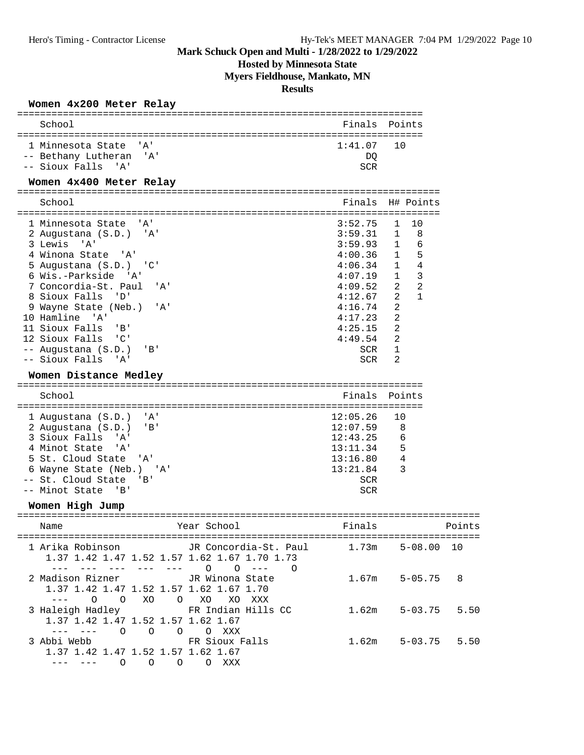# Mark Schuck Open and Multi - 1/28/2022 to 1/29/2022

## Hosted by Minnesota State

## Myers Fieldhouse, Mankato, MN

## Results

### Women 4x200 Meter Relay

| | School | Finals | Points |
|---|---|---|---|
| 1 | Minnesota State 'A' | 1:41.07 | 10 |
| -- | Bethany Lutheran 'A' | DQ | |
| -- | Sioux Falls 'A' | SCR | |

### Women 4x400 Meter Relay

| | School | Finals | H# | Points |
|---|---|---|---|---|
| 1 | Minnesota State 'A' | 3:52.75 | 1 | 10 |
| 2 | Augustana (S.D.) 'A' | 3:59.31 | 1 | 8 |
| 3 | Lewis 'A' | 3:59.93 | 1 | 6 |
| 4 | Winona State 'A' | 4:00.36 | 1 | 5 |
| 5 | Augustana (S.D.) 'C' | 4:06.34 | 1 | 4 |
| 6 | Wis.-Parkside 'A' | 4:07.19 | 1 | 3 |
| 7 | Concordia-St. Paul 'A' | 4:09.52 | 2 | 2 |
| 8 | Sioux Falls 'D' | 4:12.67 | 2 | 1 |
| 9 | Wayne State (Neb.) 'A' | 4:16.74 | 2 | |
| 10 | Hamline 'A' | 4:17.23 | 2 | |
| 11 | Sioux Falls 'B' | 4:25.15 | 2 | |
| 12 | Sioux Falls 'C' | 4:49.54 | 2 | |
| -- | Augustana (S.D.) 'B' | SCR | 1 | |
| -- | Sioux Falls 'A' | SCR | 2 | |

### Women Distance Medley

| | School | Finals | Points |
|---|---|---|---|
| 1 | Augustana (S.D.) 'A' | 12:05.26 | 10 |
| 2 | Augustana (S.D.) 'B' | 12:07.59 | 8 |
| 3 | Sioux Falls 'A' | 12:43.25 | 6 |
| 4 | Minot State 'A' | 13:11.34 | 5 |
| 5 | St. Cloud State 'A' | 13:16.80 | 4 |
| 6 | Wayne State (Neb.) 'A' | 13:21.84 | 3 |
| -- | St. Cloud State 'B' | SCR | |
| -- | Minot State 'B' | SCR | |

### Women High Jump

```
================================================================================
    Name                    Year School                 Finals            Points
================================================================================
  1 Arika Robinson          JR Concordia-St. Paul      1.73m    5-08.00  10
     1.37 1.42 1.47 1.52 1.57 1.62 1.67 1.70 1.73
      ---  ---  ---  ---  ---    O    O  ---    O
  2 Madison Rizner          JR Winona State            1.67m    5-05.75   8
     1.37 1.42 1.47 1.52 1.57 1.62 1.67 1.70
      ---    O    O   XO    O   XO   XO  XXX
  3 Haleigh Hadley          FR Indian Hills CC         1.62m    5-03.75   5.50
     1.37 1.42 1.47 1.52 1.57 1.62 1.67
      ---  ---    O    O    O    O  XXX
  3 Abbi Webb               FR Sioux Falls             1.62m    5-03.75   5.50
     1.37 1.42 1.47 1.52 1.57 1.62 1.67
      ---  ---    O    O    O    O  XXX
```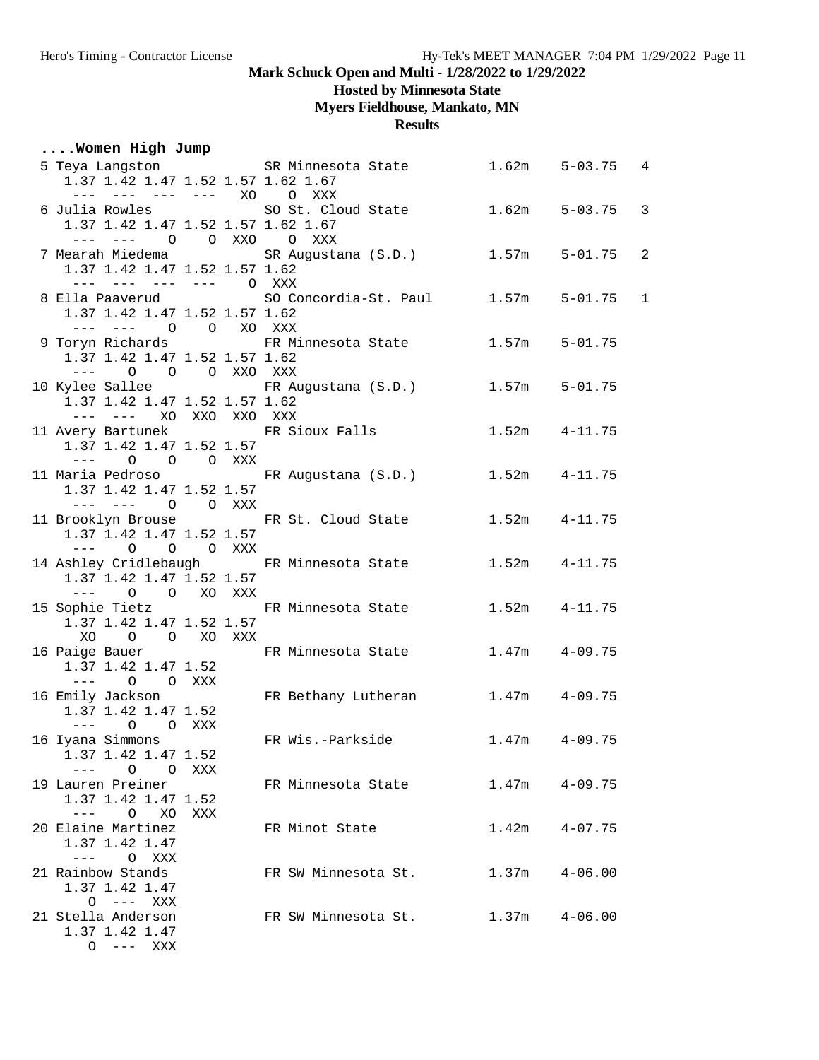Mark Schuck Open and Multi - 1/28/2022 to 1/29/2022

Hosted by Minnesota State

Myers Fieldhouse, Mankato, MN

Results

```
....Women High Jump
  5 Teya Langston             SR Minnesota State         1.62m    5-03.75   4 
     1.37 1.42 1.47 1.52 1.57 1.62 1.67
      ---  ---  ---  ---   XO    O  XXX
  6 Julia Rowles              SO St. Cloud State         1.62m    5-03.75   3 
     1.37 1.42 1.47 1.52 1.57 1.62 1.67
      ---  ---    O    O  XXO    O  XXX
  7 Mearah Miedema            SR Augustana (S.D.)        1.57m    5-01.75   2 
     1.37 1.42 1.47 1.52 1.57 1.62
      ---  ---  ---  ---    O  XXX
  8 Ella Paaverud             SO Concordia-St. Paul      1.57m    5-01.75   1 
     1.37 1.42 1.47 1.52 1.57 1.62
      ---  ---    O    O   XO  XXX
  9 Toryn Richards            FR Minnesota State         1.57m    5-01.75 
     1.37 1.42 1.47 1.52 1.57 1.62
      ---    O    O    O  XXO  XXX
 10 Kylee Sallee              FR Augustana (S.D.)        1.57m    5-01.75 
     1.37 1.42 1.47 1.52 1.57 1.62
      ---  ---   XO  XXO  XXO  XXX
 11 Avery Bartunek            FR Sioux Falls             1.52m    4-11.75 
     1.37 1.42 1.47 1.52 1.57
      ---    O    O    O  XXX
 11 Maria Pedroso             FR Augustana (S.D.)        1.52m    4-11.75 
     1.37 1.42 1.47 1.52 1.57
      ---  ---    O    O  XXX
 11 Brooklyn Brouse           FR St. Cloud State         1.52m    4-11.75 
     1.37 1.42 1.47 1.52 1.57
      ---    O    O    O  XXX
 14 Ashley Cridlebaugh        FR Minnesota State         1.52m    4-11.75 
     1.37 1.42 1.47 1.52 1.57
      ---    O    O   XO  XXX
 15 Sophie Tietz              FR Minnesota State         1.52m    4-11.75 
     1.37 1.42 1.47 1.52 1.57
       XO    O    O   XO  XXX
 16 Paige Bauer               FR Minnesota State         1.47m    4-09.75 
     1.37 1.42 1.47 1.52
      ---    O    O  XXX
 16 Emily Jackson             FR Bethany Lutheran        1.47m    4-09.75 
     1.37 1.42 1.47 1.52
      ---    O    O  XXX
 16 Iyana Simmons             FR Wis.-Parkside           1.47m    4-09.75 
     1.37 1.42 1.47 1.52
      ---    O    O  XXX
 19 Lauren Preiner            FR Minnesota State         1.47m    4-09.75 
     1.37 1.42 1.47 1.52
      ---    O   XO  XXX
 20 Elaine Martinez           FR Minot State             1.42m    4-07.75 
     1.37 1.42 1.47
      ---    O  XXX
 21 Rainbow Stands            FR SW Minnesota St.        1.37m    4-06.00 
     1.37 1.42 1.47
        O  ---  XXX
 21 Stella Anderson           FR SW Minnesota St.        1.37m    4-06.00 
     1.37 1.42 1.47
        O  ---  XXX
```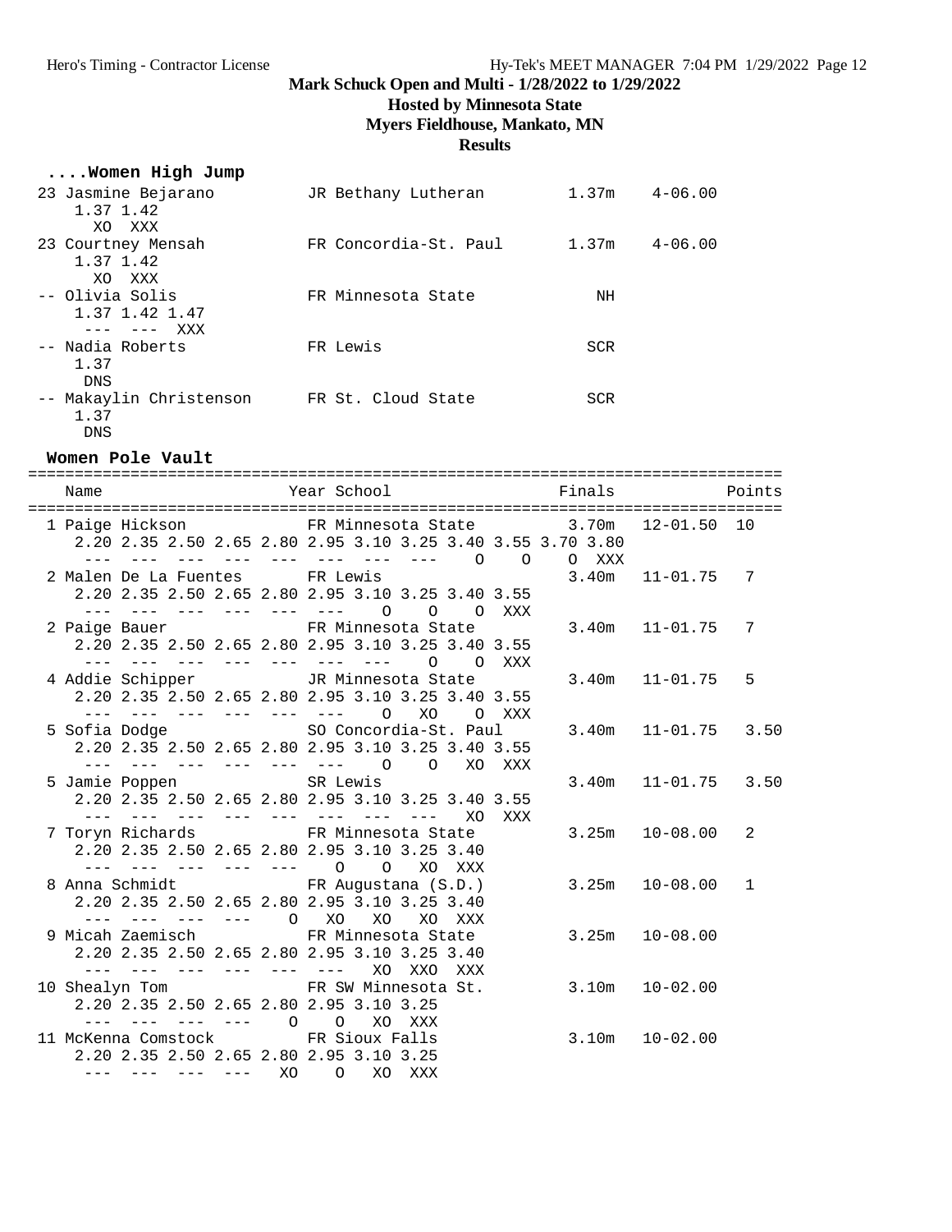# Mark Schuck Open and Multi - 1/28/2022 to 1/29/2022

## Hosted by Minnesota State

## Myers Fieldhouse, Mankato, MN

## Results

### ....Women High Jump

```
 23 Jasmine Bejarano         JR Bethany Lutheran         1.37m    4-06.00
     1.37 1.42
       XO  XXX
 23 Courtney Mensah          FR Concordia-St. Paul       1.37m    4-06.00
     1.37 1.42
       XO  XXX
 -- Olivia Solis             FR Minnesota State             NH
     1.37 1.42 1.47
      ---  ---  XXX
 -- Nadia Roberts            FR Lewis                      SCR
     1.37
      DNS
 -- Makaylin Christenson     FR St. Cloud State            SCR
     1.37
      DNS
```

### Women Pole Vault

```
=================================================================================
    Name                    Year School                  Finals            Points
=================================================================================
  1 Paige Hickson           FR Minnesota State          3.70m   12-01.50  10
     2.20 2.35 2.50 2.65 2.80 2.95 3.10 3.25 3.40 3.55 3.70 3.80
      ---  ---  ---  ---  ---  ---  ---  ---    O    O    O  XXX
  2 Malen De La Fuentes     FR Lewis                    3.40m   11-01.75   7
     2.20 2.35 2.50 2.65 2.80 2.95 3.10 3.25 3.40 3.55
      ---  ---  ---  ---  ---  ---    O    O    O  XXX
  2 Paige Bauer             FR Minnesota State          3.40m   11-01.75   7
     2.20 2.35 2.50 2.65 2.80 2.95 3.10 3.25 3.40 3.55
      ---  ---  ---  ---  ---  ---  ---    O    O  XXX
  4 Addie Schipper          JR Minnesota State          3.40m   11-01.75   5
     2.20 2.35 2.50 2.65 2.80 2.95 3.10 3.25 3.40 3.55
      ---  ---  ---  ---  ---  ---    O   XO    O  XXX
  5 Sofia Dodge             SO Concordia-St. Paul       3.40m   11-01.75   3.50
     2.20 2.35 2.50 2.65 2.80 2.95 3.10 3.25 3.40 3.55
      ---  ---  ---  ---  ---  ---    O    O   XO  XXX
  5 Jamie Poppen            SR Lewis                    3.40m   11-01.75   3.50
     2.20 2.35 2.50 2.65 2.80 2.95 3.10 3.25 3.40 3.55
      ---  ---  ---  ---  ---  ---  ---  ---   XO  XXX
  7 Toryn Richards          FR Minnesota State          3.25m   10-08.00   2
     2.20 2.35 2.50 2.65 2.80 2.95 3.10 3.25 3.40
      ---  ---  ---  ---  ---    O    O   XO  XXX
  8 Anna Schmidt            FR Augustana (S.D.)         3.25m   10-08.00   1
     2.20 2.35 2.50 2.65 2.80 2.95 3.10 3.25 3.40
      ---  ---  ---  ---    O   XO   XO   XO  XXX
  9 Micah Zaemisch          FR Minnesota State          3.25m   10-08.00
     2.20 2.35 2.50 2.65 2.80 2.95 3.10 3.25 3.40
      ---  ---  ---  ---  ---  ---   XO  XXO  XXX
 10 Shealyn Tom             FR SW Minnesota St.         3.10m   10-02.00
     2.20 2.35 2.50 2.65 2.80 2.95 3.10 3.25
      ---  ---  ---  ---    O    O   XO  XXX
 11 McKenna Comstock        FR Sioux Falls              3.10m   10-02.00
     2.20 2.35 2.50 2.65 2.80 2.95 3.10 3.25
      ---  ---  ---  ---   XO    O   XO  XXX
```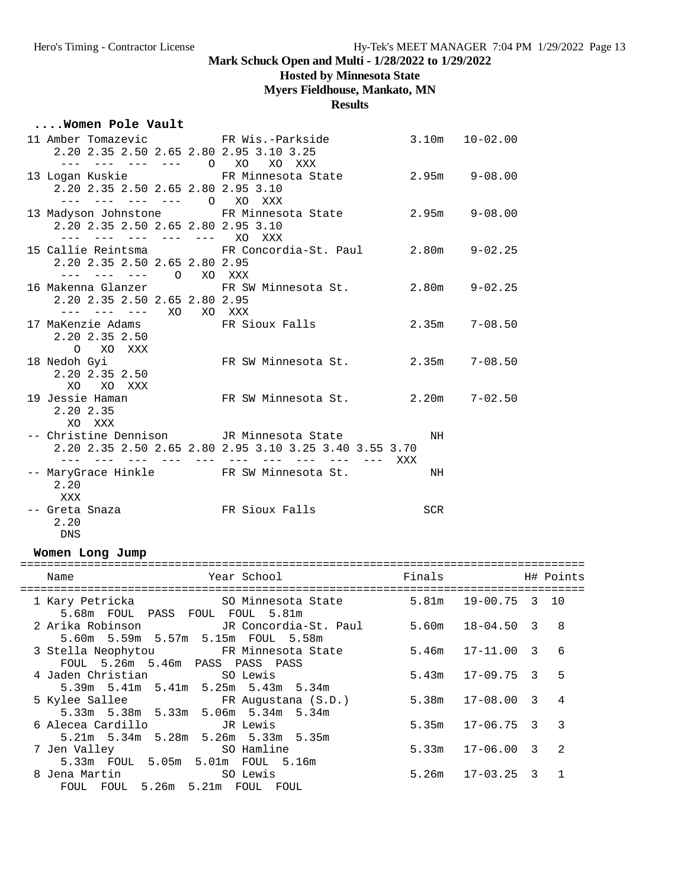# Mark Schuck Open and Multi - 1/28/2022 to 1/29/2022

## Hosted by Minnesota State

## Myers Fieldhouse, Mankato, MN

## Results

### ....Women Pole Vault

```
 11 Amber Tomazevic          FR Wis.-Parkside            3.10m   10-02.00
     2.20 2.35 2.50 2.65 2.80 2.95 3.10 3.25
      ---  ---  ---  ---    O   XO   XO  XXX
 13 Logan Kuskie             FR Minnesota State          2.95m    9-08.00
     2.20 2.35 2.50 2.65 2.80 2.95 3.10
      ---  ---  ---  ---    O   XO  XXX
 13 Madyson Johnstone        FR Minnesota State          2.95m    9-08.00
     2.20 2.35 2.50 2.65 2.80 2.95 3.10
      ---  ---  ---  ---  ---   XO  XXX
 15 Callie Reintsma          FR Concordia-St. Paul       2.80m    9-02.25
     2.20 2.35 2.50 2.65 2.80 2.95
      ---  ---  ---    O   XO  XXX
 16 Makenna Glanzer          FR SW Minnesota St.         2.80m    9-02.25
     2.20 2.35 2.50 2.65 2.80 2.95
      ---  ---  ---   XO   XO  XXX
 17 MaKenzie Adams           FR Sioux Falls              2.35m    7-08.50
     2.20 2.35 2.50
        O   XO  XXX
 18 Nedoh Gyi                FR SW Minnesota St.         2.35m    7-08.50
     2.20 2.35 2.50
       XO   XO  XXX
 19 Jessie Haman             FR SW Minnesota St.         2.20m    7-02.50
     2.20 2.35
       XO  XXX
 -- Christine Dennison       JR Minnesota State             NH
     2.20 2.35 2.50 2.65 2.80 2.95 3.10 3.25 3.40 3.55 3.70
      ---  ---  ---  ---  ---  ---  ---  ---  ---  ---  XXX
 -- MaryGrace Hinkle         FR SW Minnesota St.            NH
     2.20
      XXX
 -- Greta Snaza              FR Sioux Falls                SCR
     2.20
      DNS
```

### Women Long Jump

| Name | Year | School | Finals | | H# | Points |
|---|---|---|---|---|---|---|
| 1 Kary Petricka | SO | Minnesota State | 5.81m | 19-00.75 | 3 | 10 |
| 5.68m FOUL PASS FOUL FOUL 5.81m | | | | | | |
| 2 Arika Robinson | JR | Concordia-St. Paul | 5.60m | 18-04.50 | 3 | 8 |
| 5.60m 5.59m 5.57m 5.15m FOUL 5.58m | | | | | | |
| 3 Stella Neophytou | FR | Minnesota State | 5.46m | 17-11.00 | 3 | 6 |
| FOUL 5.26m 5.46m PASS PASS PASS | | | | | | |
| 4 Jaden Christian | SO | Lewis | 5.43m | 17-09.75 | 3 | 5 |
| 5.39m 5.41m 5.41m 5.25m 5.43m 5.34m | | | | | | |
| 5 Kylee Sallee | FR | Augustana (S.D.) | 5.38m | 17-08.00 | 3 | 4 |
| 5.33m 5.38m 5.33m 5.06m 5.34m 5.34m | | | | | | |
| 6 Alecea Cardillo | JR | Lewis | 5.35m | 17-06.75 | 3 | 3 |
| 5.21m 5.34m 5.28m 5.26m 5.33m 5.35m | | | | | | |
| 7 Jen Valley | SO | Hamline | 5.33m | 17-06.00 | 3 | 2 |
| 5.33m FOUL 5.05m 5.01m FOUL 5.16m | | | | | | |
| 8 Jena Martin | SO | Lewis | 5.26m | 17-03.25 | 3 | 1 |
| FOUL FOUL 5.26m 5.21m FOUL FOUL | | | | | | |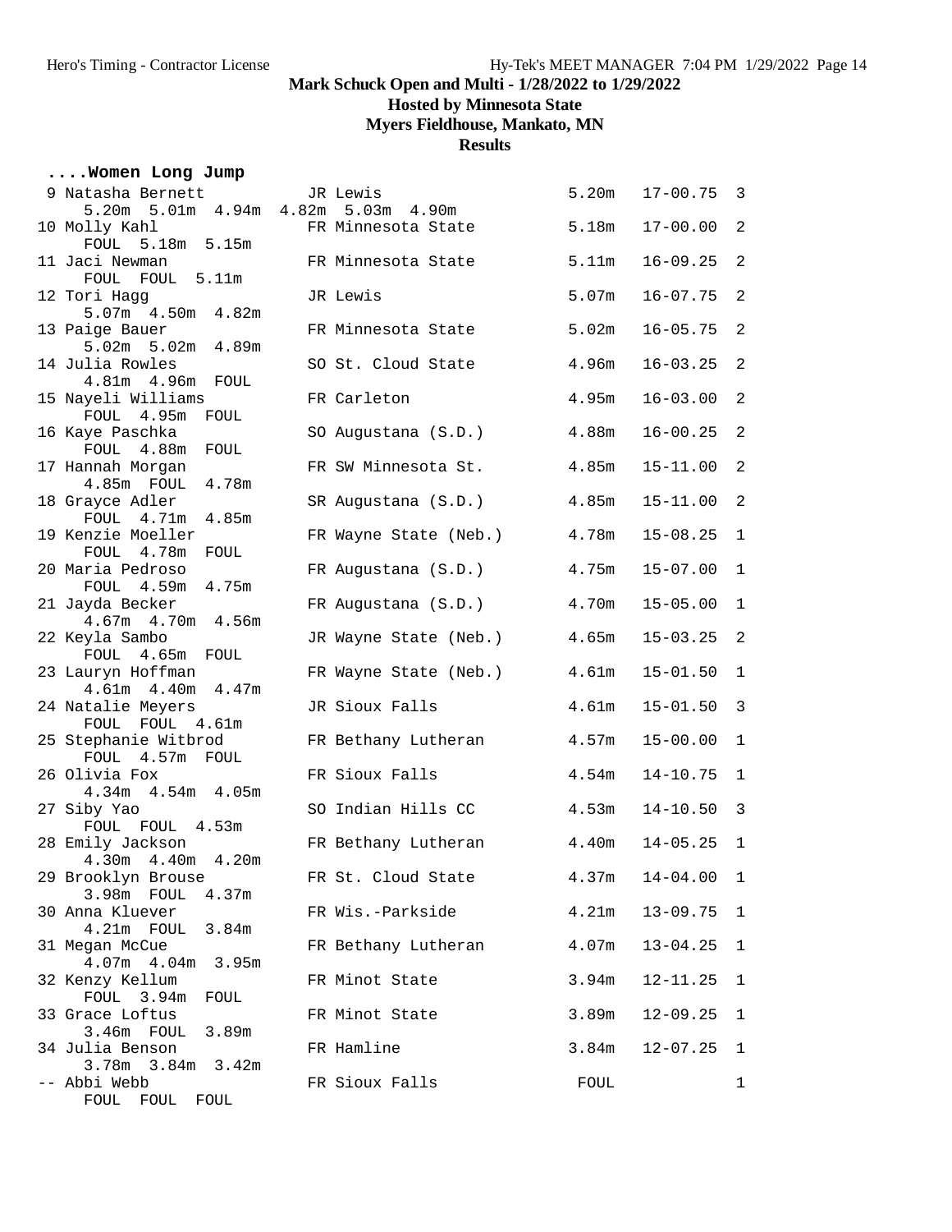Mark Schuck Open and Multi - 1/28/2022 to 1/29/2022

Hosted by Minnesota State

Myers Fieldhouse, Mankato, MN

Results

**....Women Long Jump**

```
  9 Natasha Bernett        JR Lewis                   5.20m   17-00.75  3
      5.20m  5.01m  4.94m  4.82m  5.03m  4.90m
 10 Molly Kahl             FR Minnesota State         5.18m   17-00.00  2
      FOUL  5.18m  5.15m
 11 Jaci Newman            FR Minnesota State         5.11m   16-09.25  2
      FOUL  FOUL  5.11m
 12 Tori Hagg              JR Lewis                   5.07m   16-07.75  2
      5.07m  4.50m  4.82m
 13 Paige Bauer            FR Minnesota State         5.02m   16-05.75  2
      5.02m  5.02m  4.89m
 14 Julia Rowles           SO St. Cloud State         4.96m   16-03.25  2
      4.81m  4.96m  FOUL
 15 Nayeli Williams        FR Carleton                4.95m   16-03.00  2
      FOUL  4.95m  FOUL
 16 Kaye Paschka           SO Augustana (S.D.)        4.88m   16-00.25  2
      FOUL  4.88m  FOUL
 17 Hannah Morgan          FR SW Minnesota St.        4.85m   15-11.00  2
      4.85m  FOUL  4.78m
 18 Grayce Adler           SR Augustana (S.D.)        4.85m   15-11.00  2
      FOUL  4.71m  4.85m
 19 Kenzie Moeller         FR Wayne State (Neb.)      4.78m   15-08.25  1
      FOUL  4.78m  FOUL
 20 Maria Pedroso          FR Augustana (S.D.)        4.75m   15-07.00  1
      FOUL  4.59m  4.75m
 21 Jayda Becker           FR Augustana (S.D.)        4.70m   15-05.00  1
      4.67m  4.70m  4.56m
 22 Keyla Sambo            JR Wayne State (Neb.)      4.65m   15-03.25  2
      FOUL  4.65m  FOUL
 23 Lauryn Hoffman         FR Wayne State (Neb.)      4.61m   15-01.50  1
      4.61m  4.40m  4.47m
 24 Natalie Meyers         JR Sioux Falls             4.61m   15-01.50  3
      FOUL  FOUL  4.61m
 25 Stephanie Witbrod      FR Bethany Lutheran        4.57m   15-00.00  1
      FOUL  4.57m  FOUL
 26 Olivia Fox             FR Sioux Falls             4.54m   14-10.75  1
      4.34m  4.54m  4.05m
 27 Siby Yao               SO Indian Hills CC         4.53m   14-10.50  3
      FOUL  FOUL  4.53m
 28 Emily Jackson          FR Bethany Lutheran        4.40m   14-05.25  1
      4.30m  4.40m  4.20m
 29 Brooklyn Brouse        FR St. Cloud State         4.37m   14-04.00  1
      3.98m  FOUL  4.37m
 30 Anna Kluever           FR Wis.-Parkside           4.21m   13-09.75  1
      4.21m  FOUL  3.84m
 31 Megan McCue            FR Bethany Lutheran        4.07m   13-04.25  1
      4.07m  4.04m  3.95m
 32 Kenzy Kellum           FR Minot State             3.94m   12-11.25  1
      FOUL  3.94m  FOUL
 33 Grace Loftus           FR Minot State             3.89m   12-09.25  1
      3.46m  FOUL  3.89m
 34 Julia Benson           FR Hamline                 3.84m   12-07.25  1
      3.78m  3.84m  3.42m
 -- Abbi Webb              FR Sioux Falls              FOUL               1
      FOUL  FOUL  FOUL
```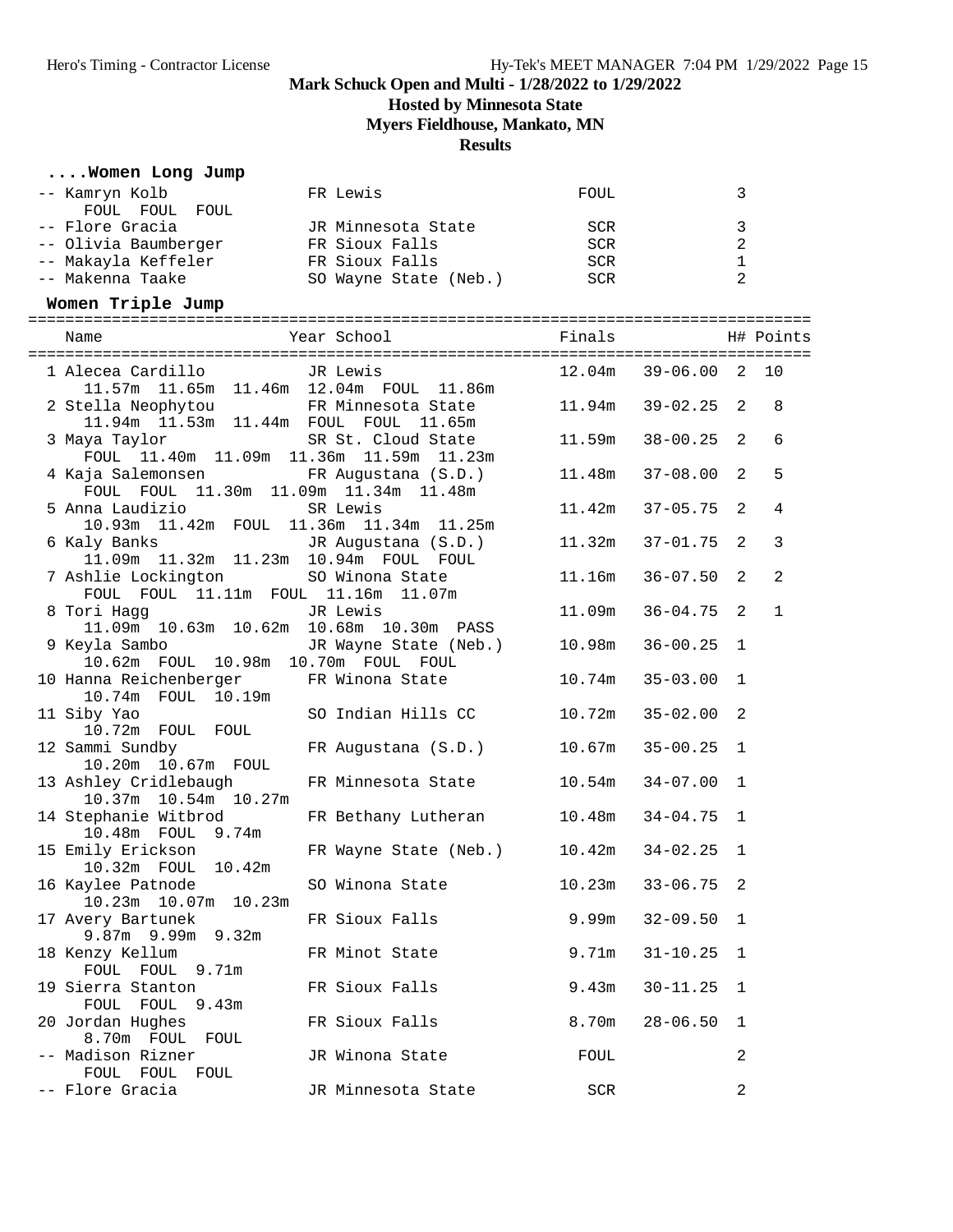**Mark Schuck Open and Multi - 1/28/2022 to 1/29/2022**

**Hosted by Minnesota State**

**Myers Fieldhouse, Mankato, MN**

**Results**

### ....Women Long Jump

| Place | Name | Year | School | Finals | | H# | Points |
|---|---|---|---|---|---|---|---|
| -- | Kamryn Kolb | FR | Lewis | FOUL | | 3 | |
| | FOUL FOUL FOUL | | | | | | |
| -- | Flore Gracia | JR | Minnesota State | SCR | | 3 | |
| -- | Olivia Baumberger | FR | Sioux Falls | SCR | | 2 | |
| -- | Makayla Keffeler | FR | Sioux Falls | SCR | | 1 | |
| -- | Makenna Taake | SO | Wayne State (Neb.) | SCR | | 2 | |

### Women Triple Jump

| Place | Name | Year | School | Finals | | H# | Points |
|---|---|---|---|---|---|---|---|
| 1 | Alecea Cardillo | JR | Lewis | 12.04m | 39-06.00 | 2 | 10 |
| | 11.57m 11.65m 11.46m 12.04m FOUL 11.86m | | | | | | |
| 2 | Stella Neophytou | FR | Minnesota State | 11.94m | 39-02.25 | 2 | 8 |
| | 11.94m 11.53m 11.44m FOUL FOUL 11.65m | | | | | | |
| 3 | Maya Taylor | SR | St. Cloud State | 11.59m | 38-00.25 | 2 | 6 |
| | FOUL 11.40m 11.09m 11.36m 11.59m 11.23m | | | | | | |
| 4 | Kaja Salemonsen | FR | Augustana (S.D.) | 11.48m | 37-08.00 | 2 | 5 |
| | FOUL FOUL 11.30m 11.09m 11.34m 11.48m | | | | | | |
| 5 | Anna Laudizio | SR | Lewis | 11.42m | 37-05.75 | 2 | 4 |
| | 10.93m 11.42m FOUL 11.36m 11.34m 11.25m | | | | | | |
| 6 | Kaly Banks | JR | Augustana (S.D.) | 11.32m | 37-01.75 | 2 | 3 |
| | 11.09m 11.32m 11.23m 10.94m FOUL FOUL | | | | | | |
| 7 | Ashlie Lockington | SO | Winona State | 11.16m | 36-07.50 | 2 | 2 |
| | FOUL FOUL 11.11m FOUL 11.16m 11.07m | | | | | | |
| 8 | Tori Hagg | JR | Lewis | 11.09m | 36-04.75 | 2 | 1 |
| | 11.09m 10.63m 10.62m 10.68m 10.30m PASS | | | | | | |
| 9 | Keyla Sambo | JR | Wayne State (Neb.) | 10.98m | 36-00.25 | 1 | |
| | 10.62m FOUL 10.98m 10.70m FOUL FOUL | | | | | | |
| 10 | Hanna Reichenberger | FR | Winona State | 10.74m | 35-03.00 | 1 | |
| | 10.74m FOUL 10.19m | | | | | | |
| 11 | Siby Yao | SO | Indian Hills CC | 10.72m | 35-02.00 | 2 | |
| | 10.72m FOUL FOUL | | | | | | |
| 12 | Sammi Sundby | FR | Augustana (S.D.) | 10.67m | 35-00.25 | 1 | |
| | 10.20m 10.67m FOUL | | | | | | |
| 13 | Ashley Cridlebaugh | FR | Minnesota State | 10.54m | 34-07.00 | 1 | |
| | 10.37m 10.54m 10.27m | | | | | | |
| 14 | Stephanie Witbrod | FR | Bethany Lutheran | 10.48m | 34-04.75 | 1 | |
| | 10.48m FOUL 9.74m | | | | | | |
| 15 | Emily Erickson | FR | Wayne State (Neb.) | 10.42m | 34-02.25 | 1 | |
| | 10.32m FOUL 10.42m | | | | | | |
| 16 | Kaylee Patnode | SO | Winona State | 10.23m | 33-06.75 | 2 | |
| | 10.23m 10.07m 10.23m | | | | | | |
| 17 | Avery Bartunek | FR | Sioux Falls | 9.99m | 32-09.50 | 1 | |
| | 9.87m 9.99m 9.32m | | | | | | |
| 18 | Kenzy Kellum | FR | Minot State | 9.71m | 31-10.25 | 1 | |
| | FOUL FOUL 9.71m | | | | | | |
| 19 | Sierra Stanton | FR | Sioux Falls | 9.43m | 30-11.25 | 1 | |
| | FOUL FOUL 9.43m | | | | | | |
| 20 | Jordan Hughes | FR | Sioux Falls | 8.70m | 28-06.50 | 1 | |
| | 8.70m FOUL FOUL | | | | | | |
| -- | Madison Rizner | JR | Winona State | FOUL | | 2 | |
| | FOUL FOUL FOUL | | | | | | |
| -- | Flore Gracia | JR | Minnesota State | SCR | | 2 | |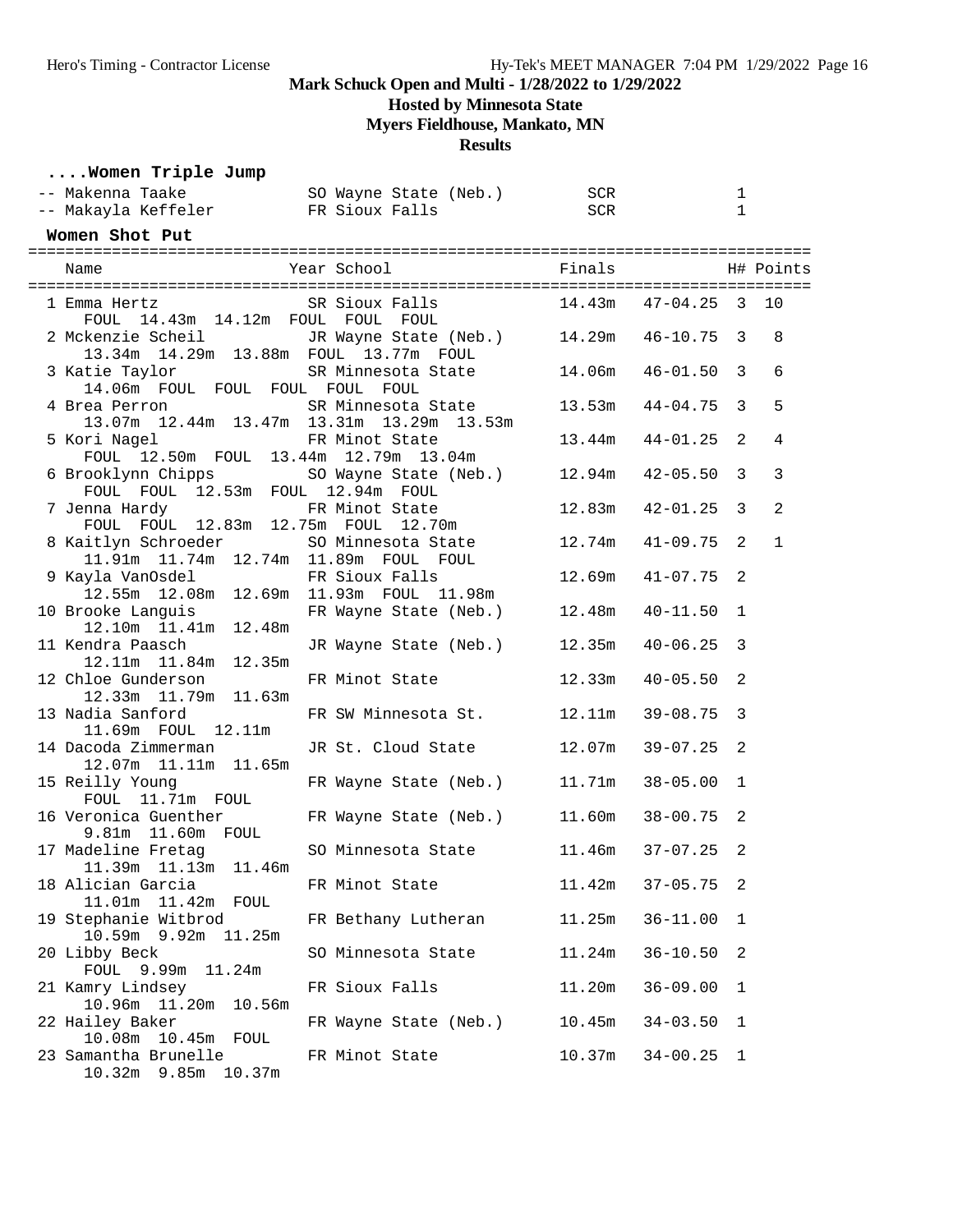**Mark Schuck Open and Multi - 1/28/2022 to 1/29/2022**

**Hosted by Minnesota State**

**Myers Fieldhouse, Mankato, MN**

**Results**

### ....Women Triple Jump

| Place | Name | Year | School | Finals | H# |
|---|---|---|---|---|---|
| -- | Makenna Taake | SO | Wayne State (Neb.) | SCR | 1 |
| -- | Makayla Keffeler | FR | Sioux Falls | SCR | 1 |

### Women Shot Put

| Place | Name | Year | School | Finals | | H# | Points |
|---|---|---|---|---|---|---|---|
| 1 | Emma Hertz | SR | Sioux Falls | 14.43m | 47-04.25 | 3 | 10 |
| | FOUL 14.43m 14.12m FOUL FOUL FOUL | | | | | | |
| 2 | Mckenzie Scheil | JR | Wayne State (Neb.) | 14.29m | 46-10.75 | 3 | 8 |
| | 13.34m 14.29m 13.88m FOUL 13.77m FOUL | | | | | | |
| 3 | Katie Taylor | SR | Minnesota State | 14.06m | 46-01.50 | 3 | 6 |
| | 14.06m FOUL FOUL FOUL FOUL FOUL | | | | | | |
| 4 | Brea Perron | SR | Minnesota State | 13.53m | 44-04.75 | 3 | 5 |
| | 13.07m 12.44m 13.47m 13.31m 13.29m 13.53m | | | | | | |
| 5 | Kori Nagel | FR | Minot State | 13.44m | 44-01.25 | 2 | 4 |
| | FOUL 12.50m FOUL 13.44m 12.79m 13.04m | | | | | | |
| 6 | Brooklynn Chipps | SO | Wayne State (Neb.) | 12.94m | 42-05.50 | 3 | 3 |
| | FOUL FOUL 12.53m FOUL 12.94m FOUL | | | | | | |
| 7 | Jenna Hardy | FR | Minot State | 12.83m | 42-01.25 | 3 | 2 |
| | FOUL FOUL 12.83m 12.75m FOUL 12.70m | | | | | | |
| 8 | Kaitlyn Schroeder | SO | Minnesota State | 12.74m | 41-09.75 | 2 | 1 |
| | 11.91m 11.74m 12.74m 11.89m FOUL FOUL | | | | | | |
| 9 | Kayla VanOsdel | FR | Sioux Falls | 12.69m | 41-07.75 | 2 | |
| | 12.55m 12.08m 12.69m 11.93m FOUL 11.98m | | | | | | |
| 10 | Brooke Languis | FR | Wayne State (Neb.) | 12.48m | 40-11.50 | 1 | |
| | 12.10m 11.41m 12.48m | | | | | | |
| 11 | Kendra Paasch | JR | Wayne State (Neb.) | 12.35m | 40-06.25 | 3 | |
| | 12.11m 11.84m 12.35m | | | | | | |
| 12 | Chloe Gunderson | FR | Minot State | 12.33m | 40-05.50 | 2 | |
| | 12.33m 11.79m 11.63m | | | | | | |
| 13 | Nadia Sanford | FR | SW Minnesota St. | 12.11m | 39-08.75 | 3 | |
| | 11.69m FOUL 12.11m | | | | | | |
| 14 | Dacoda Zimmerman | JR | St. Cloud State | 12.07m | 39-07.25 | 2 | |
| | 12.07m 11.11m 11.65m | | | | | | |
| 15 | Reilly Young | FR | Wayne State (Neb.) | 11.71m | 38-05.00 | 1 | |
| | FOUL 11.71m FOUL | | | | | | |
| 16 | Veronica Guenther | FR | Wayne State (Neb.) | 11.60m | 38-00.75 | 2 | |
| | 9.81m 11.60m FOUL | | | | | | |
| 17 | Madeline Fretag | SO | Minnesota State | 11.46m | 37-07.25 | 2 | |
| | 11.39m 11.13m 11.46m | | | | | | |
| 18 | Alician Garcia | FR | Minot State | 11.42m | 37-05.75 | 2 | |
| | 11.01m 11.42m FOUL | | | | | | |
| 19 | Stephanie Witbrod | FR | Bethany Lutheran | 11.25m | 36-11.00 | 1 | |
| | 10.59m 9.92m 11.25m | | | | | | |
| 20 | Libby Beck | SO | Minnesota State | 11.24m | 36-10.50 | 2 | |
| | FOUL 9.99m 11.24m | | | | | | |
| 21 | Kamry Lindsey | FR | Sioux Falls | 11.20m | 36-09.00 | 1 | |
| | 10.96m 11.20m 10.56m | | | | | | |
| 22 | Hailey Baker | FR | Wayne State (Neb.) | 10.45m | 34-03.50 | 1 | |
| | 10.08m 10.45m FOUL | | | | | | |
| 23 | Samantha Brunelle | FR | Minot State | 10.37m | 34-00.25 | 1 | |
| | 10.32m 9.85m 10.37m | | | | | | |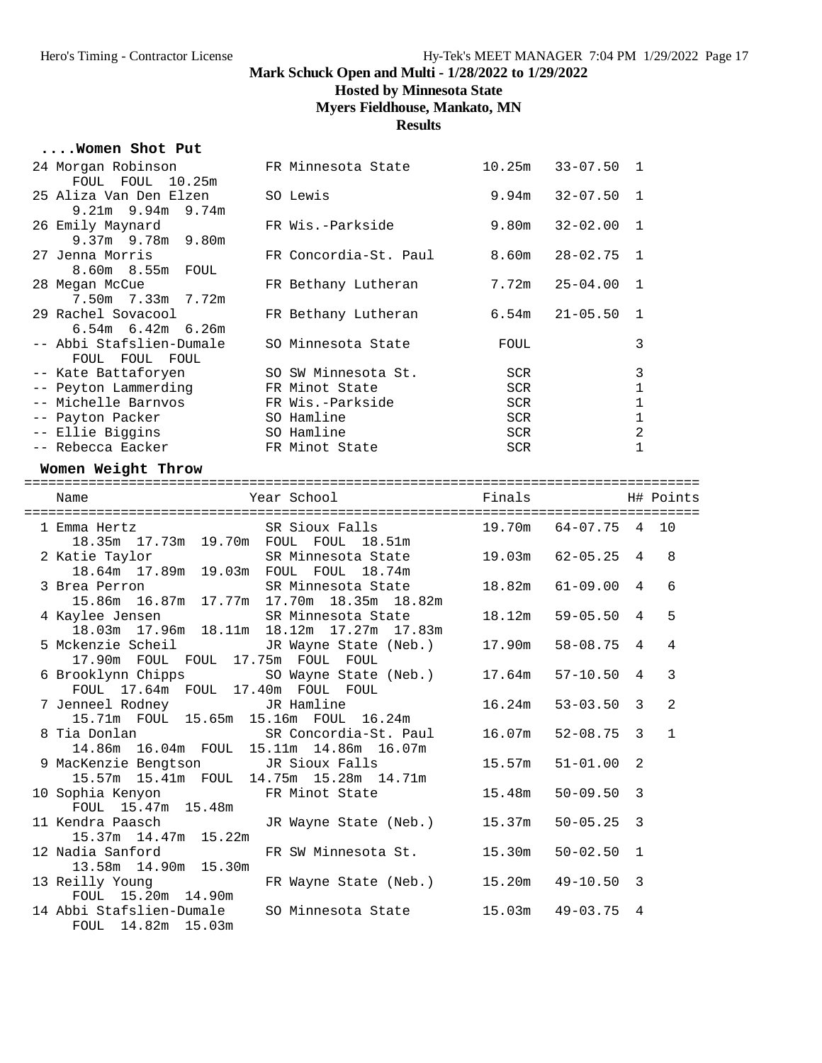# Mark Schuck Open and Multi - 1/28/2022 to 1/29/2022

## Hosted by Minnesota State

## Myers Fieldhouse, Mankato, MN

## Results

### ....Women Shot Put

| Place | Name | Year | School | Finals | | H# | Points |
|---|---|---|---|---|---|---|---|
| 24 | Morgan Robinson | FR | Minnesota State | 10.25m | 33-07.50 | 1 | |
| | FOUL FOUL 10.25m | | | | | | |
| 25 | Aliza Van Den Elzen | SO | Lewis | 9.94m | 32-07.50 | 1 | |
| | 9.21m 9.94m 9.74m | | | | | | |
| 26 | Emily Maynard | FR | Wis.-Parkside | 9.80m | 32-02.00 | 1 | |
| | 9.37m 9.78m 9.80m | | | | | | |
| 27 | Jenna Morris | FR | Concordia-St. Paul | 8.60m | 28-02.75 | 1 | |
| | 8.60m 8.55m FOUL | | | | | | |
| 28 | Megan McCue | FR | Bethany Lutheran | 7.72m | 25-04.00 | 1 | |
| | 7.50m 7.33m 7.72m | | | | | | |
| 29 | Rachel Sovacool | FR | Bethany Lutheran | 6.54m | 21-05.50 | 1 | |
| | 6.54m 6.42m 6.26m | | | | | | |
| -- | Abbi Stafslien-Dumale | SO | Minnesota State | FOUL | | 3 | |
| | FOUL FOUL FOUL | | | | | | |
| -- | Kate Battaforyen | SO | SW Minnesota St. | SCR | | 3 | |
| -- | Peyton Lammerding | FR | Minot State | SCR | | 1 | |
| -- | Michelle Barnvos | FR | Wis.-Parkside | SCR | | 1 | |
| -- | Payton Packer | SO | Hamline | SCR | | 1 | |
| -- | Ellie Biggins | SO | Hamline | SCR | | 2 | |
| -- | Rebecca Eacker | FR | Minot State | SCR | | 1 | |

### Women Weight Throw

| Place | Name | Year | School | Finals | | H# | Points |
|---|---|---|---|---|---|---|---|
| 1 | Emma Hertz | SR | Sioux Falls | 19.70m | 64-07.75 | 4 | 10 |
| | 18.35m 17.73m 19.70m FOUL FOUL 18.51m | | | | | | |
| 2 | Katie Taylor | SR | Minnesota State | 19.03m | 62-05.25 | 4 | 8 |
| | 18.64m 17.89m 19.03m FOUL FOUL 18.74m | | | | | | |
| 3 | Brea Perron | SR | Minnesota State | 18.82m | 61-09.00 | 4 | 6 |
| | 15.86m 16.87m 17.77m 17.70m 18.35m 18.82m | | | | | | |
| 4 | Kaylee Jensen | SR | Minnesota State | 18.12m | 59-05.50 | 4 | 5 |
| | 18.03m 17.96m 18.11m 18.12m 17.27m 17.83m | | | | | | |
| 5 | Mckenzie Scheil | JR | Wayne State (Neb.) | 17.90m | 58-08.75 | 4 | 4 |
| | 17.90m FOUL FOUL 17.75m FOUL FOUL | | | | | | |
| 6 | Brooklynn Chipps | SO | Wayne State (Neb.) | 17.64m | 57-10.50 | 4 | 3 |
| | FOUL 17.64m FOUL 17.40m FOUL FOUL | | | | | | |
| 7 | Jenneel Rodney | JR | Hamline | 16.24m | 53-03.50 | 3 | 2 |
| | 15.71m FOUL 15.65m 15.16m FOUL 16.24m | | | | | | |
| 8 | Tia Donlan | SR | Concordia-St. Paul | 16.07m | 52-08.75 | 3 | 1 |
| | 14.86m 16.04m FOUL 15.11m 14.86m 16.07m | | | | | | |
| 9 | MacKenzie Bengtson | JR | Sioux Falls | 15.57m | 51-01.00 | 2 | |
| | 15.57m 15.41m FOUL 14.75m 15.28m 14.71m | | | | | | |
| 10 | Sophia Kenyon | FR | Minot State | 15.48m | 50-09.50 | 3 | |
| | FOUL 15.47m 15.48m | | | | | | |
| 11 | Kendra Paasch | JR | Wayne State (Neb.) | 15.37m | 50-05.25 | 3 | |
| | 15.37m 14.47m 15.22m | | | | | | |
| 12 | Nadia Sanford | FR | SW Minnesota St. | 15.30m | 50-02.50 | 1 | |
| | 13.58m 14.90m 15.30m | | | | | | |
| 13 | Reilly Young | FR | Wayne State (Neb.) | 15.20m | 49-10.50 | 3 | |
| | FOUL 15.20m 14.90m | | | | | | |
| 14 | Abbi Stafslien-Dumale | SO | Minnesota State | 15.03m | 49-03.75 | 4 | |
| | FOUL 14.82m 15.03m | | | | | | |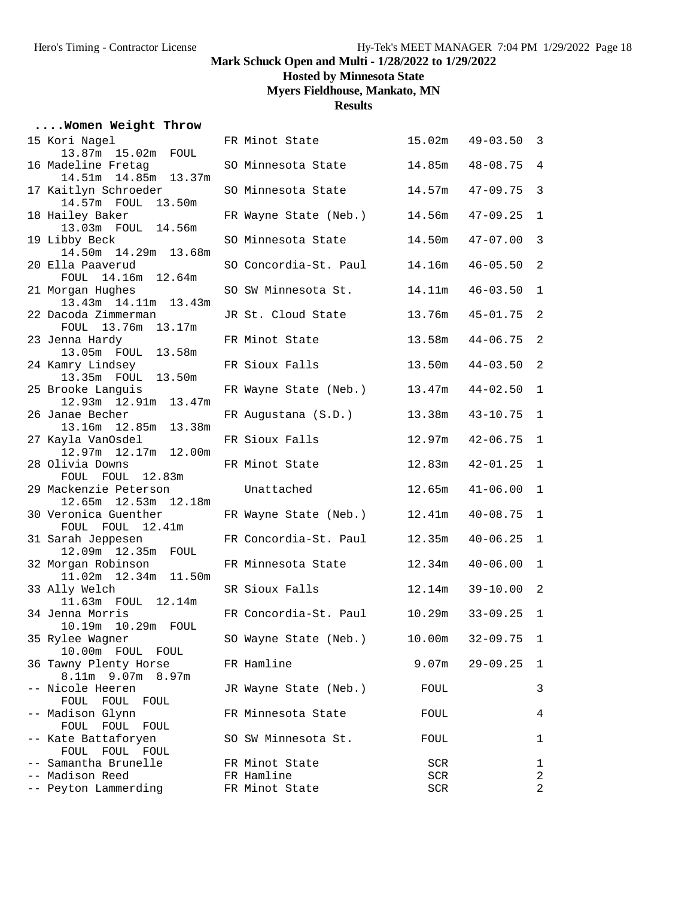# Mark Schuck Open and Multi - 1/28/2022 to 1/29/2022

## Hosted by Minnesota State

## Myers Fieldhouse, Mankato, MN

## Results

### ....Women Weight Throw

| Place | Name | Yr | School | Mark | Imperial | Flight |
|---|---|---|---|---|---|---|
| 15 | Kori Nagel | FR | Minot State | 15.02m | 49-03.50 | 3 |
| | 13.87m 15.02m FOUL | | | | | |
| 16 | Madeline Fretag | SO | Minnesota State | 14.85m | 48-08.75 | 4 |
| | 14.51m 14.85m 13.37m | | | | | |
| 17 | Kaitlyn Schroeder | SO | Minnesota State | 14.57m | 47-09.75 | 3 |
| | 14.57m FOUL 13.50m | | | | | |
| 18 | Hailey Baker | FR | Wayne State (Neb.) | 14.56m | 47-09.25 | 1 |
| | 13.03m FOUL 14.56m | | | | | |
| 19 | Libby Beck | SO | Minnesota State | 14.50m | 47-07.00 | 3 |
| | 14.50m 14.29m 13.68m | | | | | |
| 20 | Ella Paaverud | SO | Concordia-St. Paul | 14.16m | 46-05.50 | 2 |
| | FOUL 14.16m 12.64m | | | | | |
| 21 | Morgan Hughes | SO | SW Minnesota St. | 14.11m | 46-03.50 | 1 |
| | 13.43m 14.11m 13.43m | | | | | |
| 22 | Dacoda Zimmerman | JR | St. Cloud State | 13.76m | 45-01.75 | 2 |
| | FOUL 13.76m 13.17m | | | | | |
| 23 | Jenna Hardy | FR | Minot State | 13.58m | 44-06.75 | 2 |
| | 13.05m FOUL 13.58m | | | | | |
| 24 | Kamry Lindsey | FR | Sioux Falls | 13.50m | 44-03.50 | 2 |
| | 13.35m FOUL 13.50m | | | | | |
| 25 | Brooke Languis | FR | Wayne State (Neb.) | 13.47m | 44-02.50 | 1 |
| | 12.93m 12.91m 13.47m | | | | | |
| 26 | Janae Becher | FR | Augustana (S.D.) | 13.38m | 43-10.75 | 1 |
| | 13.16m 12.85m 13.38m | | | | | |
| 27 | Kayla VanOsdel | FR | Sioux Falls | 12.97m | 42-06.75 | 1 |
| | 12.97m 12.17m 12.00m | | | | | |
| 28 | Olivia Downs | FR | Minot State | 12.83m | 42-01.25 | 1 |
| | FOUL FOUL 12.83m | | | | | |
| 29 | Mackenzie Peterson | | Unattached | 12.65m | 41-06.00 | 1 |
| | 12.65m 12.53m 12.18m | | | | | |
| 30 | Veronica Guenther | FR | Wayne State (Neb.) | 12.41m | 40-08.75 | 1 |
| | FOUL FOUL 12.41m | | | | | |
| 31 | Sarah Jeppesen | FR | Concordia-St. Paul | 12.35m | 40-06.25 | 1 |
| | 12.09m 12.35m FOUL | | | | | |
| 32 | Morgan Robinson | FR | Minnesota State | 12.34m | 40-06.00 | 1 |
| | 11.02m 12.34m 11.50m | | | | | |
| 33 | Ally Welch | SR | Sioux Falls | 12.14m | 39-10.00 | 2 |
| | 11.63m FOUL 12.14m | | | | | |
| 34 | Jenna Morris | FR | Concordia-St. Paul | 10.29m | 33-09.25 | 1 |
| | 10.19m 10.29m FOUL | | | | | |
| 35 | Rylee Wagner | SO | Wayne State (Neb.) | 10.00m | 32-09.75 | 1 |
| | 10.00m FOUL FOUL | | | | | |
| 36 | Tawny Plenty Horse | FR | Hamline | 9.07m | 29-09.25 | 1 |
| | 8.11m 9.07m 8.97m | | | | | |
| -- | Nicole Heeren | JR | Wayne State (Neb.) | FOUL | | 3 |
| | FOUL FOUL FOUL | | | | | |
| -- | Madison Glynn | FR | Minnesota State | FOUL | | 4 |
| | FOUL FOUL FOUL | | | | | |
| -- | Kate Battaforyen | SO | SW Minnesota St. | FOUL | | 1 |
| | FOUL FOUL FOUL | | | | | |
| -- | Samantha Brunelle | FR | Minot State | SCR | | 1 |
| -- | Madison Reed | FR | Hamline | SCR | | 2 |
| -- | Peyton Lammerding | FR | Minot State | SCR | | 2 |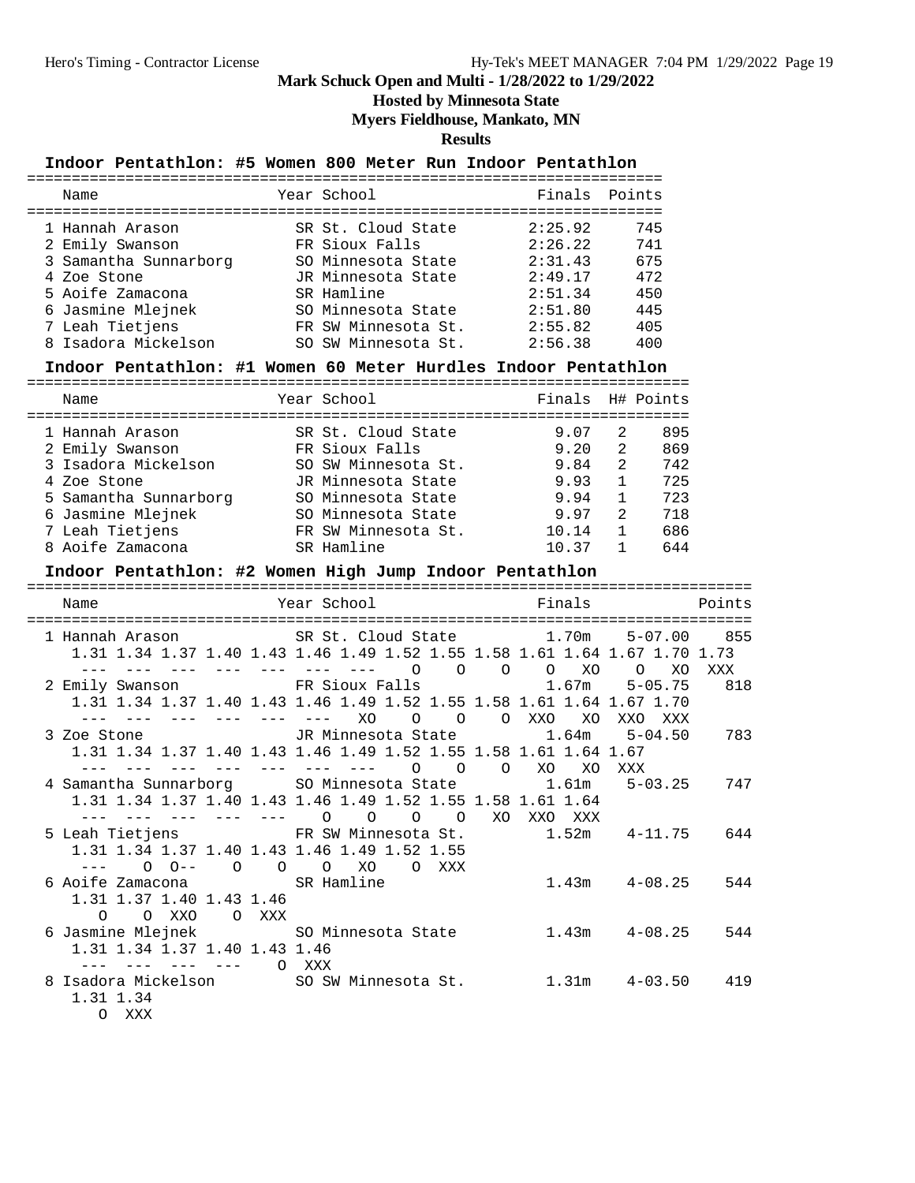# Mark Schuck Open and Multi - 1/28/2022 to 1/29/2022

**Hosted by Minnesota State**

**Myers Fieldhouse, Mankato, MN**

**Results**

### Indoor Pentathlon: #5 Women 800 Meter Run Indoor Pentathlon

| Place | Name | Year | School | Finals | Points |
|---|---|---|---|---|---|
| 1 | Hannah Arason | SR | St. Cloud State | 2:25.92 | 745 |
| 2 | Emily Swanson | FR | Sioux Falls | 2:26.22 | 741 |
| 3 | Samantha Sunnarborg | SO | Minnesota State | 2:31.43 | 675 |
| 4 | Zoe Stone | JR | Minnesota State | 2:49.17 | 472 |
| 5 | Aoife Zamacona | SR | Hamline | 2:51.34 | 450 |
| 6 | Jasmine Mlejnek | SO | Minnesota State | 2:51.80 | 445 |
| 7 | Leah Tietjens | FR | SW Minnesota St. | 2:55.82 | 405 |
| 8 | Isadora Mickelson | SO | SW Minnesota St. | 2:56.38 | 400 |

### Indoor Pentathlon: #1 Women 60 Meter Hurdles Indoor Pentathlon

| Place | Name | Year | School | Finals | H# | Points |
|---|---|---|---|---|---|---|
| 1 | Hannah Arason | SR | St. Cloud State | 9.07 | 2 | 895 |
| 2 | Emily Swanson | FR | Sioux Falls | 9.20 | 2 | 869 |
| 3 | Isadora Mickelson | SO | SW Minnesota St. | 9.84 | 2 | 742 |
| 4 | Zoe Stone | JR | Minnesota State | 9.93 | 1 | 725 |
| 5 | Samantha Sunnarborg | SO | Minnesota State | 9.94 | 1 | 723 |
| 6 | Jasmine Mlejnek | SO | Minnesota State | 9.97 | 2 | 718 |
| 7 | Leah Tietjens | FR | SW Minnesota St. | 10.14 | 1 | 686 |
| 8 | Aoife Zamacona | SR | Hamline | 10.37 | 1 | 644 |

### Indoor Pentathlon: #2 Women High Jump Indoor Pentathlon

```
    Name                    Year School                 Finals                  Points
==================================================================================
  1 Hannah Arason           SR St. Cloud State        1.70m     5-07.00    855
     1.31 1.34 1.37 1.40 1.43 1.46 1.49 1.52 1.55 1.58 1.61 1.64 1.67 1.70 1.73
      ---  ---  ---  ---  ---  ---  ---    O    O    O    O   XO    O   XO  XXX
  2 Emily Swanson           FR Sioux Falls            1.67m     5-05.75    818
     1.31 1.34 1.37 1.40 1.43 1.46 1.49 1.52 1.55 1.58 1.61 1.64 1.67 1.70
      ---  ---  ---  ---  ---  ---   XO    O    O    O  XXO   XO  XXO  XXX
  3 Zoe Stone               JR Minnesota State        1.64m     5-04.50    783
     1.31 1.34 1.37 1.40 1.43 1.46 1.49 1.52 1.55 1.58 1.61 1.64 1.67
      ---  ---  ---  ---  ---  ---  ---    O    O    O   XO   XO  XXX
  4 Samantha Sunnarborg     SO Minnesota State        1.61m     5-03.25    747
     1.31 1.34 1.37 1.40 1.43 1.46 1.49 1.52 1.55 1.58 1.61 1.64
      ---  ---  ---  ---  ---    O    O    O    O   XO  XXO  XXX
  5 Leah Tietjens           FR SW Minnesota St.       1.52m     4-11.75    644
     1.31 1.34 1.37 1.40 1.43 1.46 1.49 1.52 1.55
      ---    O  O--    O    O    O   XO    O  XXX
  6 Aoife Zamacona          SR Hamline                1.43m     4-08.25    544
     1.31 1.37 1.40 1.43 1.46
        O    O  XXO    O  XXX
  6 Jasmine Mlejnek         SO Minnesota State        1.43m     4-08.25    544
     1.31 1.34 1.37 1.40 1.43 1.46
      ---  ---  ---  ---    O  XXX
  8 Isadora Mickelson       SO SW Minnesota St.       1.31m     4-03.50    419
     1.31 1.34
        O  XXX
```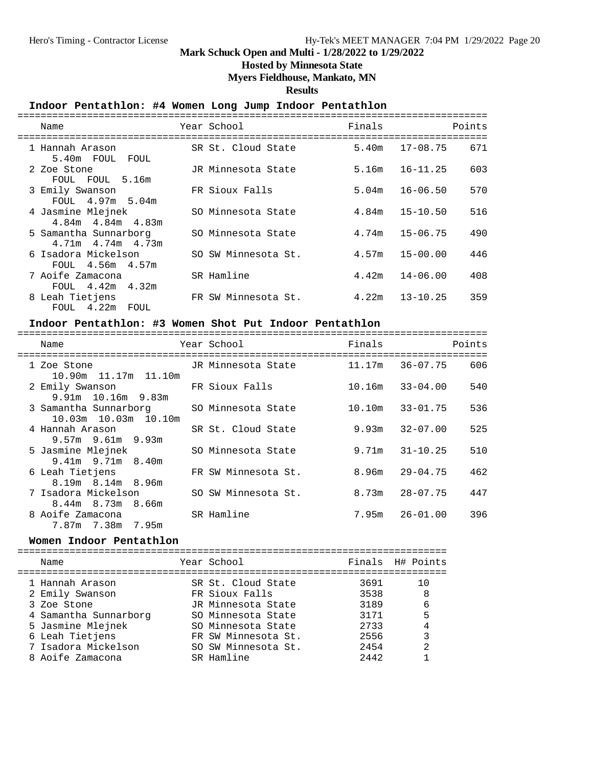# Mark Schuck Open and Multi - 1/28/2022 to 1/29/2022

**Hosted by Minnesota State**

**Myers Fieldhouse, Mankato, MN**

**Results**

## Indoor Pentathlon: #4 Women Long Jump Indoor Pentathlon

| Place | Name | Year | School | Finals | | Points |
|---|---|---|---|---|---|---|
| 1 | Hannah Arason | SR | St. Cloud State | 5.40m | 17-08.75 | 671 |
| | 5.40m FOUL FOUL | | | | | |
| 2 | Zoe Stone | JR | Minnesota State | 5.16m | 16-11.25 | 603 |
| | FOUL FOUL 5.16m | | | | | |
| 3 | Emily Swanson | FR | Sioux Falls | 5.04m | 16-06.50 | 570 |
| | FOUL 4.97m 5.04m | | | | | |
| 4 | Jasmine Mlejnek | SO | Minnesota State | 4.84m | 15-10.50 | 516 |
| | 4.84m 4.84m 4.83m | | | | | |
| 5 | Samantha Sunnarborg | SO | Minnesota State | 4.74m | 15-06.75 | 490 |
| | 4.71m 4.74m 4.73m | | | | | |
| 6 | Isadora Mickelson | SO | SW Minnesota St. | 4.57m | 15-00.00 | 446 |
| | FOUL 4.56m 4.57m | | | | | |
| 7 | Aoife Zamacona | SR | Hamline | 4.42m | 14-06.00 | 408 |
| | FOUL 4.42m 4.32m | | | | | |
| 8 | Leah Tietjens | FR | SW Minnesota St. | 4.22m | 13-10.25 | 359 |
| | FOUL 4.22m FOUL | | | | | |

## Indoor Pentathlon: #3 Women Shot Put Indoor Pentathlon

| Place | Name | Year | School | Finals | | Points |
|---|---|---|---|---|---|---|
| 1 | Zoe Stone | JR | Minnesota State | 11.17m | 36-07.75 | 606 |
| | 10.90m 11.17m 11.10m | | | | | |
| 2 | Emily Swanson | FR | Sioux Falls | 10.16m | 33-04.00 | 540 |
| | 9.91m 10.16m 9.83m | | | | | |
| 3 | Samantha Sunnarborg | SO | Minnesota State | 10.10m | 33-01.75 | 536 |
| | 10.03m 10.03m 10.10m | | | | | |
| 4 | Hannah Arason | SR | St. Cloud State | 9.93m | 32-07.00 | 525 |
| | 9.57m 9.61m 9.93m | | | | | |
| 5 | Jasmine Mlejnek | SO | Minnesota State | 9.71m | 31-10.25 | 510 |
| | 9.41m 9.71m 8.40m | | | | | |
| 6 | Leah Tietjens | FR | SW Minnesota St. | 8.96m | 29-04.75 | 462 |
| | 8.19m 8.14m 8.96m | | | | | |
| 7 | Isadora Mickelson | SO | SW Minnesota St. | 8.73m | 28-07.75 | 447 |
| | 8.44m 8.73m 8.66m | | | | | |
| 8 | Aoife Zamacona | SR | Hamline | 7.95m | 26-01.00 | 396 |
| | 7.87m 7.38m 7.95m | | | | | |

## Women Indoor Pentathlon

| Place | Name | Year | School | Finals | H# | Points |
|---|---|---|---|---|---|---|
| 1 | Hannah Arason | SR | St. Cloud State | 3691 | | 10 |
| 2 | Emily Swanson | FR | Sioux Falls | 3538 | | 8 |
| 3 | Zoe Stone | JR | Minnesota State | 3189 | | 6 |
| 4 | Samantha Sunnarborg | SO | Minnesota State | 3171 | | 5 |
| 5 | Jasmine Mlejnek | SO | Minnesota State | 2733 | | 4 |
| 6 | Leah Tietjens | FR | SW Minnesota St. | 2556 | | 3 |
| 7 | Isadora Mickelson | SO | SW Minnesota St. | 2454 | | 2 |
| 8 | Aoife Zamacona | SR | Hamline | 2442 | | 1 |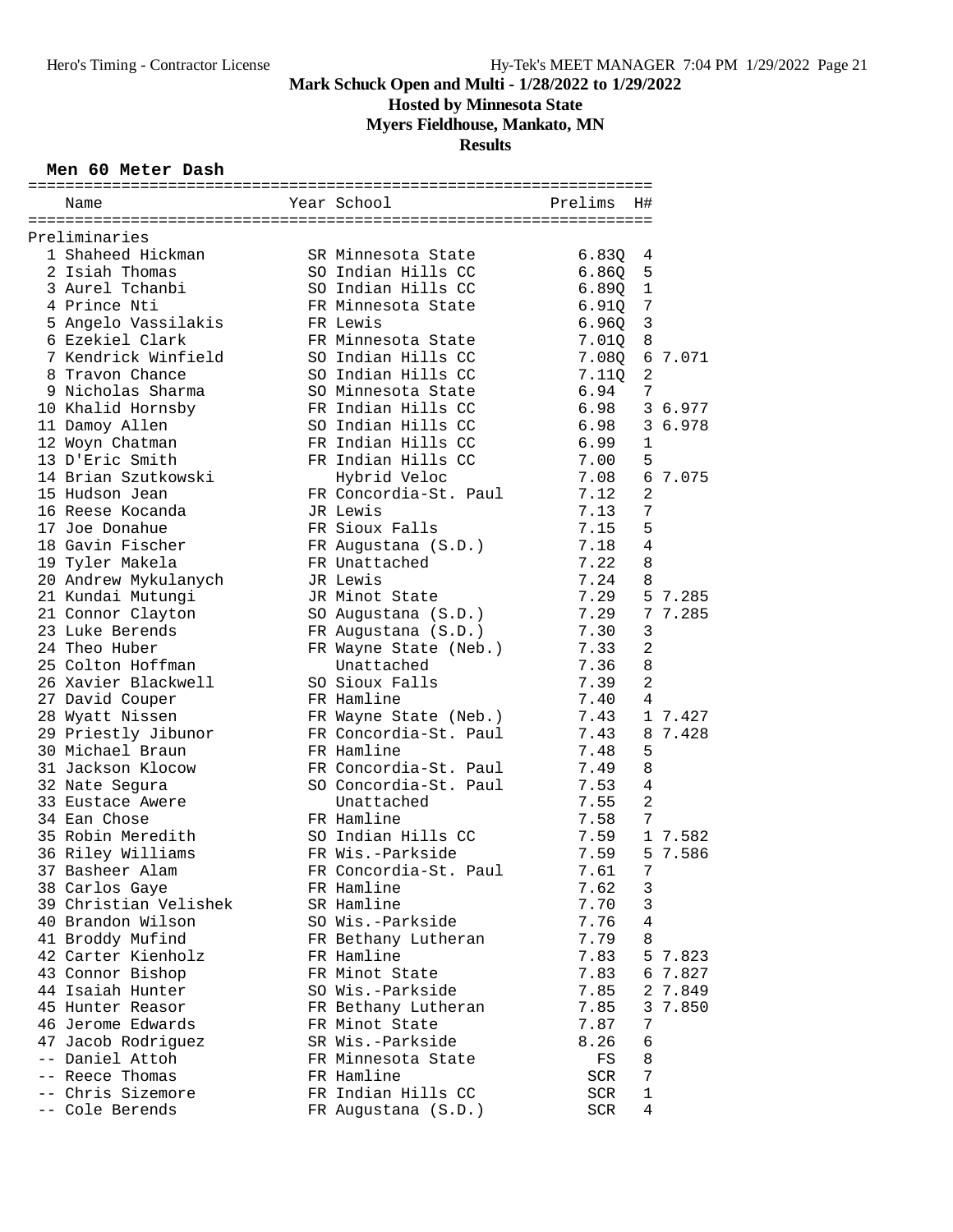# Mark Schuck Open and Multi - 1/28/2022 to 1/29/2022

**Hosted by Minnesota State**

**Myers Fieldhouse, Mankato, MN**

**Results**

## Men 60 Meter Dash

**Preliminaries**

| Place | Name | Year | School | Prelims | H# | |
|---|---|---|---|---|---|---|
| 1 | Shaheed Hickman | SR | Minnesota State | 6.83Q | 4 | |
| 2 | Isiah Thomas | SO | Indian Hills CC | 6.86Q | 5 | |
| 3 | Aurel Tchanbi | SO | Indian Hills CC | 6.89Q | 1 | |
| 4 | Prince Nti | FR | Minnesota State | 6.91Q | 7 | |
| 5 | Angelo Vassilakis | FR | Lewis | 6.96Q | 3 | |
| 6 | Ezekiel Clark | FR | Minnesota State | 7.01Q | 8 | |
| 7 | Kendrick Winfield | SO | Indian Hills CC | 7.08Q | 6 | 7.071 |
| 8 | Travon Chance | SO | Indian Hills CC | 7.11Q | 2 | |
| 9 | Nicholas Sharma | SO | Minnesota State | 6.94 | 7 | |
| 10 | Khalid Hornsby | FR | Indian Hills CC | 6.98 | 3 | 6.977 |
| 11 | Damoy Allen | SO | Indian Hills CC | 6.98 | 3 | 6.978 |
| 12 | Woyn Chatman | FR | Indian Hills CC | 6.99 | 1 | |
| 13 | D'Eric Smith | FR | Indian Hills CC | 7.00 | 5 | |
| 14 | Brian Szutkowski | | Hybrid Veloc | 7.08 | 6 | 7.075 |
| 15 | Hudson Jean | FR | Concordia-St. Paul | 7.12 | 2 | |
| 16 | Reese Kocanda | JR | Lewis | 7.13 | 7 | |
| 17 | Joe Donahue | FR | Sioux Falls | 7.15 | 5 | |
| 18 | Gavin Fischer | FR | Augustana (S.D.) | 7.18 | 4 | |
| 19 | Tyler Makela | FR | Unattached | 7.22 | 8 | |
| 20 | Andrew Mykulanych | JR | Lewis | 7.24 | 8 | |
| 21 | Kundai Mutungi | JR | Minot State | 7.29 | 5 | 7.285 |
| 21 | Connor Clayton | SO | Augustana (S.D.) | 7.29 | 7 | 7.285 |
| 23 | Luke Berends | FR | Augustana (S.D.) | 7.30 | 3 | |
| 24 | Theo Huber | FR | Wayne State (Neb.) | 7.33 | 2 | |
| 25 | Colton Hoffman | | Unattached | 7.36 | 8 | |
| 26 | Xavier Blackwell | SO | Sioux Falls | 7.39 | 2 | |
| 27 | David Couper | FR | Hamline | 7.40 | 4 | |
| 28 | Wyatt Nissen | FR | Wayne State (Neb.) | 7.43 | 1 | 7.427 |
| 29 | Priestly Jibunor | FR | Concordia-St. Paul | 7.43 | 8 | 7.428 |
| 30 | Michael Braun | FR | Hamline | 7.48 | 5 | |
| 31 | Jackson Klocow | FR | Concordia-St. Paul | 7.49 | 8 | |
| 32 | Nate Segura | SO | Concordia-St. Paul | 7.53 | 4 | |
| 33 | Eustace Awere | | Unattached | 7.55 | 2 | |
| 34 | Ean Chose | FR | Hamline | 7.58 | 7 | |
| 35 | Robin Meredith | SO | Indian Hills CC | 7.59 | 1 | 7.582 |
| 36 | Riley Williams | FR | Wis.-Parkside | 7.59 | 5 | 7.586 |
| 37 | Basheer Alam | FR | Concordia-St. Paul | 7.61 | 7 | |
| 38 | Carlos Gaye | FR | Hamline | 7.62 | 3 | |
| 39 | Christian Velishek | SR | Hamline | 7.70 | 3 | |
| 40 | Brandon Wilson | SO | Wis.-Parkside | 7.76 | 4 | |
| 41 | Broddy Mufind | FR | Bethany Lutheran | 7.79 | 8 | |
| 42 | Carter Kienholz | FR | Hamline | 7.83 | 5 | 7.823 |
| 43 | Connor Bishop | FR | Minot State | 7.83 | 6 | 7.827 |
| 44 | Isaiah Hunter | SO | Wis.-Parkside | 7.85 | 2 | 7.849 |
| 45 | Hunter Reasor | FR | Bethany Lutheran | 7.85 | 3 | 7.850 |
| 46 | Jerome Edwards | FR | Minot State | 7.87 | 7 | |
| 47 | Jacob Rodriguez | SR | Wis.-Parkside | 8.26 | 6 | |
| -- | Daniel Attoh | FR | Minnesota State | FS | 8 | |
| -- | Reece Thomas | FR | Hamline | SCR | 7 | |
| -- | Chris Sizemore | FR | Indian Hills CC | SCR | 1 | |
| -- | Cole Berends | FR | Augustana (S.D.) | SCR | 4 | |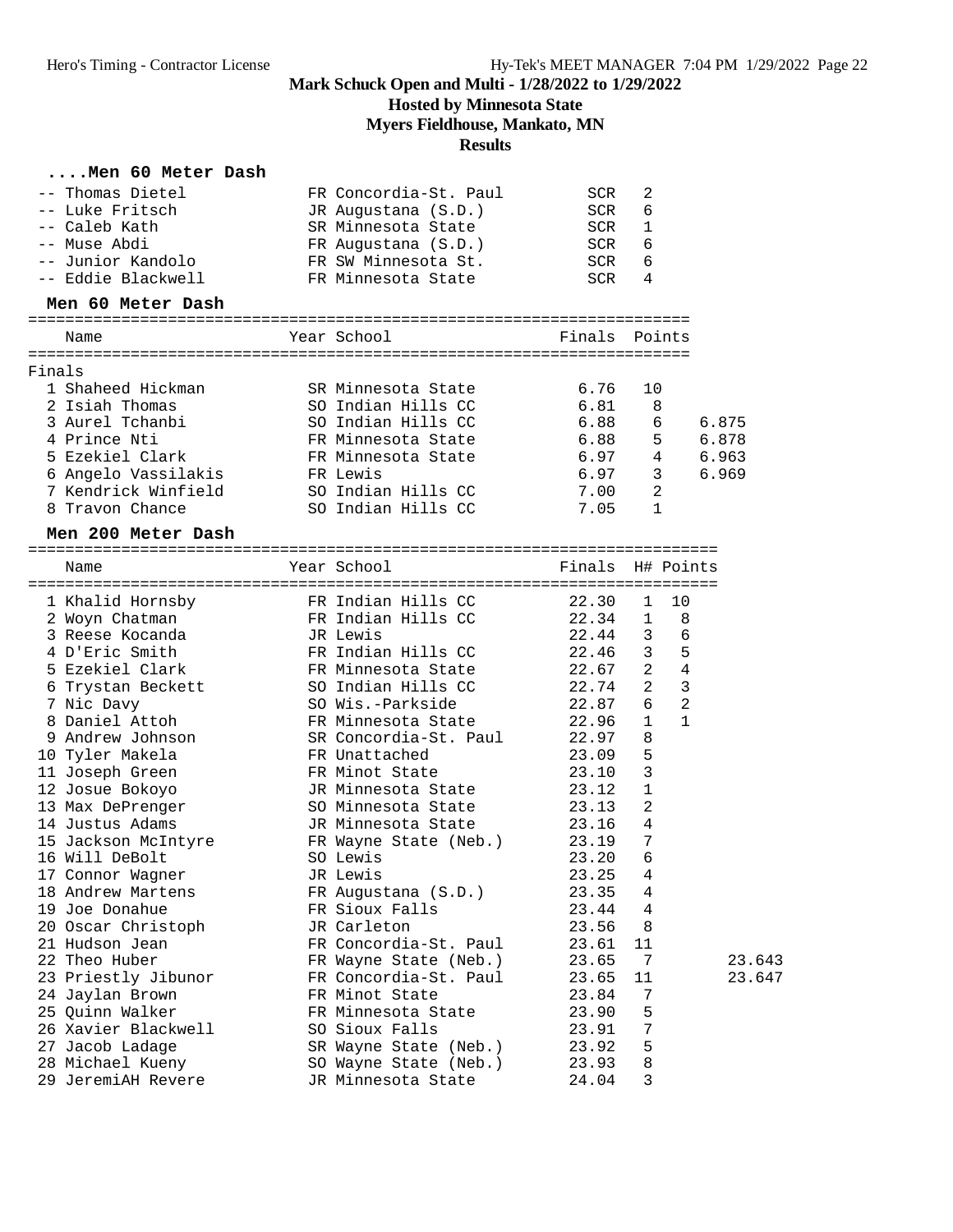# Mark Schuck Open and Multi - 1/28/2022 to 1/29/2022

## Hosted by Minnesota State

## Myers Fieldhouse, Mankato, MN

## Results

### ....Men 60 Meter Dash

| Place | Name | Year | School | Finals | H# |
|---|---|---|---|---|---|
| -- | Thomas Dietel | FR | Concordia-St. Paul | SCR | 2 |
| -- | Luke Fritsch | JR | Augustana (S.D.) | SCR | 6 |
| -- | Caleb Kath | SR | Minnesota State | SCR | 1 |
| -- | Muse Abdi | FR | Augustana (S.D.) | SCR | 6 |
| -- | Junior Kandolo | FR | SW Minnesota St. | SCR | 6 |
| -- | Eddie Blackwell | FR | Minnesota State | SCR | 4 |

### Men 60 Meter Dash

Finals

| Place | Name | Year | School | Finals | Points | |
|---|---|---|---|---|---|---|
| 1 | Shaheed Hickman | SR | Minnesota State | 6.76 | 10 | |
| 2 | Isiah Thomas | SO | Indian Hills CC | 6.81 | 8 | |
| 3 | Aurel Tchanbi | SO | Indian Hills CC | 6.88 | 6 | 6.875 |
| 4 | Prince Nti | FR | Minnesota State | 6.88 | 5 | 6.878 |
| 5 | Ezekiel Clark | FR | Minnesota State | 6.97 | 4 | 6.963 |
| 6 | Angelo Vassilakis | FR | Lewis | 6.97 | 3 | 6.969 |
| 7 | Kendrick Winfield | SO | Indian Hills CC | 7.00 | 2 | |
| 8 | Travon Chance | SO | Indian Hills CC | 7.05 | 1 | |

### Men 200 Meter Dash

| Place | Name | Year | School | Finals | H# | Points | |
|---|---|---|---|---|---|---|---|
| 1 | Khalid Hornsby | FR | Indian Hills CC | 22.30 | 1 | 10 | |
| 2 | Woyn Chatman | FR | Indian Hills CC | 22.34 | 1 | 8 | |
| 3 | Reese Kocanda | JR | Lewis | 22.44 | 3 | 6 | |
| 4 | D'Eric Smith | FR | Indian Hills CC | 22.46 | 3 | 5 | |
| 5 | Ezekiel Clark | FR | Minnesota State | 22.67 | 2 | 4 | |
| 6 | Trystan Beckett | SO | Indian Hills CC | 22.74 | 2 | 3 | |
| 7 | Nic Davy | SO | Wis.-Parkside | 22.87 | 6 | 2 | |
| 8 | Daniel Attoh | FR | Minnesota State | 22.96 | 1 | 1 | |
| 9 | Andrew Johnson | SR | Concordia-St. Paul | 22.97 | 8 | | |
| 10 | Tyler Makela | FR | Unattached | 23.09 | 5 | | |
| 11 | Joseph Green | FR | Minot State | 23.10 | 3 | | |
| 12 | Josue Bokoyo | JR | Minnesota State | 23.12 | 1 | | |
| 13 | Max DePrenger | SO | Minnesota State | 23.13 | 2 | | |
| 14 | Justus Adams | JR | Minnesota State | 23.16 | 4 | | |
| 15 | Jackson McIntyre | FR | Wayne State (Neb.) | 23.19 | 7 | | |
| 16 | Will DeBolt | SO | Lewis | 23.20 | 6 | | |
| 17 | Connor Wagner | JR | Lewis | 23.25 | 4 | | |
| 18 | Andrew Martens | FR | Augustana (S.D.) | 23.35 | 4 | | |
| 19 | Joe Donahue | FR | Sioux Falls | 23.44 | 4 | | |
| 20 | Oscar Christoph | JR | Carleton | 23.56 | 8 | | |
| 21 | Hudson Jean | FR | Concordia-St. Paul | 23.61 | 11 | | |
| 22 | Theo Huber | FR | Wayne State (Neb.) | 23.65 | 7 | | 23.643 |
| 23 | Priestly Jibunor | FR | Concordia-St. Paul | 23.65 | 11 | | 23.647 |
| 24 | Jaylan Brown | FR | Minot State | 23.84 | 7 | | |
| 25 | Quinn Walker | FR | Minnesota State | 23.90 | 5 | | |
| 26 | Xavier Blackwell | SO | Sioux Falls | 23.91 | 7 | | |
| 27 | Jacob Ladage | SR | Wayne State (Neb.) | 23.92 | 5 | | |
| 28 | Michael Kueny | SO | Wayne State (Neb.) | 23.93 | 8 | | |
| 29 | JeremiAH Revere | JR | Minnesota State | 24.04 | 3 | | |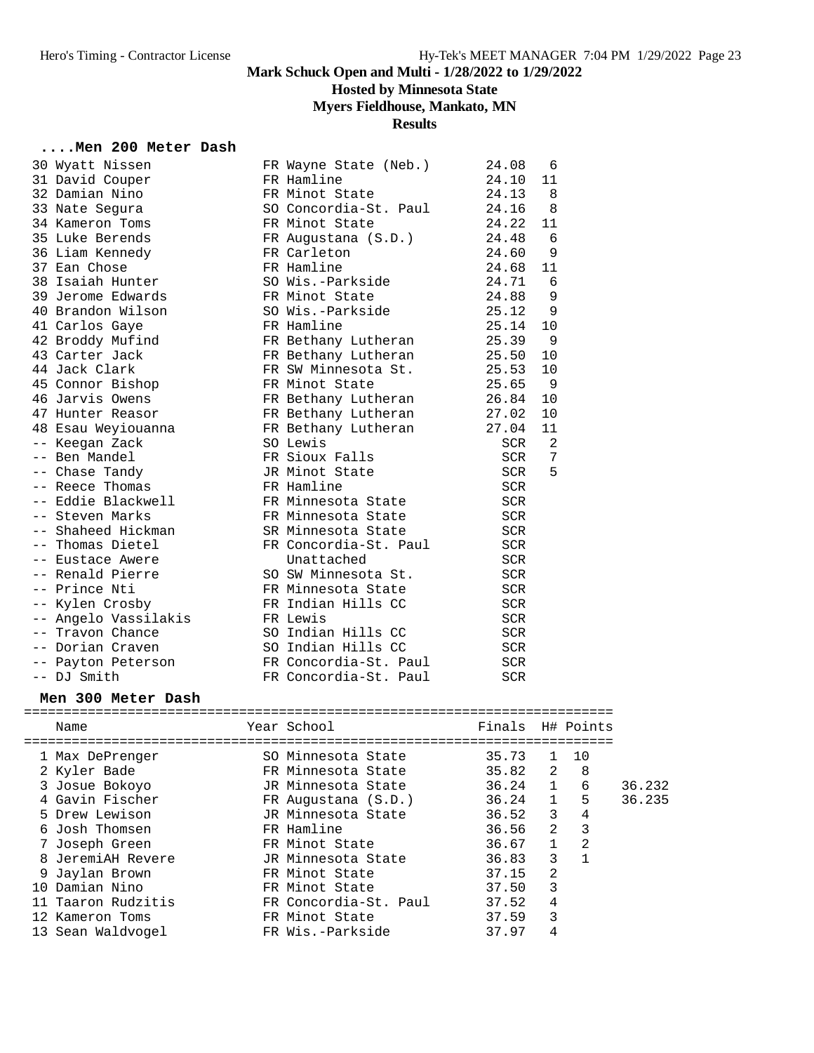# Mark Schuck Open and Multi - 1/28/2022 to 1/29/2022

## Hosted by Minnesota State

## Myers Fieldhouse, Mankato, MN

## Results

### ....Men 200 Meter Dash

| Place | Name | Year | School | Finals | H# |
|---|---|---|---|---|---|
| 30 | Wyatt Nissen | FR | Wayne State (Neb.) | 24.08 | 6 |
| 31 | David Couper | FR | Hamline | 24.10 | 11 |
| 32 | Damian Nino | FR | Minot State | 24.13 | 8 |
| 33 | Nate Segura | SO | Concordia-St. Paul | 24.16 | 8 |
| 34 | Kameron Toms | FR | Minot State | 24.22 | 11 |
| 35 | Luke Berends | FR | Augustana (S.D.) | 24.48 | 6 |
| 36 | Liam Kennedy | FR | Carleton | 24.60 | 9 |
| 37 | Ean Chose | FR | Hamline | 24.68 | 11 |
| 38 | Isaiah Hunter | SO | Wis.-Parkside | 24.71 | 6 |
| 39 | Jerome Edwards | FR | Minot State | 24.88 | 9 |
| 40 | Brandon Wilson | SO | Wis.-Parkside | 25.12 | 9 |
| 41 | Carlos Gaye | FR | Hamline | 25.14 | 10 |
| 42 | Broddy Mufind | FR | Bethany Lutheran | 25.39 | 9 |
| 43 | Carter Jack | FR | Bethany Lutheran | 25.50 | 10 |
| 44 | Jack Clark | FR | SW Minnesota St. | 25.53 | 10 |
| 45 | Connor Bishop | FR | Minot State | 25.65 | 9 |
| 46 | Jarvis Owens | FR | Bethany Lutheran | 26.84 | 10 |
| 47 | Hunter Reasor | FR | Bethany Lutheran | 27.02 | 10 |
| 48 | Esau Weyiouanna | FR | Bethany Lutheran | 27.04 | 11 |
| -- | Keegan Zack | SO | Lewis | SCR | 2 |
| -- | Ben Mandel | FR | Sioux Falls | SCR | 7 |
| -- | Chase Tandy | JR | Minot State | SCR | 5 |
| -- | Reece Thomas | FR | Hamline | SCR | |
| -- | Eddie Blackwell | FR | Minnesota State | SCR | |
| -- | Steven Marks | FR | Minnesota State | SCR | |
| -- | Shaheed Hickman | SR | Minnesota State | SCR | |
| -- | Thomas Dietel | FR | Concordia-St. Paul | SCR | |
| -- | Eustace Awere | | Unattached | SCR | |
| -- | Renald Pierre | SO | SW Minnesota St. | SCR | |
| -- | Prince Nti | FR | Minnesota State | SCR | |
| -- | Kylen Crosby | FR | Indian Hills CC | SCR | |
| -- | Angelo Vassilakis | FR | Lewis | SCR | |
| -- | Travon Chance | SO | Indian Hills CC | SCR | |
| -- | Dorian Craven | SO | Indian Hills CC | SCR | |
| -- | Payton Peterson | FR | Concordia-St. Paul | SCR | |
| -- | DJ Smith | FR | Concordia-St. Paul | SCR | |

### Men 300 Meter Dash

| Place | Name | Year | School | Finals | H# | Points | |
|---|---|---|---|---|---|---|---|
| 1 | Max DePrenger | SO | Minnesota State | 35.73 | 1 | 10 | |
| 2 | Kyler Bade | FR | Minnesota State | 35.82 | 2 | 8 | |
| 3 | Josue Bokoyo | JR | Minnesota State | 36.24 | 1 | 6 | 36.232 |
| 4 | Gavin Fischer | FR | Augustana (S.D.) | 36.24 | 1 | 5 | 36.235 |
| 5 | Drew Lewison | JR | Minnesota State | 36.52 | 3 | 4 | |
| 6 | Josh Thomsen | FR | Hamline | 36.56 | 2 | 3 | |
| 7 | Joseph Green | FR | Minot State | 36.67 | 1 | 2 | |
| 8 | JeremiAH Revere | JR | Minnesota State | 36.83 | 3 | 1 | |
| 9 | Jaylan Brown | FR | Minot State | 37.15 | 2 | | |
| 10 | Damian Nino | FR | Minot State | 37.50 | 3 | | |
| 11 | Taaron Rudzitis | FR | Concordia-St. Paul | 37.52 | 4 | | |
| 12 | Kameron Toms | FR | Minot State | 37.59 | 3 | | |
| 13 | Sean Waldvogel | FR | Wis.-Parkside | 37.97 | 4 | | |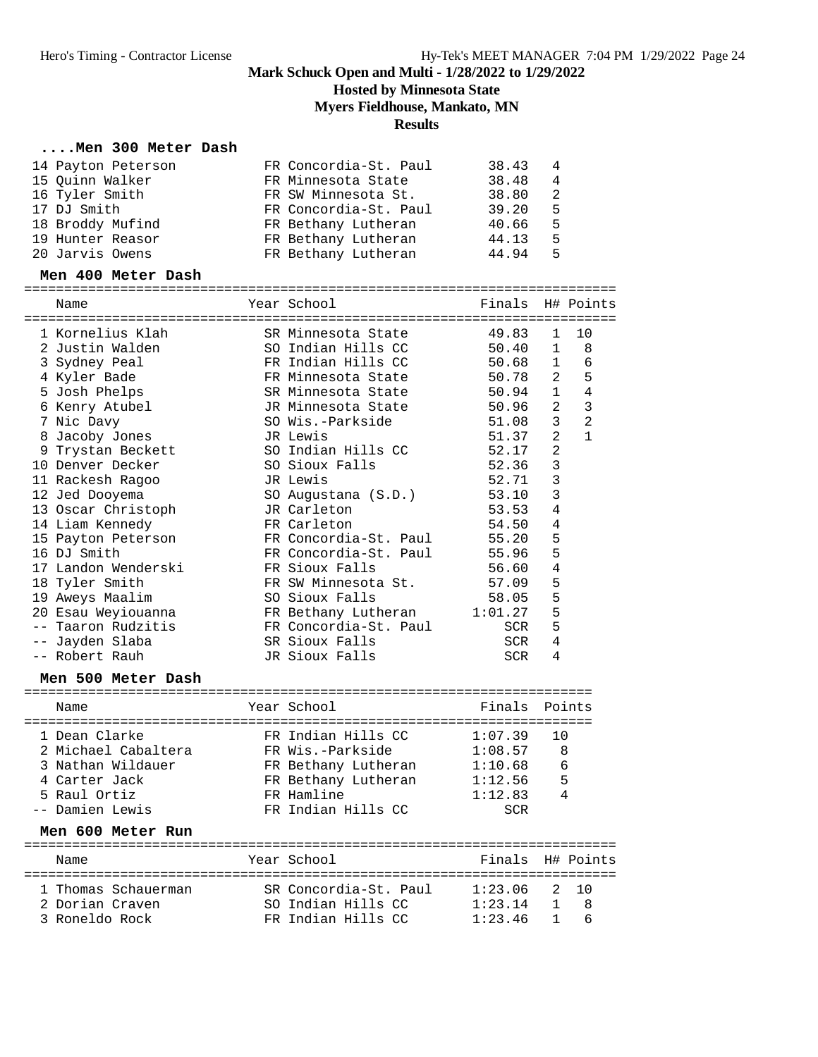# Mark Schuck Open and Multi - 1/28/2022 to 1/29/2022

## Hosted by Minnesota State

## Myers Fieldhouse, Mankato, MN

## Results

### ....Men 300 Meter Dash

| Place | Name | Year | School | Finals | H# |
|---|---|---|---|---|---|
| 14 | Payton Peterson | FR | Concordia-St. Paul | 38.43 | 4 |
| 15 | Quinn Walker | FR | Minnesota State | 38.48 | 4 |
| 16 | Tyler Smith | FR | SW Minnesota St. | 38.80 | 2 |
| 17 | DJ Smith | FR | Concordia-St. Paul | 39.20 | 5 |
| 18 | Broddy Mufind | FR | Bethany Lutheran | 40.66 | 5 |
| 19 | Hunter Reasor | FR | Bethany Lutheran | 44.13 | 5 |
| 20 | Jarvis Owens | FR | Bethany Lutheran | 44.94 | 5 |

### Men 400 Meter Dash

| Place | Name | Year | School | Finals | H# | Points |
|---|---|---|---|---|---|---|
| 1 | Kornelius Klah | SR | Minnesota State | 49.83 | 1 | 10 |
| 2 | Justin Walden | SO | Indian Hills CC | 50.40 | 1 | 8 |
| 3 | Sydney Peal | FR | Indian Hills CC | 50.68 | 1 | 6 |
| 4 | Kyler Bade | FR | Minnesota State | 50.78 | 2 | 5 |
| 5 | Josh Phelps | SR | Minnesota State | 50.94 | 1 | 4 |
| 6 | Kenry Atubel | JR | Minnesota State | 50.96 | 2 | 3 |
| 7 | Nic Davy | SO | Wis.-Parkside | 51.08 | 3 | 2 |
| 8 | Jacoby Jones | JR | Lewis | 51.37 | 2 | 1 |
| 9 | Trystan Beckett | SO | Indian Hills CC | 52.17 | 2 | |
| 10 | Denver Decker | SO | Sioux Falls | 52.36 | 3 | |
| 11 | Rackesh Ragoo | JR | Lewis | 52.71 | 3 | |
| 12 | Jed Dooyema | SO | Augustana (S.D.) | 53.10 | 3 | |
| 13 | Oscar Christoph | JR | Carleton | 53.53 | 4 | |
| 14 | Liam Kennedy | FR | Carleton | 54.50 | 4 | |
| 15 | Payton Peterson | FR | Concordia-St. Paul | 55.20 | 5 | |
| 16 | DJ Smith | FR | Concordia-St. Paul | 55.96 | 5 | |
| 17 | Landon Wenderski | FR | Sioux Falls | 56.60 | 4 | |
| 18 | Tyler Smith | FR | SW Minnesota St. | 57.09 | 5 | |
| 19 | Aweys Maalim | SO | Sioux Falls | 58.05 | 5 | |
| 20 | Esau Weyiouanna | FR | Bethany Lutheran | 1:01.27 | 5 | |
| -- | Taaron Rudzitis | FR | Concordia-St. Paul | SCR | 5 | |
| -- | Jayden Slaba | SR | Sioux Falls | SCR | 4 | |
| -- | Robert Rauh | JR | Sioux Falls | SCR | 4 | |

### Men 500 Meter Dash

| Place | Name | Year | School | Finals | Points |
|---|---|---|---|---|---|
| 1 | Dean Clarke | FR | Indian Hills CC | 1:07.39 | 10 |
| 2 | Michael Cabaltera | FR | Wis.-Parkside | 1:08.57 | 8 |
| 3 | Nathan Wildauer | FR | Bethany Lutheran | 1:10.68 | 6 |
| 4 | Carter Jack | FR | Bethany Lutheran | 1:12.56 | 5 |
| 5 | Raul Ortiz | FR | Hamline | 1:12.83 | 4 |
| -- | Damien Lewis | FR | Indian Hills CC | SCR | |

### Men 600 Meter Run

| Place | Name | Year | School | Finals | H# | Points |
|---|---|---|---|---|---|---|
| 1 | Thomas Schauerman | SR | Concordia-St. Paul | 1:23.06 | 2 | 10 |
| 2 | Dorian Craven | SO | Indian Hills CC | 1:23.14 | 1 | 8 |
| 3 | Roneldo Rock | FR | Indian Hills CC | 1:23.46 | 1 | 6 |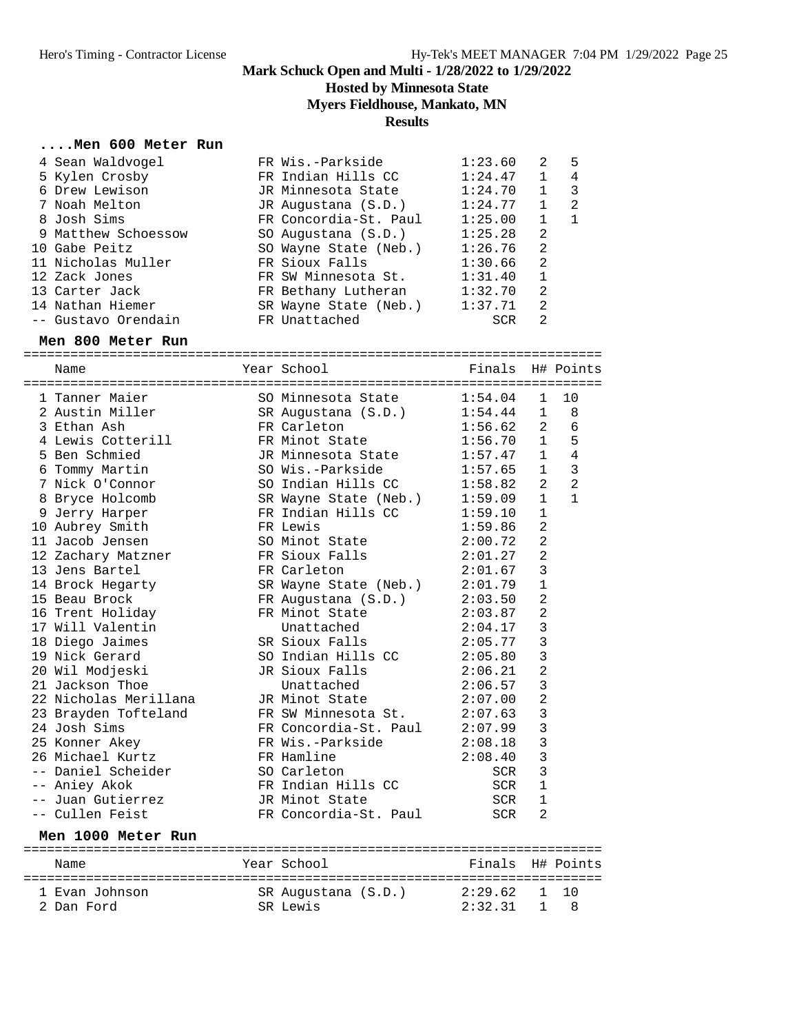# Mark Schuck Open and Multi - 1/28/2022 to 1/29/2022

## Hosted by Minnesota State

## Myers Fieldhouse, Mankato, MN

## Results

### ....Men 600 Meter Run

| Place | Name | Year | School | Finals | H# | Points |
|---|---|---|---|---|---|---|
| 4 | Sean Waldvogel | FR | Wis.-Parkside | 1:23.60 | 2 | 5 |
| 5 | Kylen Crosby | FR | Indian Hills CC | 1:24.47 | 1 | 4 |
| 6 | Drew Lewison | JR | Minnesota State | 1:24.70 | 1 | 3 |
| 7 | Noah Melton | JR | Augustana (S.D.) | 1:24.77 | 1 | 2 |
| 8 | Josh Sims | FR | Concordia-St. Paul | 1:25.00 | 1 | 1 |
| 9 | Matthew Schoessow | SO | Augustana (S.D.) | 1:25.28 | 2 | |
| 10 | Gabe Peitz | SO | Wayne State (Neb.) | 1:26.76 | 2 | |
| 11 | Nicholas Muller | FR | Sioux Falls | 1:30.66 | 2 | |
| 12 | Zack Jones | FR | SW Minnesota St. | 1:31.40 | 1 | |
| 13 | Carter Jack | FR | Bethany Lutheran | 1:32.70 | 2 | |
| 14 | Nathan Hiemer | SR | Wayne State (Neb.) | 1:37.71 | 2 | |
| -- | Gustavo Orendain | FR | Unattached | SCR | 2 | |

### Men 800 Meter Run

| Place | Name | Year | School | Finals | H# | Points |
|---|---|---|---|---|---|---|
| 1 | Tanner Maier | SO | Minnesota State | 1:54.04 | 1 | 10 |
| 2 | Austin Miller | SR | Augustana (S.D.) | 1:54.44 | 1 | 8 |
| 3 | Ethan Ash | FR | Carleton | 1:56.62 | 2 | 6 |
| 4 | Lewis Cotterill | FR | Minot State | 1:56.70 | 1 | 5 |
| 5 | Ben Schmied | JR | Minnesota State | 1:57.47 | 1 | 4 |
| 6 | Tommy Martin | SO | Wis.-Parkside | 1:57.65 | 1 | 3 |
| 7 | Nick O'Connor | SO | Indian Hills CC | 1:58.82 | 2 | 2 |
| 8 | Bryce Holcomb | SR | Wayne State (Neb.) | 1:59.09 | 1 | 1 |
| 9 | Jerry Harper | FR | Indian Hills CC | 1:59.10 | 1 | |
| 10 | Aubrey Smith | FR | Lewis | 1:59.86 | 2 | |
| 11 | Jacob Jensen | SO | Minot State | 2:00.72 | 2 | |
| 12 | Zachary Matzner | FR | Sioux Falls | 2:01.27 | 2 | |
| 13 | Jens Bartel | FR | Carleton | 2:01.67 | 3 | |
| 14 | Brock Hegarty | SR | Wayne State (Neb.) | 2:01.79 | 1 | |
| 15 | Beau Brock | FR | Augustana (S.D.) | 2:03.50 | 2 | |
| 16 | Trent Holiday | FR | Minot State | 2:03.87 | 2 | |
| 17 | Will Valentin | | Unattached | 2:04.17 | 3 | |
| 18 | Diego Jaimes | SR | Sioux Falls | 2:05.77 | 3 | |
| 19 | Nick Gerard | SO | Indian Hills CC | 2:05.80 | 3 | |
| 20 | Wil Modjeski | JR | Sioux Falls | 2:06.21 | 2 | |
| 21 | Jackson Thoe | | Unattached | 2:06.57 | 3 | |
| 22 | Nicholas Merillana | JR | Minot State | 2:07.00 | 2 | |
| 23 | Brayden Tofteland | FR | SW Minnesota St. | 2:07.63 | 3 | |
| 24 | Josh Sims | FR | Concordia-St. Paul | 2:07.99 | 3 | |
| 25 | Konner Akey | FR | Wis.-Parkside | 2:08.18 | 3 | |
| 26 | Michael Kurtz | FR | Hamline | 2:08.40 | 3 | |
| -- | Daniel Scheider | SO | Carleton | SCR | 3 | |
| -- | Aniey Akok | FR | Indian Hills CC | SCR | 1 | |
| -- | Juan Gutierrez | JR | Minot State | SCR | 1 | |
| -- | Cullen Feist | FR | Concordia-St. Paul | SCR | 2 | |

### Men 1000 Meter Run

| Place | Name | Year | School | Finals | H# | Points |
|---|---|---|---|---|---|---|
| 1 | Evan Johnson | SR | Augustana (S.D.) | 2:29.62 | 1 | 10 |
| 2 | Dan Ford | SR | Lewis | 2:32.31 | 1 | 8 |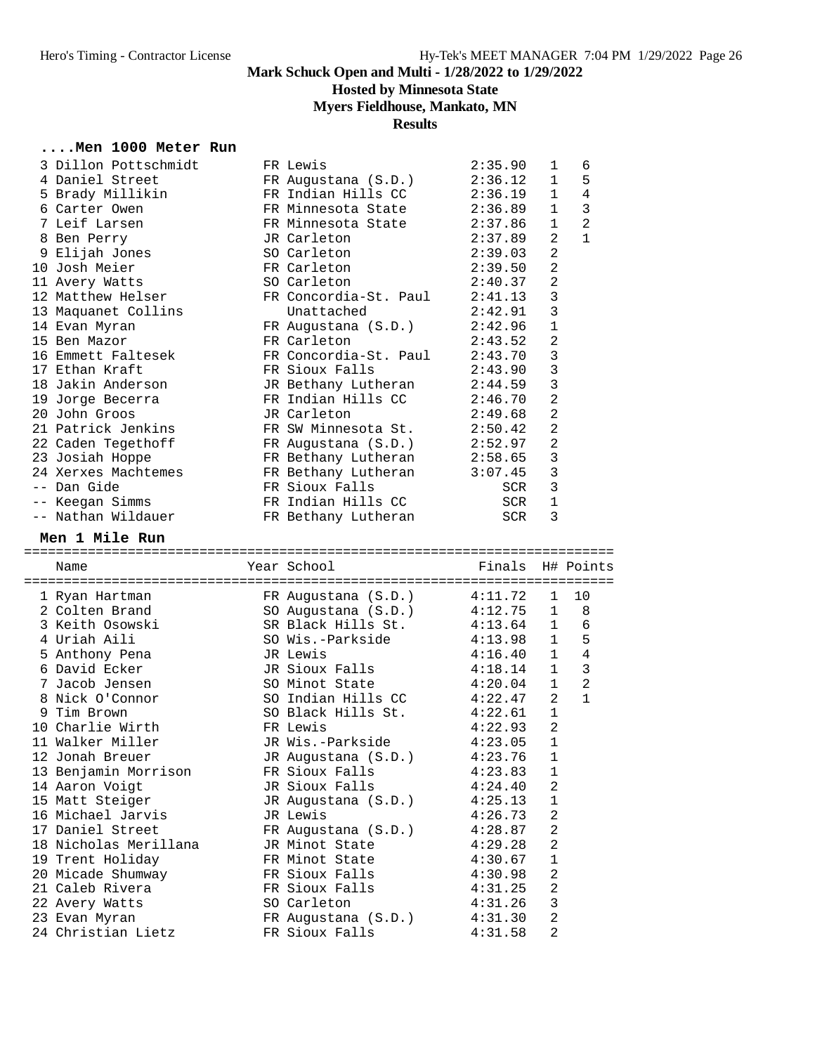# Mark Schuck Open and Multi - 1/28/2022 to 1/29/2022

**Hosted by Minnesota State**

**Myers Fieldhouse, Mankato, MN**

**Results**

### ....Men 1000 Meter Run

| Place | Name | Year | School | Finals | H# | Points |
|---|---|---|---|---|---|---|
| 3 | Dillon Pottschmidt | FR | Lewis | 2:35.90 | 1 | 6 |
| 4 | Daniel Street | FR | Augustana (S.D.) | 2:36.12 | 1 | 5 |
| 5 | Brady Millikin | FR | Indian Hills CC | 2:36.19 | 1 | 4 |
| 6 | Carter Owen | FR | Minnesota State | 2:36.89 | 1 | 3 |
| 7 | Leif Larsen | FR | Minnesota State | 2:37.86 | 1 | 2 |
| 8 | Ben Perry | JR | Carleton | 2:37.89 | 2 | 1 |
| 9 | Elijah Jones | SO | Carleton | 2:39.03 | 2 | |
| 10 | Josh Meier | FR | Carleton | 2:39.50 | 2 | |
| 11 | Avery Watts | SO | Carleton | 2:40.37 | 2 | |
| 12 | Matthew Helser | FR | Concordia-St. Paul | 2:41.13 | 3 | |
| 13 | Maquanet Collins | | Unattached | 2:42.91 | 3 | |
| 14 | Evan Myran | FR | Augustana (S.D.) | 2:42.96 | 1 | |
| 15 | Ben Mazor | FR | Carleton | 2:43.52 | 2 | |
| 16 | Emmett Faltesek | FR | Concordia-St. Paul | 2:43.70 | 3 | |
| 17 | Ethan Kraft | FR | Sioux Falls | 2:43.90 | 3 | |
| 18 | Jakin Anderson | JR | Bethany Lutheran | 2:44.59 | 3 | |
| 19 | Jorge Becerra | FR | Indian Hills CC | 2:46.70 | 2 | |
| 20 | John Groos | JR | Carleton | 2:49.68 | 2 | |
| 21 | Patrick Jenkins | FR | SW Minnesota St. | 2:50.42 | 2 | |
| 22 | Caden Tegethoff | FR | Augustana (S.D.) | 2:52.97 | 2 | |
| 23 | Josiah Hoppe | FR | Bethany Lutheran | 2:58.65 | 3 | |
| 24 | Xerxes Machtemes | FR | Bethany Lutheran | 3:07.45 | 3 | |
| -- | Dan Gide | FR | Sioux Falls | SCR | 3 | |
| -- | Keegan Simms | FR | Indian Hills CC | SCR | 1 | |
| -- | Nathan Wildauer | FR | Bethany Lutheran | SCR | 3 | |

### Men 1 Mile Run

| Place | Name | Year | School | Finals | H# | Points |
|---|---|---|---|---|---|---|
| 1 | Ryan Hartman | FR | Augustana (S.D.) | 4:11.72 | 1 | 10 |
| 2 | Colten Brand | SO | Augustana (S.D.) | 4:12.75 | 1 | 8 |
| 3 | Keith Osowski | SR | Black Hills St. | 4:13.64 | 1 | 6 |
| 4 | Uriah Aili | SO | Wis.-Parkside | 4:13.98 | 1 | 5 |
| 5 | Anthony Pena | JR | Lewis | 4:16.40 | 1 | 4 |
| 6 | David Ecker | JR | Sioux Falls | 4:18.14 | 1 | 3 |
| 7 | Jacob Jensen | SO | Minot State | 4:20.04 | 1 | 2 |
| 8 | Nick O'Connor | SO | Indian Hills CC | 4:22.47 | 2 | 1 |
| 9 | Tim Brown | SO | Black Hills St. | 4:22.61 | 1 | |
| 10 | Charlie Wirth | FR | Lewis | 4:22.93 | 2 | |
| 11 | Walker Miller | JR | Wis.-Parkside | 4:23.05 | 1 | |
| 12 | Jonah Breuer | JR | Augustana (S.D.) | 4:23.76 | 1 | |
| 13 | Benjamin Morrison | FR | Sioux Falls | 4:23.83 | 1 | |
| 14 | Aaron Voigt | JR | Sioux Falls | 4:24.40 | 2 | |
| 15 | Matt Steiger | JR | Augustana (S.D.) | 4:25.13 | 1 | |
| 16 | Michael Jarvis | JR | Lewis | 4:26.73 | 2 | |
| 17 | Daniel Street | FR | Augustana (S.D.) | 4:28.87 | 2 | |
| 18 | Nicholas Merillana | JR | Minot State | 4:29.28 | 2 | |
| 19 | Trent Holiday | FR | Minot State | 4:30.67 | 1 | |
| 20 | Micade Shumway | FR | Sioux Falls | 4:30.98 | 2 | |
| 21 | Caleb Rivera | FR | Sioux Falls | 4:31.25 | 2 | |
| 22 | Avery Watts | SO | Carleton | 4:31.26 | 3 | |
| 23 | Evan Myran | FR | Augustana (S.D.) | 4:31.30 | 2 | |
| 24 | Christian Lietz | FR | Sioux Falls | 4:31.58 | 2 | |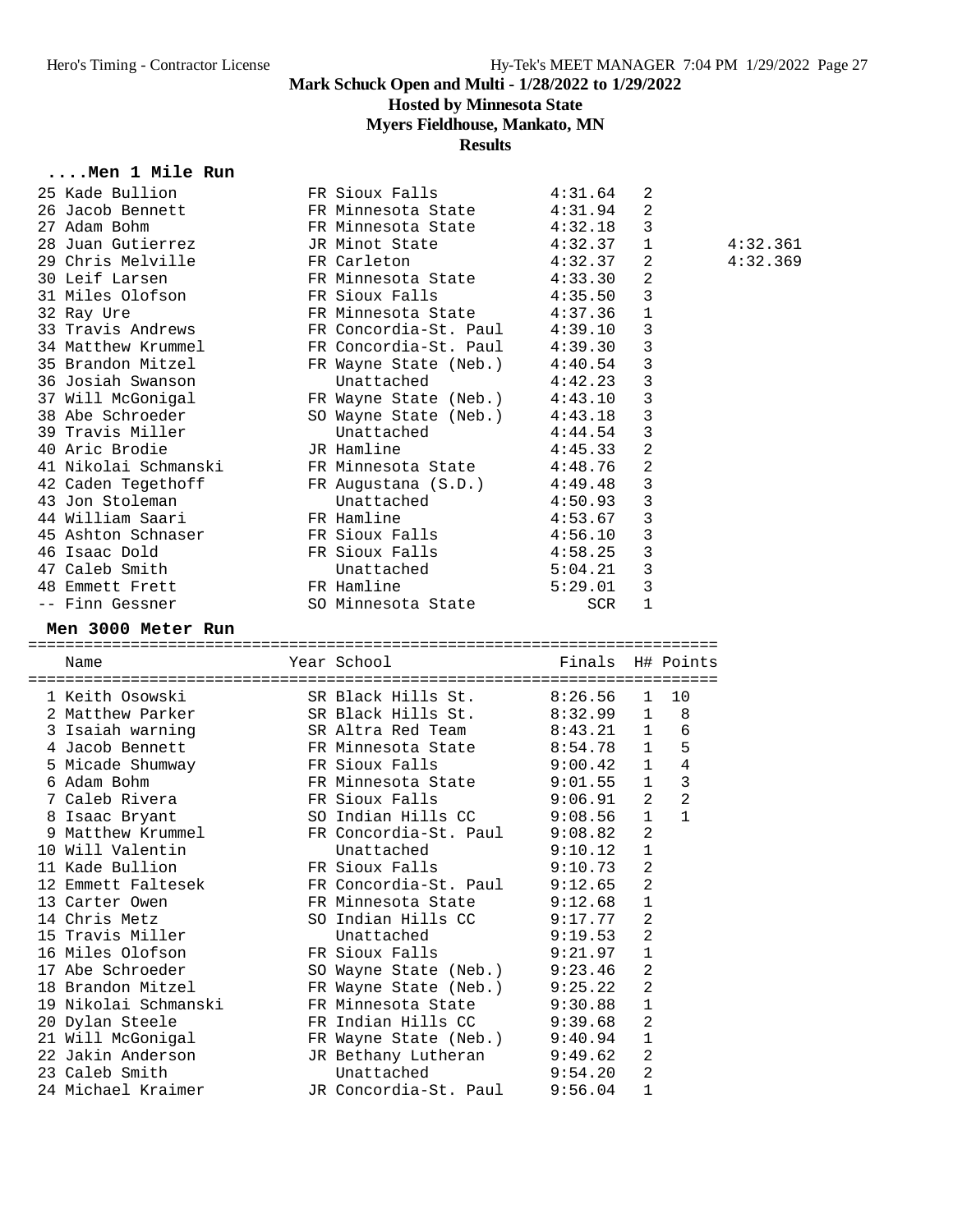Mark Schuck Open and Multi - 1/28/2022 to 1/29/2022

Hosted by Minnesota State

Myers Fieldhouse, Mankato, MN

Results

### ....Men 1 Mile Run

| Place | Name | Year | School | Finals | H# | |
|---|---|---|---|---|---|---|
| 25 | Kade Bullion | FR | Sioux Falls | 4:31.64 | 2 | |
| 26 | Jacob Bennett | FR | Minnesota State | 4:31.94 | 2 | |
| 27 | Adam Bohm | FR | Minnesota State | 4:32.18 | 3 | |
| 28 | Juan Gutierrez | JR | Minot State | 4:32.37 | 1 | 4:32.361 |
| 29 | Chris Melville | FR | Carleton | 4:32.37 | 2 | 4:32.369 |
| 30 | Leif Larsen | FR | Minnesota State | 4:33.30 | 2 | |
| 31 | Miles Olofson | FR | Sioux Falls | 4:35.50 | 3 | |
| 32 | Ray Ure | FR | Minnesota State | 4:37.36 | 1 | |
| 33 | Travis Andrews | FR | Concordia-St. Paul | 4:39.10 | 3 | |
| 34 | Matthew Krummel | FR | Concordia-St. Paul | 4:39.30 | 3 | |
| 35 | Brandon Mitzel | FR | Wayne State (Neb.) | 4:40.54 | 3 | |
| 36 | Josiah Swanson | | Unattached | 4:42.23 | 3 | |
| 37 | Will McGonigal | FR | Wayne State (Neb.) | 4:43.10 | 3 | |
| 38 | Abe Schroeder | SO | Wayne State (Neb.) | 4:43.18 | 3 | |
| 39 | Travis Miller | | Unattached | 4:44.54 | 3 | |
| 40 | Aric Brodie | JR | Hamline | 4:45.33 | 2 | |
| 41 | Nikolai Schmanski | FR | Minnesota State | 4:48.76 | 2 | |
| 42 | Caden Tegethoff | FR | Augustana (S.D.) | 4:49.48 | 3 | |
| 43 | Jon Stoleman | | Unattached | 4:50.93 | 3 | |
| 44 | William Saari | FR | Hamline | 4:53.67 | 3 | |
| 45 | Ashton Schnaser | FR | Sioux Falls | 4:56.10 | 3 | |
| 46 | Isaac Dold | FR | Sioux Falls | 4:58.25 | 3 | |
| 47 | Caleb Smith | | Unattached | 5:04.21 | 3 | |
| 48 | Emmett Frett | FR | Hamline | 5:29.01 | 3 | |
| -- | Finn Gessner | SO | Minnesota State | SCR | 1 | |

### Men 3000 Meter Run

| Place | Name | Year | School | Finals | H# | Points |
|---|---|---|---|---|---|---|
| 1 | Keith Osowski | SR | Black Hills St. | 8:26.56 | 1 | 10 |
| 2 | Matthew Parker | SR | Black Hills St. | 8:32.99 | 1 | 8 |
| 3 | Isaiah warning | SR | Altra Red Team | 8:43.21 | 1 | 6 |
| 4 | Jacob Bennett | FR | Minnesota State | 8:54.78 | 1 | 5 |
| 5 | Micade Shumway | FR | Sioux Falls | 9:00.42 | 1 | 4 |
| 6 | Adam Bohm | FR | Minnesota State | 9:01.55 | 1 | 3 |
| 7 | Caleb Rivera | FR | Sioux Falls | 9:06.91 | 2 | 2 |
| 8 | Isaac Bryant | SO | Indian Hills CC | 9:08.56 | 1 | 1 |
| 9 | Matthew Krummel | FR | Concordia-St. Paul | 9:08.82 | 2 | |
| 10 | Will Valentin | | Unattached | 9:10.12 | 1 | |
| 11 | Kade Bullion | FR | Sioux Falls | 9:10.73 | 2 | |
| 12 | Emmett Faltesek | FR | Concordia-St. Paul | 9:12.65 | 2 | |
| 13 | Carter Owen | FR | Minnesota State | 9:12.68 | 1 | |
| 14 | Chris Metz | SO | Indian Hills CC | 9:17.77 | 2 | |
| 15 | Travis Miller | | Unattached | 9:19.53 | 2 | |
| 16 | Miles Olofson | FR | Sioux Falls | 9:21.97 | 1 | |
| 17 | Abe Schroeder | SO | Wayne State (Neb.) | 9:23.46 | 2 | |
| 18 | Brandon Mitzel | FR | Wayne State (Neb.) | 9:25.22 | 2 | |
| 19 | Nikolai Schmanski | FR | Minnesota State | 9:30.88 | 1 | |
| 20 | Dylan Steele | FR | Indian Hills CC | 9:39.68 | 2 | |
| 21 | Will McGonigal | FR | Wayne State (Neb.) | 9:40.94 | 1 | |
| 22 | Jakin Anderson | JR | Bethany Lutheran | 9:49.62 | 2 | |
| 23 | Caleb Smith | | Unattached | 9:54.20 | 2 | |
| 24 | Michael Kraimer | JR | Concordia-St. Paul | 9:56.04 | 1 | |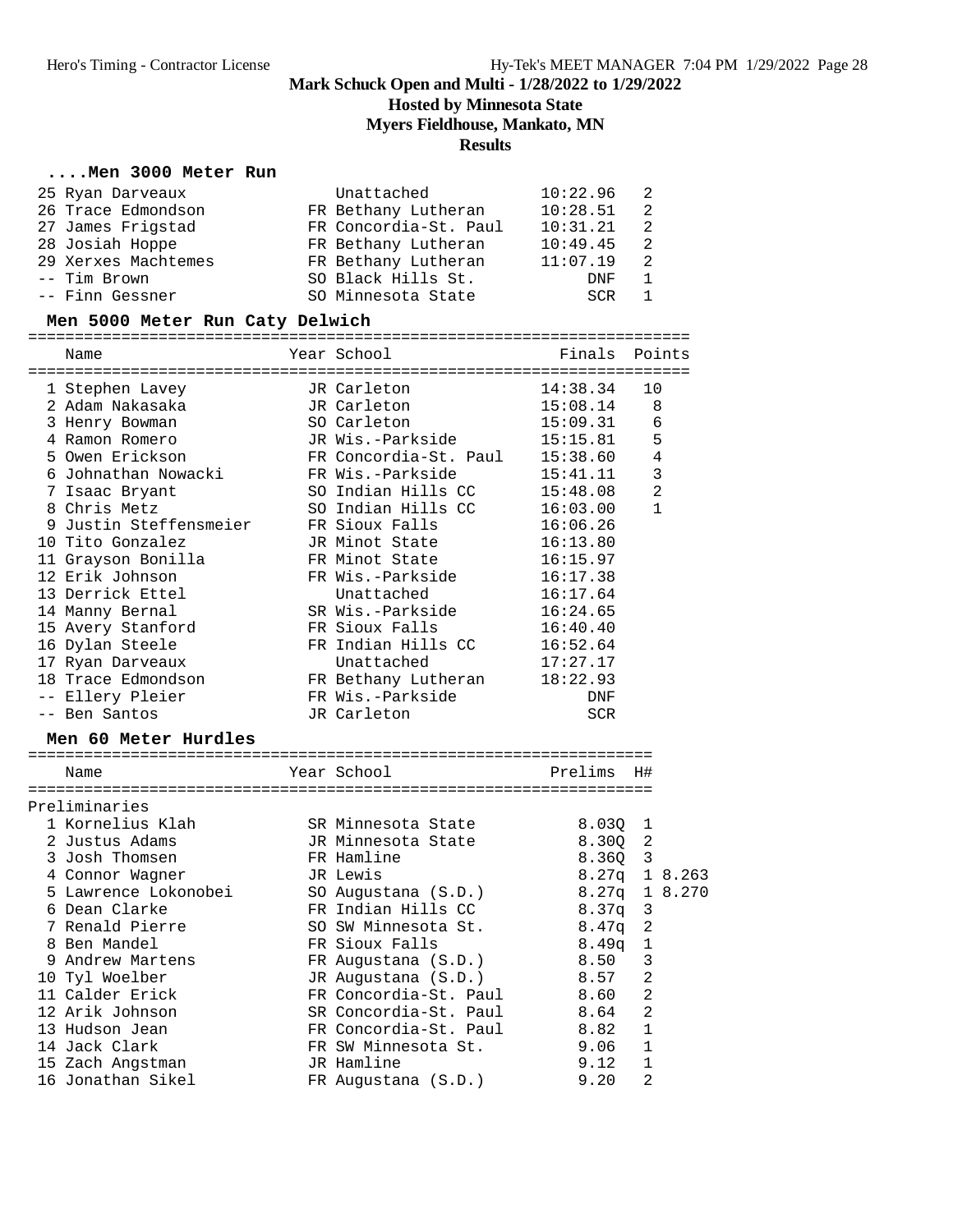# Mark Schuck Open and Multi - 1/28/2022 to 1/29/2022

## Hosted by Minnesota State

## Myers Fieldhouse, Mankato, MN

## Results

### ....Men 3000 Meter Run

| Place | Name | Year | School | Finals | H# |
|---|---|---|---|---|---|
| 25 | Ryan Darveaux | | Unattached | 10:22.96 | 2 |
| 26 | Trace Edmondson | FR | Bethany Lutheran | 10:28.51 | 2 |
| 27 | James Frigstad | FR | Concordia-St. Paul | 10:31.21 | 2 |
| 28 | Josiah Hoppe | FR | Bethany Lutheran | 10:49.45 | 2 |
| 29 | Xerxes Machtemes | FR | Bethany Lutheran | 11:07.19 | 2 |
| -- | Tim Brown | SO | Black Hills St. | DNF | 1 |
| -- | Finn Gessner | SO | Minnesota State | SCR | 1 |

### Men 5000 Meter Run Caty Delwich

| Place | Name | Year | School | Finals | Points |
|---|---|---|---|---|---|
| 1 | Stephen Lavey | JR | Carleton | 14:38.34 | 10 |
| 2 | Adam Nakasaka | JR | Carleton | 15:08.14 | 8 |
| 3 | Henry Bowman | SO | Carleton | 15:09.31 | 6 |
| 4 | Ramon Romero | JR | Wis.-Parkside | 15:15.81 | 5 |
| 5 | Owen Erickson | FR | Concordia-St. Paul | 15:38.60 | 4 |
| 6 | Johnathan Nowacki | FR | Wis.-Parkside | 15:41.11 | 3 |
| 7 | Isaac Bryant | SO | Indian Hills CC | 15:48.08 | 2 |
| 8 | Chris Metz | SO | Indian Hills CC | 16:03.00 | 1 |
| 9 | Justin Steffensmeier | FR | Sioux Falls | 16:06.26 | |
| 10 | Tito Gonzalez | JR | Minot State | 16:13.80 | |
| 11 | Grayson Bonilla | FR | Minot State | 16:15.97 | |
| 12 | Erik Johnson | FR | Wis.-Parkside | 16:17.38 | |
| 13 | Derrick Ettel | | Unattached | 16:17.64 | |
| 14 | Manny Bernal | SR | Wis.-Parkside | 16:24.65 | |
| 15 | Avery Stanford | FR | Sioux Falls | 16:40.40 | |
| 16 | Dylan Steele | FR | Indian Hills CC | 16:52.64 | |
| 17 | Ryan Darveaux | | Unattached | 17:27.17 | |
| 18 | Trace Edmondson | FR | Bethany Lutheran | 18:22.93 | |
| -- | Ellery Pleier | FR | Wis.-Parkside | DNF | |
| -- | Ben Santos | JR | Carleton | SCR | |

### Men 60 Meter Hurdles

Preliminaries

| Place | Name | Year | School | Prelims | H# | |
|---|---|---|---|---|---|---|
| 1 | Kornelius Klah | SR | Minnesota State | 8.03Q | 1 | |
| 2 | Justus Adams | JR | Minnesota State | 8.30Q | 2 | |
| 3 | Josh Thomsen | FR | Hamline | 8.36Q | 3 | |
| 4 | Connor Wagner | JR | Lewis | 8.27q | 1 | 8.263 |
| 5 | Lawrence Lokonobei | SO | Augustana (S.D.) | 8.27q | 1 | 8.270 |
| 6 | Dean Clarke | FR | Indian Hills CC | 8.37q | 3 | |
| 7 | Renald Pierre | SO | SW Minnesota St. | 8.47q | 2 | |
| 8 | Ben Mandel | FR | Sioux Falls | 8.49q | 1 | |
| 9 | Andrew Martens | FR | Augustana (S.D.) | 8.50 | 3 | |
| 10 | Tyl Woelber | JR | Augustana (S.D.) | 8.57 | 2 | |
| 11 | Calder Erick | FR | Concordia-St. Paul | 8.60 | 2 | |
| 12 | Arik Johnson | SR | Concordia-St. Paul | 8.64 | 2 | |
| 13 | Hudson Jean | FR | Concordia-St. Paul | 8.82 | 1 | |
| 14 | Jack Clark | FR | SW Minnesota St. | 9.06 | 1 | |
| 15 | Zach Angstman | JR | Hamline | 9.12 | 1 | |
| 16 | Jonathan Sikel | FR | Augustana (S.D.) | 9.20 | 2 | |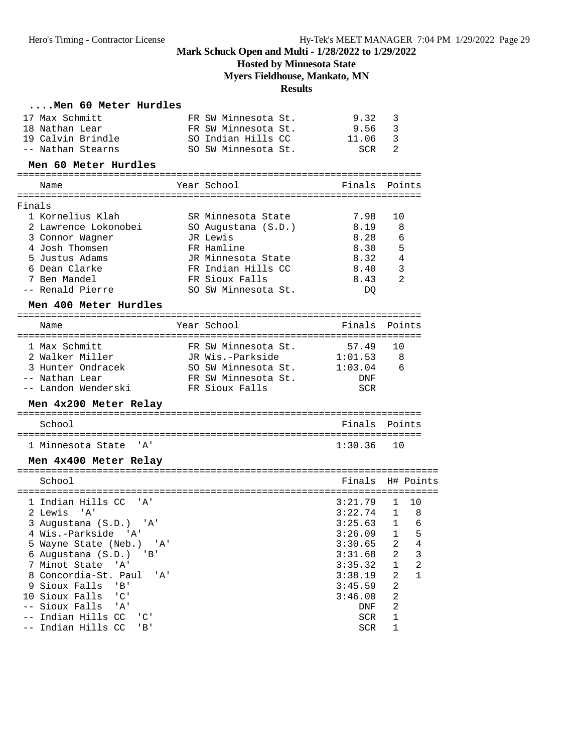# Mark Schuck Open and Multi - 1/28/2022 to 1/29/2022

## Hosted by Minnesota State

## Myers Fieldhouse, Mankato, MN

## Results

### ....Men 60 Meter Hurdles

| Place | Name | Year | School | Finals | H# |
|---|---|---|---|---|---|
| 17 | Max Schmitt | FR | SW Minnesota St. | 9.32 | 3 |
| 18 | Nathan Lear | FR | SW Minnesota St. | 9.56 | 3 |
| 19 | Calvin Brindle | SO | Indian Hills CC | 11.06 | 3 |
| -- | Nathan Stearns | SO | SW Minnesota St. | SCR | 2 |

### Men 60 Meter Hurdles

Finals

| Place | Name | Year | School | Finals | Points |
|---|---|---|---|---|---|
| 1 | Kornelius Klah | SR | Minnesota State | 7.98 | 10 |
| 2 | Lawrence Lokonobei | SO | Augustana (S.D.) | 8.19 | 8 |
| 3 | Connor Wagner | JR | Lewis | 8.28 | 6 |
| 4 | Josh Thomsen | FR | Hamline | 8.30 | 5 |
| 5 | Justus Adams | JR | Minnesota State | 8.32 | 4 |
| 6 | Dean Clarke | FR | Indian Hills CC | 8.40 | 3 |
| 7 | Ben Mandel | FR | Sioux Falls | 8.43 | 2 |
| -- | Renald Pierre | SO | SW Minnesota St. | DQ | |

### Men 400 Meter Hurdles

| Place | Name | Year | School | Finals | Points |
|---|---|---|---|---|---|
| 1 | Max Schmitt | FR | SW Minnesota St. | 57.49 | 10 |
| 2 | Walker Miller | JR | Wis.-Parkside | 1:01.53 | 8 |
| 3 | Hunter Ondracek | SO | SW Minnesota St. | 1:03.04 | 6 |
| -- | Nathan Lear | FR | SW Minnesota St. | DNF | |
| -- | Landon Wenderski | FR | Sioux Falls | SCR | |

### Men 4x200 Meter Relay

| Place | School | Finals | Points |
|---|---|---|---|
| 1 | Minnesota State 'A' | 1:30.36 | 10 |

### Men 4x400 Meter Relay

| Place | School | Finals | H# | Points |
|---|---|---|---|---|
| 1 | Indian Hills CC 'A' | 3:21.79 | 1 | 10 |
| 2 | Lewis 'A' | 3:22.74 | 1 | 8 |
| 3 | Augustana (S.D.) 'A' | 3:25.63 | 1 | 6 |
| 4 | Wis.-Parkside 'A' | 3:26.09 | 1 | 5 |
| 5 | Wayne State (Neb.) 'A' | 3:30.65 | 2 | 4 |
| 6 | Augustana (S.D.) 'B' | 3:31.68 | 2 | 3 |
| 7 | Minot State 'A' | 3:35.32 | 1 | 2 |
| 8 | Concordia-St. Paul 'A' | 3:38.19 | 2 | 1 |
| 9 | Sioux Falls 'B' | 3:45.59 | 2 | |
| 10 | Sioux Falls 'C' | 3:46.00 | 2 | |
| -- | Sioux Falls 'A' | DNF | 2 | |
| -- | Indian Hills CC 'C' | SCR | 1 | |
| -- | Indian Hills CC 'B' | SCR | 1 | |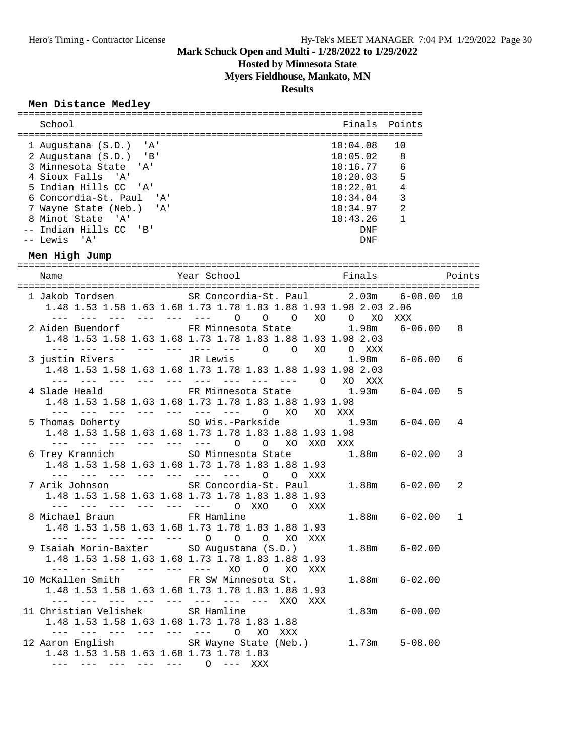# Mark Schuck Open and Multi - 1/28/2022 to 1/29/2022

## Hosted by Minnesota State

## Myers Fieldhouse, Mankato, MN

## Results

### Men Distance Medley

| Place | School | Finals | Points |
|---|---|---|---|
| 1 | Augustana (S.D.) 'A' | 10:04.08 | 10 |
| 2 | Augustana (S.D.) 'B' | 10:05.02 | 8 |
| 3 | Minnesota State 'A' | 10:16.77 | 6 |
| 4 | Sioux Falls 'A' | 10:20.03 | 5 |
| 5 | Indian Hills CC 'A' | 10:22.01 | 4 |
| 6 | Concordia-St. Paul 'A' | 10:34.04 | 3 |
| 7 | Wayne State (Neb.) 'A' | 10:34.97 | 2 |
| 8 | Minot State 'A' | 10:43.26 | 1 |
| -- | Indian Hills CC 'B' | DNF | |
| -- | Lewis 'A' | DNF | |

### Men High Jump

```
================================================================================
   Name                    Year School                  Finals            Points
================================================================================
  1 Jakob Tordsen          SR Concordia-St. Paul      2.03m    6-08.00  10
     1.48 1.53 1.58 1.63 1.68 1.73 1.78 1.83 1.88 1.93 1.98 2.03 2.06
      ---  ---  ---  ---  ---  ---    O    O    O   XO    O   XO  XXX
  2 Aiden Buendorf         FR Minnesota State         1.98m    6-06.00   8
     1.48 1.53 1.58 1.63 1.68 1.73 1.78 1.83 1.88 1.93 1.98 2.03
      ---  ---  ---  ---  ---  ---  ---    O    O   XO    O  XXX
  3 justin Rivers          JR Lewis                   1.98m    6-06.00   6
     1.48 1.53 1.58 1.63 1.68 1.73 1.78 1.83 1.88 1.93 1.98 2.03
      ---  ---  ---  ---  ---  ---  ---  ---  ---    O   XO  XXX
  4 Slade Heald            FR Minnesota State         1.93m    6-04.00   5
     1.48 1.53 1.58 1.63 1.68 1.73 1.78 1.83 1.88 1.93 1.98
      ---  ---  ---  ---  ---  ---  ---    O   XO   XO  XXX
  5 Thomas Doherty         SO Wis.-Parkside           1.93m    6-04.00   4
     1.48 1.53 1.58 1.63 1.68 1.73 1.78 1.83 1.88 1.93 1.98
      ---  ---  ---  ---  ---  ---    O    O   XO  XXO  XXX
  6 Trey Krannich          SO Minnesota State         1.88m    6-02.00   3
     1.48 1.53 1.58 1.63 1.68 1.73 1.78 1.83 1.88 1.93
      ---  ---  ---  ---  ---  ---  ---    O    O  XXX
  7 Arik Johnson           SR Concordia-St. Paul      1.88m    6-02.00   2
     1.48 1.53 1.58 1.63 1.68 1.73 1.78 1.83 1.88 1.93
      ---  ---  ---  ---  ---  ---    O  XXO    O  XXX
  8 Michael Braun          FR Hamline                 1.88m    6-02.00   1
     1.48 1.53 1.58 1.63 1.68 1.73 1.78 1.83 1.88 1.93
      ---  ---  ---  ---  ---    O    O    O   XO  XXX
  9 Isaiah Morin-Baxter    SO Augustana (S.D.)        1.88m    6-02.00
     1.48 1.53 1.58 1.63 1.68 1.73 1.78 1.83 1.88 1.93
      ---  ---  ---  ---  ---  ---   XO    O   XO  XXX
 10 McKallen Smith         FR SW Minnesota St.        1.88m    6-02.00
     1.48 1.53 1.58 1.63 1.68 1.73 1.78 1.83 1.88 1.93
      ---  ---  ---  ---  ---  ---  ---  ---  XXO  XXX
 11 Christian Velishek     SR Hamline                 1.83m    6-00.00
     1.48 1.53 1.58 1.63 1.68 1.73 1.78 1.83 1.88
      ---  ---  ---  ---  ---  ---    O   XO  XXX
 12 Aaron English          SR Wayne State (Neb.)      1.73m    5-08.00
     1.48 1.53 1.58 1.63 1.68 1.73 1.78 1.83
      ---  ---  ---  ---  ---    O  ---  XXX
```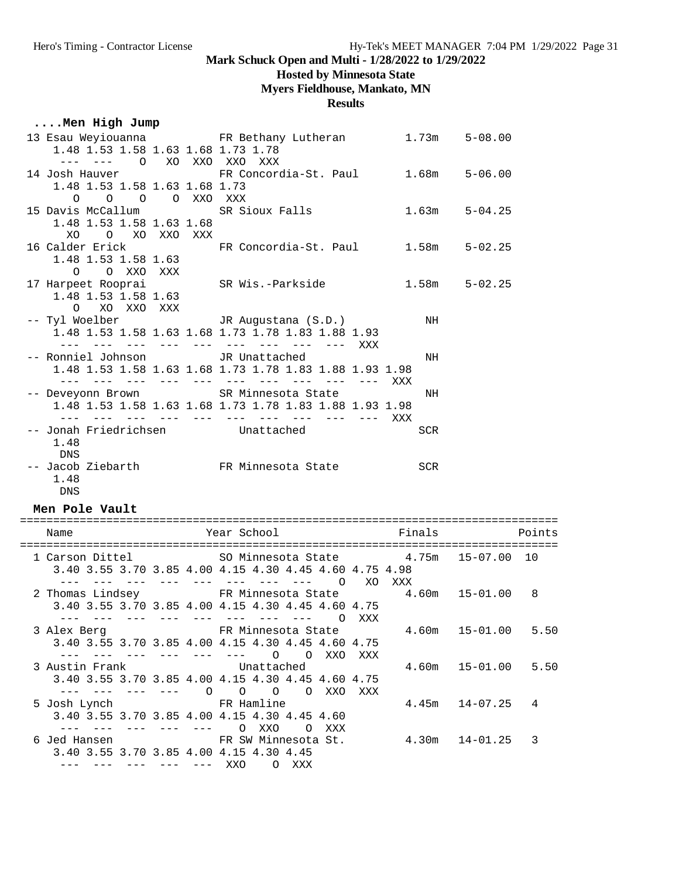# Mark Schuck Open and Multi - 1/28/2022 to 1/29/2022

## Hosted by Minnesota State

## Myers Fieldhouse, Mankato, MN

## Results

### ....Men High Jump

```
 13 Esau Weyiouanna           FR Bethany Lutheran         1.73m    5-08.00
     1.48 1.53 1.58 1.63 1.68 1.73 1.78
      ---  ---    O   XO  XXO  XXO  XXX
 14 Josh Hauver               FR Concordia-St. Paul       1.68m    5-06.00
     1.48 1.53 1.58 1.63 1.68 1.73
        O    O    O    O  XXO  XXX
 15 Davis McCallum            SR Sioux Falls              1.63m    5-04.25
     1.48 1.53 1.58 1.63 1.68
       XO    O   XO  XXO  XXX
 16 Calder Erick              FR Concordia-St. Paul       1.58m    5-02.25
     1.48 1.53 1.58 1.63
        O    O  XXO  XXX
 17 Harpeet Rooprai           SR Wis.-Parkside            1.58m    5-02.25
     1.48 1.53 1.58 1.63
        O   XO  XXO  XXX
 -- Tyl Woelber               JR Augustana (S.D.)            NH
     1.48 1.53 1.58 1.63 1.68 1.73 1.78 1.83 1.88 1.93
      ---  ---  ---  ---  ---  ---  ---  ---  ---  XXX
 -- Ronniel Johnson           JR Unattached                  NH
     1.48 1.53 1.58 1.63 1.68 1.73 1.78 1.83 1.88 1.93 1.98
      ---  ---  ---  ---  ---  ---  ---  ---  ---  ---  XXX
 -- Deveyonn Brown            SR Minnesota State             NH
     1.48 1.53 1.58 1.63 1.68 1.73 1.78 1.83 1.88 1.93 1.98
      ---  ---  ---  ---  ---  ---  ---  ---  ---  ---  XXX
 -- Jonah Friedrichsen           Unattached                 SCR
     1.48
      DNS
 -- Jacob Ziebarth            FR Minnesota State            SCR
     1.48
      DNS
```

### Men Pole Vault

```
=================================================================================
    Name                    Year School                  Finals            Points
=================================================================================
  1 Carson Dittel             SO Minnesota State          4.75m   15-07.00  10
     3.40 3.55 3.70 3.85 4.00 4.15 4.30 4.45 4.60 4.75 4.98
      ---  ---  ---  ---  ---  ---  ---  ---    O   XO  XXX
  2 Thomas Lindsey            FR Minnesota State          4.60m   15-01.00   8
     3.40 3.55 3.70 3.85 4.00 4.15 4.30 4.45 4.60 4.75
      ---  ---  ---  ---  ---  ---  ---  ---    O  XXX
  3 Alex Berg                 FR Minnesota State          4.60m   15-01.00   5.50
     3.40 3.55 3.70 3.85 4.00 4.15 4.30 4.45 4.60 4.75
      ---  ---  ---  ---  ---  ---    O    O  XXO  XXX
  3 Austin Frank                 Unattached               4.60m   15-01.00   5.50
     3.40 3.55 3.70 3.85 4.00 4.15 4.30 4.45 4.60 4.75
      ---  ---  ---  ---    O    O    O    O  XXO  XXX
  5 Josh Lynch                FR Hamline                  4.45m   14-07.25   4
     3.40 3.55 3.70 3.85 4.00 4.15 4.30 4.45 4.60
      ---  ---  ---  ---  ---    O  XXO    O  XXX
  6 Jed Hansen                FR SW Minnesota St.         4.30m   14-01.25   3
     3.40 3.55 3.70 3.85 4.00 4.15 4.30 4.45
      ---  ---  ---  ---  ---  XXO    O  XXX
```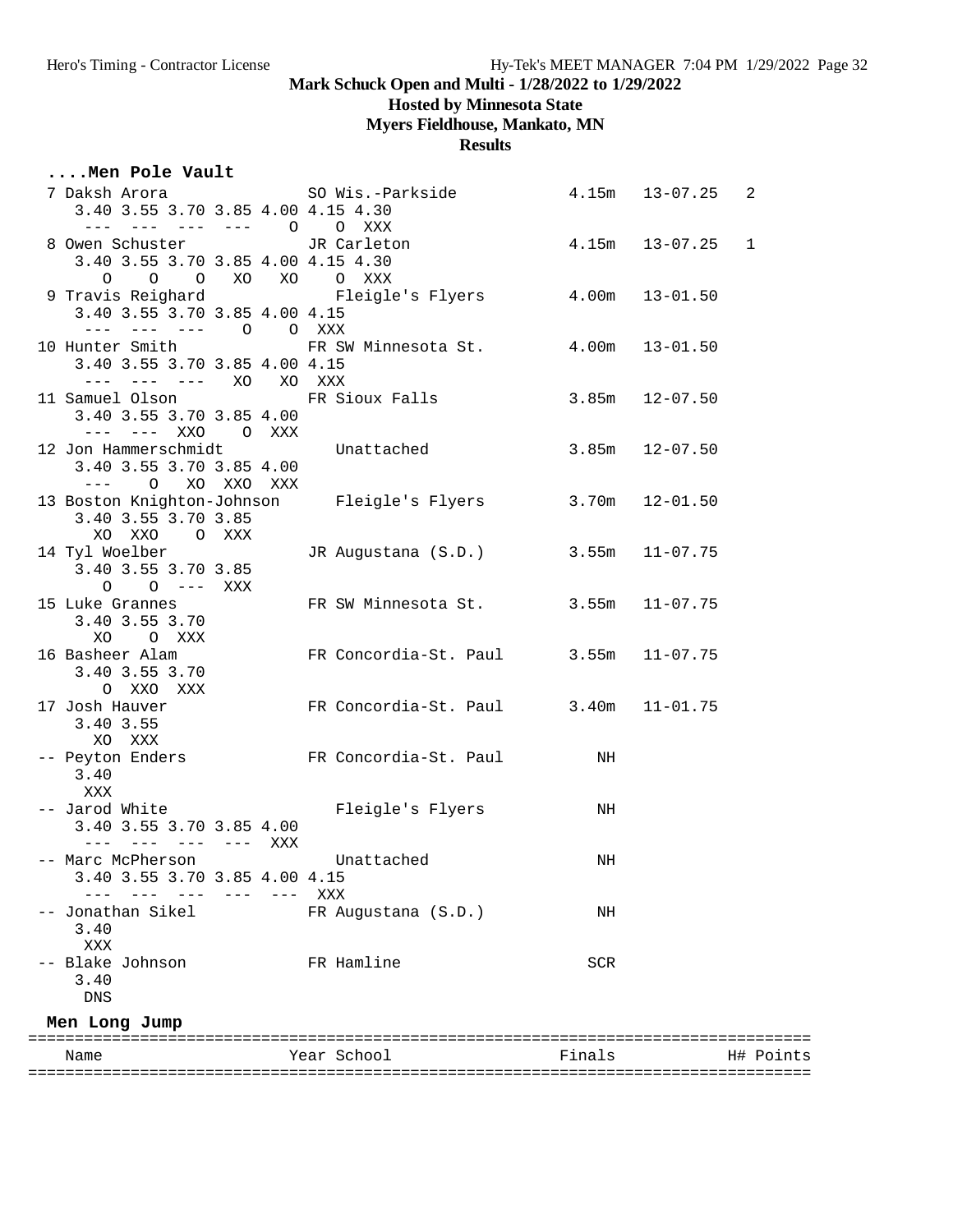Mark Schuck Open and Multi - 1/28/2022 to 1/29/2022

Hosted by Minnesota State

Myers Fieldhouse, Mankato, MN

Results

```
....Men Pole Vault
  7 Daksh Arora              SO Wis.-Parkside           4.15m   13-07.25   2
     3.40 3.55 3.70 3.85 4.00 4.15 4.30
      ---  ---  ---  ---    O    O  XXX
  8 Owen Schuster            JR Carleton                4.15m   13-07.25   1
     3.40 3.55 3.70 3.85 4.00 4.15 4.30
        O    O    O   XO   XO    O  XXX
  9 Travis Reighard             Fleigle's Flyers        4.00m   13-01.50
     3.40 3.55 3.70 3.85 4.00 4.15
      ---  ---  ---    O    O  XXX
 10 Hunter Smith             FR SW Minnesota St.        4.00m   13-01.50
     3.40 3.55 3.70 3.85 4.00 4.15
      ---  ---  ---   XO   XO  XXX
 11 Samuel Olson             FR Sioux Falls             3.85m   12-07.50
     3.40 3.55 3.70 3.85 4.00
      ---  ---  XXO    O  XXX
 12 Jon Hammerschmidt           Unattached              3.85m   12-07.50
     3.40 3.55 3.70 3.85 4.00
      ---    O   XO  XXO  XXX
 13 Boston Knighton-Johnson     Fleigle's Flyers        3.70m   12-01.50
     3.40 3.55 3.70 3.85
       XO  XXO    O  XXX
 14 Tyl Woelber              JR Augustana (S.D.)        3.55m   11-07.75
     3.40 3.55 3.70 3.85
        O    O  ---  XXX
 15 Luke Grannes             FR SW Minnesota St.        3.55m   11-07.75
     3.40 3.55 3.70
       XO    O  XXX
 16 Basheer Alam             FR Concordia-St. Paul      3.55m   11-07.75
     3.40 3.55 3.70
        O  XXO  XXX
 17 Josh Hauver              FR Concordia-St. Paul      3.40m   11-01.75
     3.40 3.55
       XO  XXX
 -- Peyton Enders            FR Concordia-St. Paul         NH
     3.40
      XXX
 -- Jarod White                 Fleigle's Flyers           NH
     3.40 3.55 3.70 3.85 4.00
      ---  ---  ---  ---  XXX
 -- Marc McPherson              Unattached                 NH
     3.40 3.55 3.70 3.85 4.00 4.15
      ---  ---  ---  ---  ---  XXX
 -- Jonathan Sikel           FR Augustana (S.D.)           NH
     3.40
      XXX
 -- Blake Johnson            FR Hamline                   SCR
     3.40
      DNS
```

### Men Long Jump

```
=====================================================================================
    Name                    Year School                  Finals            H# Points
=====================================================================================
```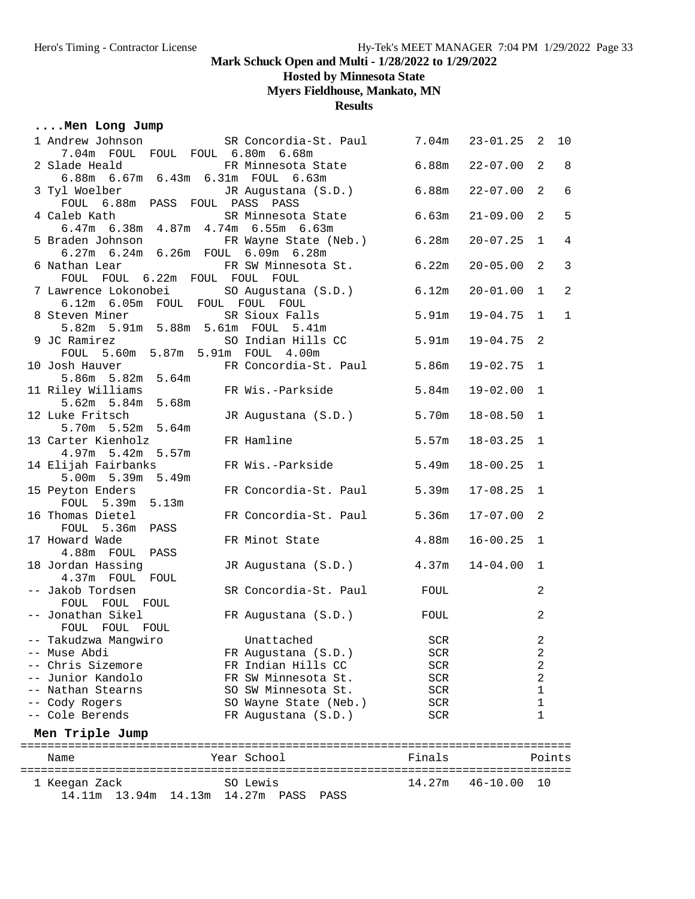# Mark Schuck Open and Multi - 1/28/2022 to 1/29/2022

## Hosted by Minnesota State

## Myers Fieldhouse, Mankato, MN

## Results

### ....Men Long Jump

| Place | Name | Year School | Finals | | Flight | Points |
|---|---|---|---|---|---|---|
| 1 | Andrew Johnson | SR Concordia-St. Paul | 7.04m | 23-01.25 | 2 | 10 |
| | 7.04m FOUL FOUL FOUL 6.80m 6.68m | | | | | |
| 2 | Slade Heald | FR Minnesota State | 6.88m | 22-07.00 | 2 | 8 |
| | 6.88m 6.67m 6.43m 6.31m FOUL 6.63m | | | | | |
| 3 | Tyl Woelber | JR Augustana (S.D.) | 6.88m | 22-07.00 | 2 | 6 |
| | FOUL 6.88m PASS FOUL PASS PASS | | | | | |
| 4 | Caleb Kath | SR Minnesota State | 6.63m | 21-09.00 | 2 | 5 |
| | 6.47m 6.38m 4.87m 4.74m 6.55m 6.63m | | | | | |
| 5 | Braden Johnson | FR Wayne State (Neb.) | 6.28m | 20-07.25 | 1 | 4 |
| | 6.27m 6.24m 6.26m FOUL 6.09m 6.28m | | | | | |
| 6 | Nathan Lear | FR SW Minnesota St. | 6.22m | 20-05.00 | 2 | 3 |
| | FOUL FOUL 6.22m FOUL FOUL FOUL | | | | | |
| 7 | Lawrence Lokonobei | SO Augustana (S.D.) | 6.12m | 20-01.00 | 1 | 2 |
| | 6.12m 6.05m FOUL FOUL FOUL FOUL | | | | | |
| 8 | Steven Miner | SR Sioux Falls | 5.91m | 19-04.75 | 1 | 1 |
| | 5.82m 5.91m 5.88m 5.61m FOUL 5.41m | | | | | |
| 9 | JC Ramirez | SO Indian Hills CC | 5.91m | 19-04.75 | 2 | |
| | FOUL 5.60m 5.87m 5.91m FOUL 4.00m | | | | | |
| 10 | Josh Hauver | FR Concordia-St. Paul | 5.86m | 19-02.75 | 1 | |
| | 5.86m 5.82m 5.64m | | | | | |
| 11 | Riley Williams | FR Wis.-Parkside | 5.84m | 19-02.00 | 1 | |
| | 5.62m 5.84m 5.68m | | | | | |
| 12 | Luke Fritsch | JR Augustana (S.D.) | 5.70m | 18-08.50 | 1 | |
| | 5.70m 5.52m 5.64m | | | | | |
| 13 | Carter Kienholz | FR Hamline | 5.57m | 18-03.25 | 1 | |
| | 4.97m 5.42m 5.57m | | | | | |
| 14 | Elijah Fairbanks | FR Wis.-Parkside | 5.49m | 18-00.25 | 1 | |
| | 5.00m 5.39m 5.49m | | | | | |
| 15 | Peyton Enders | FR Concordia-St. Paul | 5.39m | 17-08.25 | 1 | |
| | FOUL 5.39m 5.13m | | | | | |
| 16 | Thomas Dietel | FR Concordia-St. Paul | 5.36m | 17-07.00 | 2 | |
| | FOUL 5.36m PASS | | | | | |
| 17 | Howard Wade | FR Minot State | 4.88m | 16-00.25 | 1 | |
| | 4.88m FOUL PASS | | | | | |
| 18 | Jordan Hassing | JR Augustana (S.D.) | 4.37m | 14-04.00 | 1 | |
| | 4.37m FOUL FOUL | | | | | |
| -- | Jakob Tordsen | SR Concordia-St. Paul | FOUL | | 2 | |
| | FOUL FOUL FOUL | | | | | |
| -- | Jonathan Sikel | FR Augustana (S.D.) | FOUL | | 2 | |
| | FOUL FOUL FOUL | | | | | |
| -- | Takudzwa Mangwiro | Unattached | SCR | | 2 | |
| -- | Muse Abdi | FR Augustana (S.D.) | SCR | | 2 | |
| -- | Chris Sizemore | FR Indian Hills CC | SCR | | 2 | |
| -- | Junior Kandolo | FR SW Minnesota St. | SCR | | 2 | |
| -- | Nathan Stearns | SO SW Minnesota St. | SCR | | 1 | |
| -- | Cody Rogers | SO Wayne State (Neb.) | SCR | | 1 | |
| -- | Cole Berends | FR Augustana (S.D.) | SCR | | 1 | |

### Men Triple Jump

| Place | Name | Year School | Finals | | Points |
|---|---|---|---|---|---|
| 1 | Keegan Zack | SO Lewis | 14.27m | 46-10.00 | 10 |
| | 14.11m 13.94m 14.13m 14.27m PASS PASS | | | | |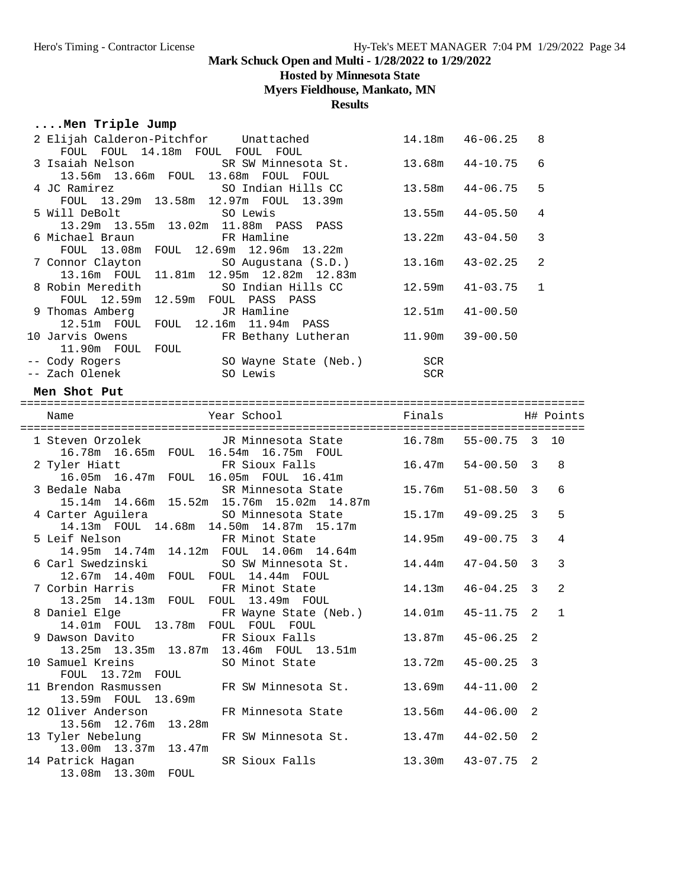# Mark Schuck Open and Multi - 1/28/2022 to 1/29/2022

## Hosted by Minnesota State

## Myers Fieldhouse, Mankato, MN

## Results

### ....Men Triple Jump

```
  2 Elijah Calderon-Pitchfor     Unattached               14.18m   46-06.25   8
     FOUL  FOUL  14.18m  FOUL  FOUL  FOUL
  3 Isaiah Nelson             SR SW Minnesota St.        13.68m   44-10.75   6
     13.56m  13.66m  FOUL  13.68m  FOUL  FOUL
  4 JC Ramirez                SO Indian Hills CC         13.58m   44-06.75   5
     FOUL  13.29m  13.58m  12.97m  FOUL  13.39m
  5 Will DeBolt               SO Lewis                   13.55m   44-05.50   4
     13.29m  13.55m  13.02m  11.88m  PASS  PASS
  6 Michael Braun             FR Hamline                 13.22m   43-04.50   3
     FOUL  13.08m  FOUL  12.69m  12.96m  13.22m
  7 Connor Clayton            SO Augustana (S.D.)        13.16m   43-02.25   2
     13.16m  FOUL  11.81m  12.95m  12.82m  12.83m
  8 Robin Meredith            SO Indian Hills CC         12.59m   41-03.75   1
     FOUL  12.59m  12.59m  FOUL  PASS  PASS
  9 Thomas Amberg             JR Hamline                 12.51m   41-00.50
     12.51m  FOUL  FOUL  12.16m  11.94m  PASS
 10 Jarvis Owens              FR Bethany Lutheran        11.90m   39-00.50
     11.90m  FOUL  FOUL
 -- Cody Rogers               SO Wayne State (Neb.)        SCR
 -- Zach Olenek               SO Lewis                     SCR
```

### Men Shot Put

```
==================================================================================
    Name                    Year School                  Finals            H# Points
==================================================================================
  1 Steven Orzolek          JR Minnesota State        16.78m   55-00.75  3  10
     16.78m  16.65m  FOUL  16.54m  16.75m  FOUL
  2 Tyler Hiatt             FR Sioux Falls            16.47m   54-00.50  3   8
     16.05m  16.47m  FOUL  16.05m  FOUL  16.41m
  3 Bedale Naba             SR Minnesota State        15.76m   51-08.50  3   6
     15.14m  14.66m  15.52m  15.76m  15.02m  14.87m
  4 Carter Aguilera         SO Minnesota State        15.17m   49-09.25  3   5
     14.13m  FOUL  14.68m  14.50m  14.87m  15.17m
  5 Leif Nelson             FR Minot State            14.95m   49-00.75  3   4
     14.95m  14.74m  14.12m  FOUL  14.06m  14.64m
  6 Carl Swedzinski         SO SW Minnesota St.       14.44m   47-04.50  3   3
     12.67m  14.40m  FOUL  FOUL  14.44m  FOUL
  7 Corbin Harris           FR Minot State            14.13m   46-04.25  3   2
     13.25m  14.13m  FOUL  FOUL  13.49m  FOUL
  8 Daniel Elge             FR Wayne State (Neb.)     14.01m   45-11.75  2   1
     14.01m  FOUL  13.78m  FOUL  FOUL  FOUL
  9 Dawson Davito           FR Sioux Falls            13.87m   45-06.25  2
     13.25m  13.35m  13.87m  13.46m  FOUL  13.51m
 10 Samuel Kreins           SO Minot State            13.72m   45-00.25  3
     FOUL  13.72m  FOUL
 11 Brendon Rasmussen       FR SW Minnesota St.       13.69m   44-11.00  2
     13.59m  FOUL  13.69m
 12 Oliver Anderson         FR Minnesota State        13.56m   44-06.00  2
     13.56m  12.76m  13.28m
 13 Tyler Nebelung          FR SW Minnesota St.       13.47m   44-02.50  2
     13.00m  13.37m  13.47m
 14 Patrick Hagan           SR Sioux Falls            13.30m   43-07.75  2
     13.08m  13.30m  FOUL
```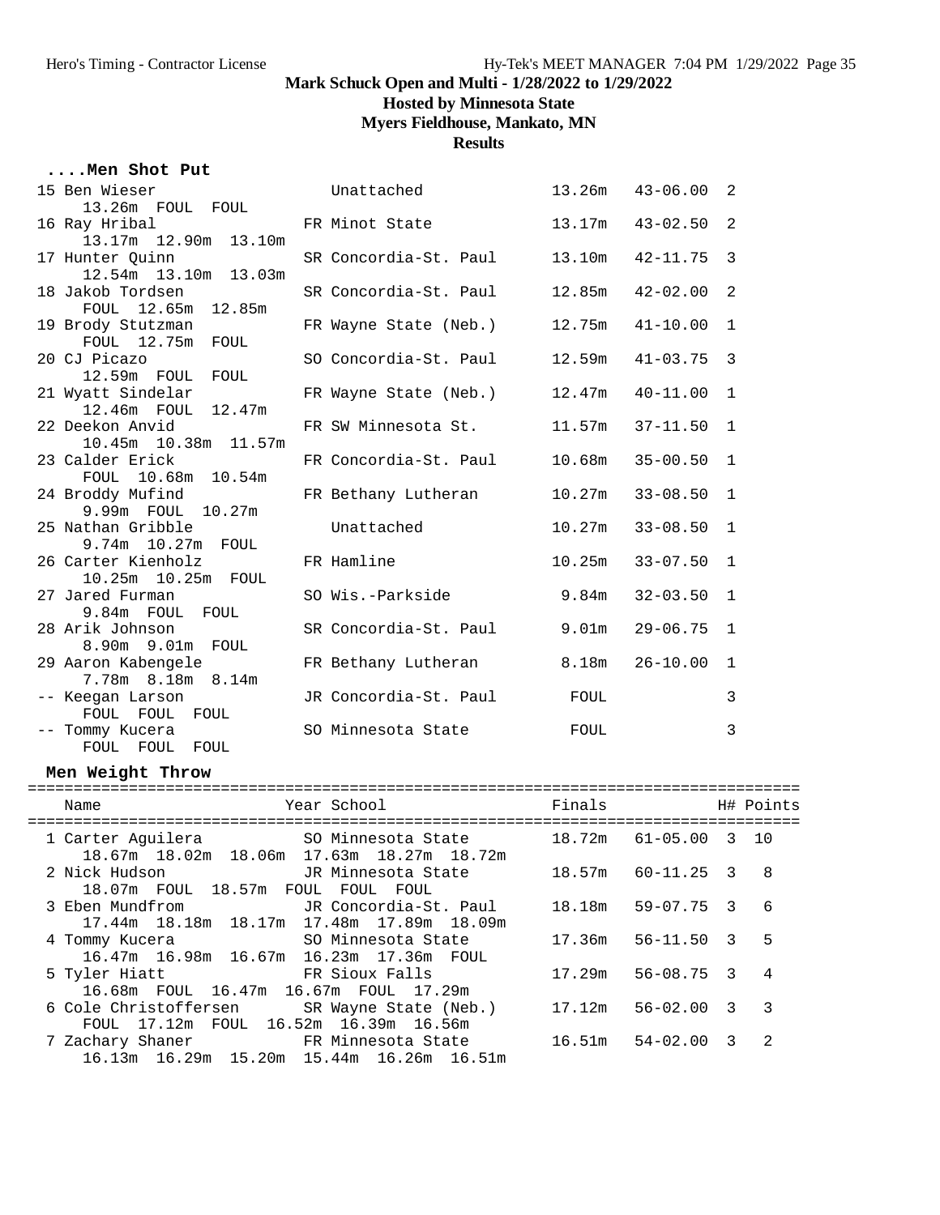# Mark Schuck Open and Multi - 1/28/2022 to 1/29/2022

## Hosted by Minnesota State

## Myers Fieldhouse, Mankato, MN

## Results

### ....Men Shot Put

| Place | Name | Year | School | Finals | | H# |
|---|---|---|---|---|---|---|
| 15 | Ben Wieser | | Unattached | 13.26m | 43-06.00 | 2 |
| | 13.26m FOUL FOUL | | | | | |
| 16 | Ray Hribal | FR | Minot State | 13.17m | 43-02.50 | 2 |
| | 13.17m 12.90m 13.10m | | | | | |
| 17 | Hunter Quinn | SR | Concordia-St. Paul | 13.10m | 42-11.75 | 3 |
| | 12.54m 13.10m 13.03m | | | | | |
| 18 | Jakob Tordsen | SR | Concordia-St. Paul | 12.85m | 42-02.00 | 2 |
| | FOUL 12.65m 12.85m | | | | | |
| 19 | Brody Stutzman | FR | Wayne State (Neb.) | 12.75m | 41-10.00 | 1 |
| | FOUL 12.75m FOUL | | | | | |
| 20 | CJ Picazo | SO | Concordia-St. Paul | 12.59m | 41-03.75 | 3 |
| | 12.59m FOUL FOUL | | | | | |
| 21 | Wyatt Sindelar | FR | Wayne State (Neb.) | 12.47m | 40-11.00 | 1 |
| | 12.46m FOUL 12.47m | | | | | |
| 22 | Deekon Anvid | FR | SW Minnesota St. | 11.57m | 37-11.50 | 1 |
| | 10.45m 10.38m 11.57m | | | | | |
| 23 | Calder Erick | FR | Concordia-St. Paul | 10.68m | 35-00.50 | 1 |
| | FOUL 10.68m 10.54m | | | | | |
| 24 | Broddy Mufind | FR | Bethany Lutheran | 10.27m | 33-08.50 | 1 |
| | 9.99m FOUL 10.27m | | | | | |
| 25 | Nathan Gribble | | Unattached | 10.27m | 33-08.50 | 1 |
| | 9.74m 10.27m FOUL | | | | | |
| 26 | Carter Kienholz | FR | Hamline | 10.25m | 33-07.50 | 1 |
| | 10.25m 10.25m FOUL | | | | | |
| 27 | Jared Furman | SO | Wis.-Parkside | 9.84m | 32-03.50 | 1 |
| | 9.84m FOUL FOUL | | | | | |
| 28 | Arik Johnson | SR | Concordia-St. Paul | 9.01m | 29-06.75 | 1 |
| | 8.90m 9.01m FOUL | | | | | |
| 29 | Aaron Kabengele | FR | Bethany Lutheran | 8.18m | 26-10.00 | 1 |
| | 7.78m 8.18m 8.14m | | | | | |
| -- | Keegan Larson | JR | Concordia-St. Paul | FOUL | | 3 |
| | FOUL FOUL FOUL | | | | | |
| -- | Tommy Kucera | SO | Minnesota State | FOUL | | 3 |
| | FOUL FOUL FOUL | | | | | |

### Men Weight Throw

| Place | Name | Year | School | Finals | | H# | Points |
|---|---|---|---|---|---|---|---|
| 1 | Carter Aguilera | SO | Minnesota State | 18.72m | 61-05.00 | 3 | 10 |
| | 18.67m 18.02m 18.06m 17.63m 18.27m 18.72m | | | | | | |
| 2 | Nick Hudson | JR | Minnesota State | 18.57m | 60-11.25 | 3 | 8 |
| | 18.07m FOUL 18.57m FOUL FOUL FOUL | | | | | | |
| 3 | Eben Mundfrom | JR | Concordia-St. Paul | 18.18m | 59-07.75 | 3 | 6 |
| | 17.44m 18.18m 18.17m 17.48m 17.89m 18.09m | | | | | | |
| 4 | Tommy Kucera | SO | Minnesota State | 17.36m | 56-11.50 | 3 | 5 |
| | 16.47m 16.98m 16.67m 16.23m 17.36m FOUL | | | | | | |
| 5 | Tyler Hiatt | FR | Sioux Falls | 17.29m | 56-08.75 | 3 | 4 |
| | 16.68m FOUL 16.47m 16.67m FOUL 17.29m | | | | | | |
| 6 | Cole Christoffersen | SR | Wayne State (Neb.) | 17.12m | 56-02.00 | 3 | 3 |
| | FOUL 17.12m FOUL 16.52m 16.39m 16.56m | | | | | | |
| 7 | Zachary Shaner | FR | Minnesota State | 16.51m | 54-02.00 | 3 | 2 |
| | 16.13m 16.29m 15.20m 15.44m 16.26m 16.51m | | | | | | |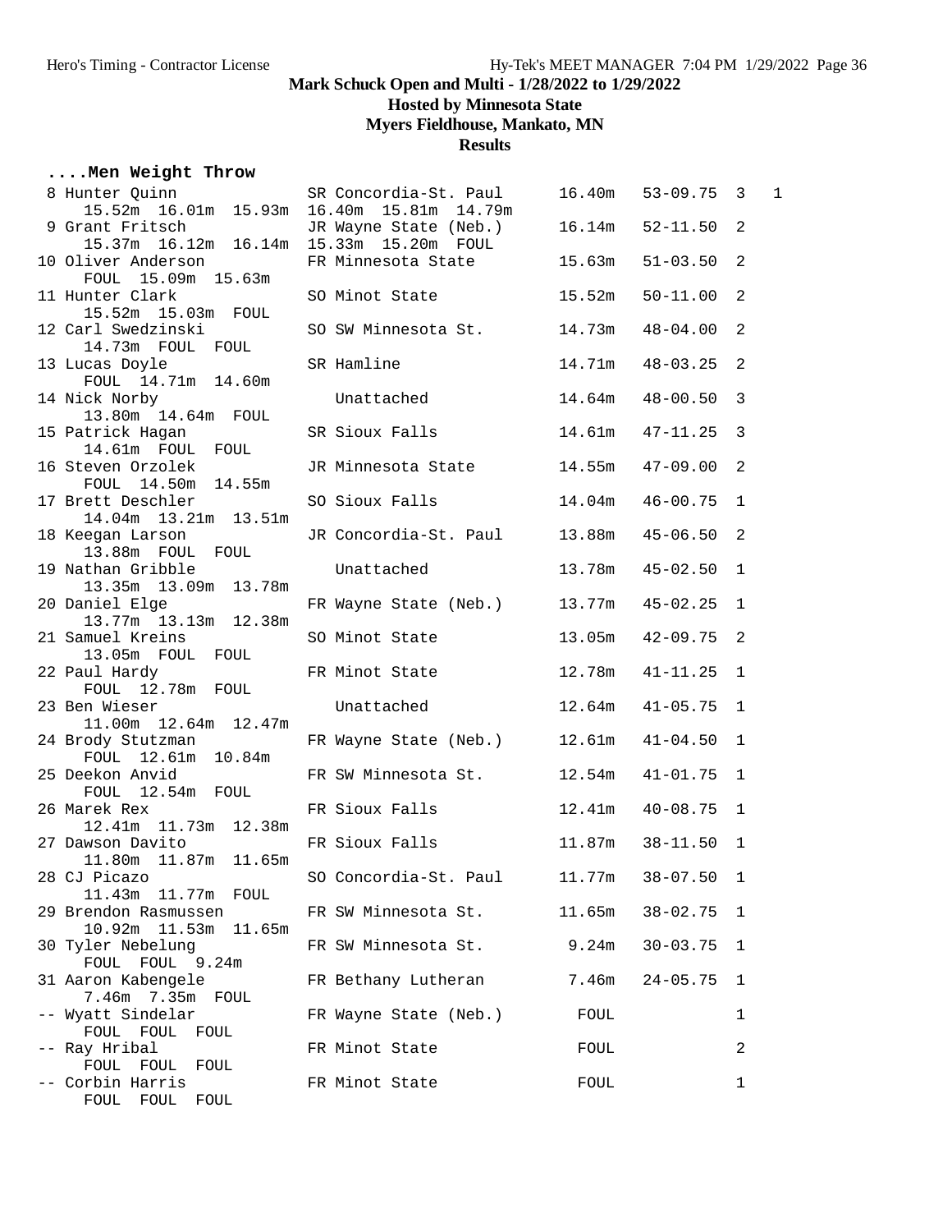**Mark Schuck Open and Multi - 1/28/2022 to 1/29/2022**

**Hosted by Minnesota State**

**Myers Fieldhouse, Mankato, MN**

**Results**

### ....Men Weight Throw

| Place | Name | Year | School | Mark | Feet | Flight | Points |
|---|---|---|---|---|---|---|---|
| 8 | Hunter Quinn | SR | Concordia-St. Paul | 16.40m | 53-09.75 | 3 | 1 |
| | 15.52m 16.01m 15.93m 16.40m 15.81m 14.79m | | | | | | |
| 9 | Grant Fritsch | JR | Wayne State (Neb.) | 16.14m | 52-11.50 | 2 | |
| | 15.37m 16.12m 16.14m 15.33m 15.20m FOUL | | | | | | |
| 10 | Oliver Anderson | FR | Minnesota State | 15.63m | 51-03.50 | 2 | |
| | FOUL 15.09m 15.63m | | | | | | |
| 11 | Hunter Clark | SO | Minot State | 15.52m | 50-11.00 | 2 | |
| | 15.52m 15.03m FOUL | | | | | | |
| 12 | Carl Swedzinski | SO | SW Minnesota St. | 14.73m | 48-04.00 | 2 | |
| | 14.73m FOUL FOUL | | | | | | |
| 13 | Lucas Doyle | SR | Hamline | 14.71m | 48-03.25 | 2 | |
| | FOUL 14.71m 14.60m | | | | | | |
| 14 | Nick Norby | | Unattached | 14.64m | 48-00.50 | 3 | |
| | 13.80m 14.64m FOUL | | | | | | |
| 15 | Patrick Hagan | SR | Sioux Falls | 14.61m | 47-11.25 | 3 | |
| | 14.61m FOUL FOUL | | | | | | |
| 16 | Steven Orzolek | JR | Minnesota State | 14.55m | 47-09.00 | 2 | |
| | FOUL 14.50m 14.55m | | | | | | |
| 17 | Brett Deschler | SO | Sioux Falls | 14.04m | 46-00.75 | 1 | |
| | 14.04m 13.21m 13.51m | | | | | | |
| 18 | Keegan Larson | JR | Concordia-St. Paul | 13.88m | 45-06.50 | 2 | |
| | 13.88m FOUL FOUL | | | | | | |
| 19 | Nathan Gribble | | Unattached | 13.78m | 45-02.50 | 1 | |
| | 13.35m 13.09m 13.78m | | | | | | |
| 20 | Daniel Elge | FR | Wayne State (Neb.) | 13.77m | 45-02.25 | 1 | |
| | 13.77m 13.13m 12.38m | | | | | | |
| 21 | Samuel Kreins | SO | Minot State | 13.05m | 42-09.75 | 2 | |
| | 13.05m FOUL FOUL | | | | | | |
| 22 | Paul Hardy | FR | Minot State | 12.78m | 41-11.25 | 1 | |
| | FOUL 12.78m FOUL | | | | | | |
| 23 | Ben Wieser | | Unattached | 12.64m | 41-05.75 | 1 | |
| | 11.00m 12.64m 12.47m | | | | | | |
| 24 | Brody Stutzman | FR | Wayne State (Neb.) | 12.61m | 41-04.50 | 1 | |
| | FOUL 12.61m 10.84m | | | | | | |
| 25 | Deekon Anvid | FR | SW Minnesota St. | 12.54m | 41-01.75 | 1 | |
| | FOUL 12.54m FOUL | | | | | | |
| 26 | Marek Rex | FR | Sioux Falls | 12.41m | 40-08.75 | 1 | |
| | 12.41m 11.73m 12.38m | | | | | | |
| 27 | Dawson Davito | FR | Sioux Falls | 11.87m | 38-11.50 | 1 | |
| | 11.80m 11.87m 11.65m | | | | | | |
| 28 | CJ Picazo | SO | Concordia-St. Paul | 11.77m | 38-07.50 | 1 | |
| | 11.43m 11.77m FOUL | | | | | | |
| 29 | Brendon Rasmussen | FR | SW Minnesota St. | 11.65m | 38-02.75 | 1 | |
| | 10.92m 11.53m 11.65m | | | | | | |
| 30 | Tyler Nebelung | FR | SW Minnesota St. | 9.24m | 30-03.75 | 1 | |
| | FOUL FOUL 9.24m | | | | | | |
| 31 | Aaron Kabengele | FR | Bethany Lutheran | 7.46m | 24-05.75 | 1 | |
| | 7.46m 7.35m FOUL | | | | | | |
| -- | Wyatt Sindelar | FR | Wayne State (Neb.) | FOUL | | 1 | |
| | FOUL FOUL FOUL | | | | | | |
| -- | Ray Hribal | FR | Minot State | FOUL | | 2 | |
| | FOUL FOUL FOUL | | | | | | |
| -- | Corbin Harris | FR | Minot State | FOUL | | 1 | |
| | FOUL FOUL FOUL | | | | | | |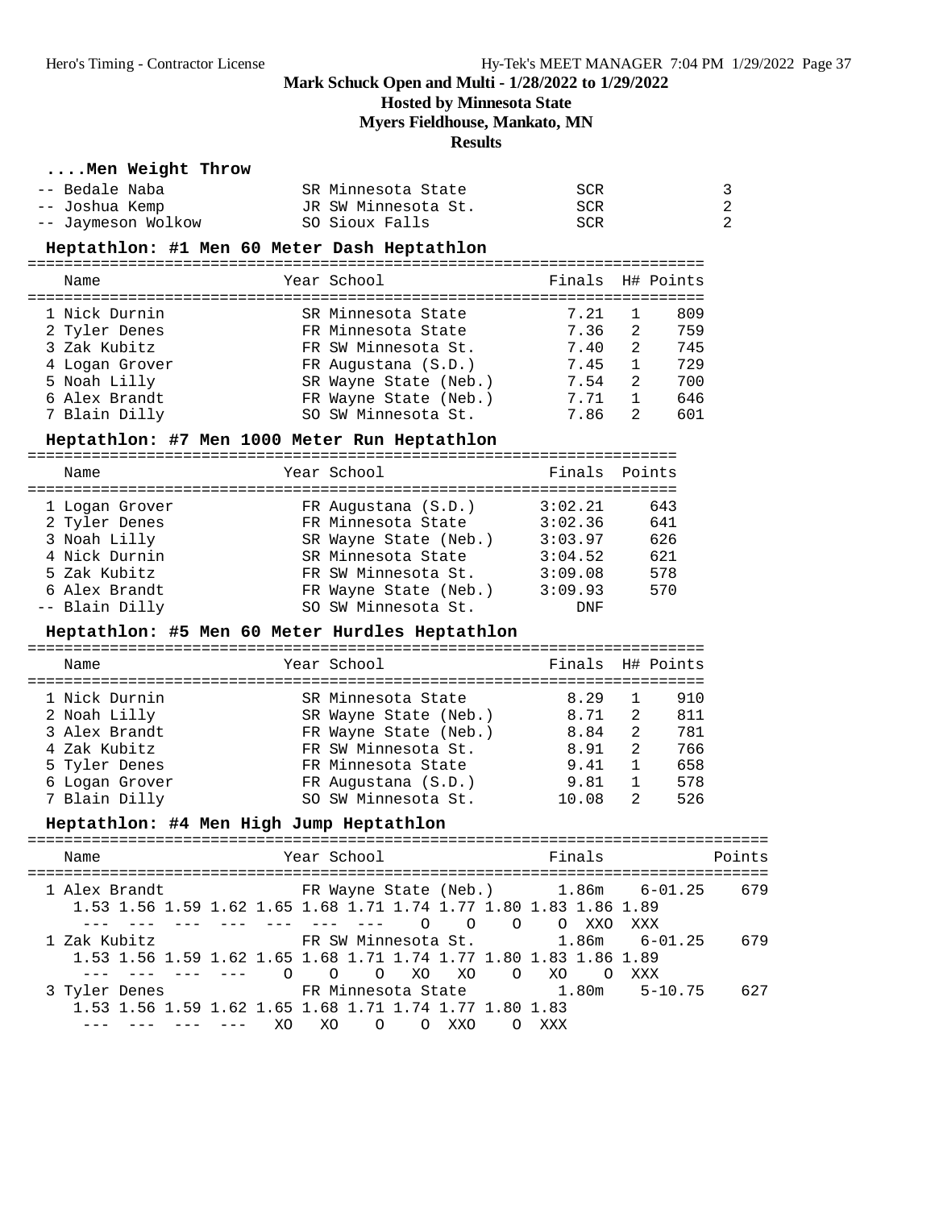## Mark Schuck Open and Multi - 1/28/2022 to 1/29/2022

**Hosted by Minnesota State**

**Myers Fieldhouse, Mankato, MN**

**Results**

### ....Men Weight Throw

| Place | Name | Year | School | Finals | Flight |
|---|---|---|---|---|---|
| -- | Bedale Naba | SR | Minnesota State | SCR | 3 |
| -- | Joshua Kemp | JR | SW Minnesota St. | SCR | 2 |
| -- | Jaymeson Wolkow | SO | Sioux Falls | SCR | 2 |

### Heptathlon: #1 Men 60 Meter Dash Heptathlon

| Place | Name | Year | School | Finals | H# | Points |
|---|---|---|---|---|---|---|
| 1 | Nick Durnin | SR | Minnesota State | 7.21 | 1 | 809 |
| 2 | Tyler Denes | FR | Minnesota State | 7.36 | 2 | 759 |
| 3 | Zak Kubitz | FR | SW Minnesota St. | 7.40 | 2 | 745 |
| 4 | Logan Grover | FR | Augustana (S.D.) | 7.45 | 1 | 729 |
| 5 | Noah Lilly | SR | Wayne State (Neb.) | 7.54 | 2 | 700 |
| 6 | Alex Brandt | FR | Wayne State (Neb.) | 7.71 | 1 | 646 |
| 7 | Blain Dilly | SO | SW Minnesota St. | 7.86 | 2 | 601 |

### Heptathlon: #7 Men 1000 Meter Run Heptathlon

| Place | Name | Year | School | Finals | Points |
|---|---|---|---|---|---|
| 1 | Logan Grover | FR | Augustana (S.D.) | 3:02.21 | 643 |
| 2 | Tyler Denes | FR | Minnesota State | 3:02.36 | 641 |
| 3 | Noah Lilly | SR | Wayne State (Neb.) | 3:03.97 | 626 |
| 4 | Nick Durnin | SR | Minnesota State | 3:04.52 | 621 |
| 5 | Zak Kubitz | FR | SW Minnesota St. | 3:09.08 | 578 |
| 6 | Alex Brandt | FR | Wayne State (Neb.) | 3:09.93 | 570 |
| -- | Blain Dilly | SO | SW Minnesota St. | DNF | |

### Heptathlon: #5 Men 60 Meter Hurdles Heptathlon

| Place | Name | Year | School | Finals | H# | Points |
|---|---|---|---|---|---|---|
| 1 | Nick Durnin | SR | Minnesota State | 8.29 | 1 | 910 |
| 2 | Noah Lilly | SR | Wayne State (Neb.) | 8.71 | 2 | 811 |
| 3 | Alex Brandt | FR | Wayne State (Neb.) | 8.84 | 2 | 781 |
| 4 | Zak Kubitz | FR | SW Minnesota St. | 8.91 | 2 | 766 |
| 5 | Tyler Denes | FR | Minnesota State | 9.41 | 1 | 658 |
| 6 | Logan Grover | FR | Augustana (S.D.) | 9.81 | 1 | 578 |
| 7 | Blain Dilly | SO | SW Minnesota St. | 10.08 | 2 | 526 |

### Heptathlon: #4 Men High Jump Heptathlon

```
====================================================================================
   Name                    Year School                  Finals                Points
====================================================================================
  1 Alex Brandt            FR Wayne State (Neb.)       1.86m    6-01.25      679
     1.53 1.56 1.59 1.62 1.65 1.68 1.71 1.74 1.77 1.80 1.83 1.86 1.89
      ---  ---  ---  ---  ---  ---  ---    O    O    O    O  XXO  XXX
  1 Zak Kubitz             FR SW Minnesota St.         1.86m    6-01.25      679
     1.53 1.56 1.59 1.62 1.65 1.68 1.71 1.74 1.77 1.80 1.83 1.86 1.89
      ---  ---  ---  ---    O    O    O   XO   XO    O   XO    O  XXX
  3 Tyler Denes            FR Minnesota State          1.80m    5-10.75      627
     1.53 1.56 1.59 1.62 1.65 1.68 1.71 1.74 1.77 1.80 1.83
      ---  ---  ---  ---   XO   XO    O    O  XXO    O  XXX
```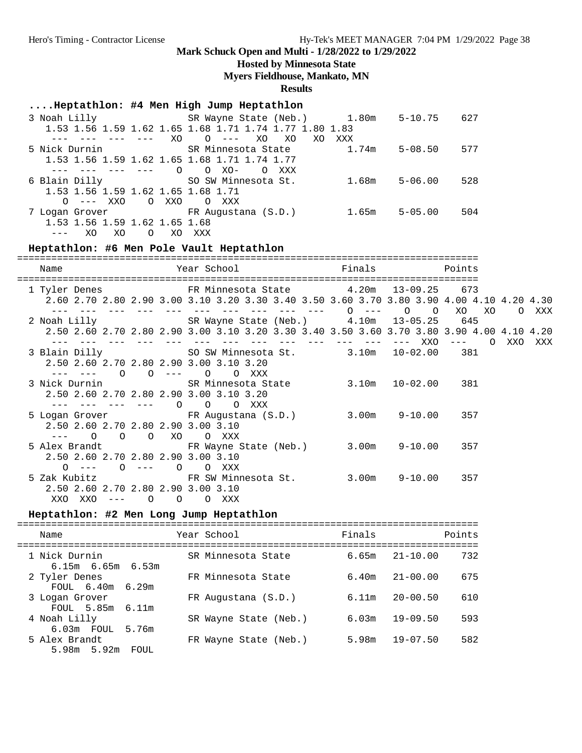**Mark Schuck Open and Multi - 1/28/2022 to 1/29/2022**

**Hosted by Minnesota State**

**Myers Fieldhouse, Mankato, MN**

**Results**

### ....Heptathlon: #4 Men High Jump Heptathlon

```
  3 Noah Lilly             SR Wayne State (Neb.)       1.80m    5-10.75    627
     1.53 1.56 1.59 1.62 1.65 1.68 1.71 1.74 1.77 1.80 1.83
      ---  ---  ---  ---   XO    O  ---   XO   XO   XO  XXX
  5 Nick Durnin            SR Minnesota State          1.74m    5-08.50    577
     1.53 1.56 1.59 1.62 1.65 1.68 1.71 1.74 1.77
      ---  ---  ---  ---    O    O  XO-    O  XXX
  6 Blain Dilly            SO SW Minnesota St.         1.68m    5-06.00    528
     1.53 1.56 1.59 1.62 1.65 1.68 1.71
        O  ---  XXO    O  XXO    O  XXX
  7 Logan Grover           FR Augustana (S.D.)         1.65m    5-05.00    504
     1.53 1.56 1.59 1.62 1.65 1.68
      ---   XO   XO    O   XO  XXX
```

### Heptathlon: #6 Men Pole Vault Heptathlon

```
================================================================================
    Name                    Year School                  Finals          Points
================================================================================
  1 Tyler Denes            FR Minnesota State          4.20m   13-09.25    673
     2.60 2.70 2.80 2.90 3.00 3.10 3.20 3.30 3.40 3.50 3.60 3.70 3.80 3.90 4.00 4.10 4.20 4.30
      ---  ---  ---  ---  ---  ---  ---  ---  ---  ---    O  ---    O    O   XO   XO    O  XXX
  2 Noah Lilly             SR Wayne State (Neb.)       4.10m   13-05.25    645
     2.50 2.60 2.70 2.80 2.90 3.00 3.10 3.20 3.30 3.40 3.50 3.60 3.70 3.80 3.90 4.00 4.10 4.20
      ---  ---  ---  ---  ---  ---  ---  ---  ---  ---  ---  ---  ---  ---  XXO  ---    O  XXO  XXX
  3 Blain Dilly            SO SW Minnesota St.         3.10m   10-02.00    381
     2.50 2.60 2.70 2.80 2.90 3.00 3.10 3.20
      ---  ---    O    O  ---    O    O  XXX
  3 Nick Durnin            SR Minnesota State          3.10m   10-02.00    381
     2.50 2.60 2.70 2.80 2.90 3.00 3.10 3.20
      ---  ---  ---  ---    O    O    O  XXX
  5 Logan Grover           FR Augustana (S.D.)         3.00m    9-10.00    357
     2.50 2.60 2.70 2.80 2.90 3.00 3.10
      ---    O    O    O   XO    O  XXX
  5 Alex Brandt            FR Wayne State (Neb.)       3.00m    9-10.00    357
     2.50 2.60 2.70 2.80 2.90 3.00 3.10
        O  ---    O  ---    O    O  XXX
  5 Zak Kubitz             FR SW Minnesota St.         3.00m    9-10.00    357
     2.50 2.60 2.70 2.80 2.90 3.00 3.10
      XXO  XXO  ---    O    O    O  XXX
```

### Heptathlon: #2 Men Long Jump Heptathlon

```
================================================================================
    Name                    Year School                  Finals          Points
================================================================================
  1 Nick Durnin            SR Minnesota State          6.65m   21-10.00    732
     6.15m  6.65m  6.53m
  2 Tyler Denes            FR Minnesota State          6.40m   21-00.00    675
     FOUL  6.40m  6.29m
  3 Logan Grover           FR Augustana (S.D.)         6.11m   20-00.50    610
     FOUL  5.85m  6.11m
  4 Noah Lilly             SR Wayne State (Neb.)       6.03m   19-09.50    593
     6.03m  FOUL  5.76m
  5 Alex Brandt            FR Wayne State (Neb.)       5.98m   19-07.50    582
     5.98m  5.92m  FOUL
```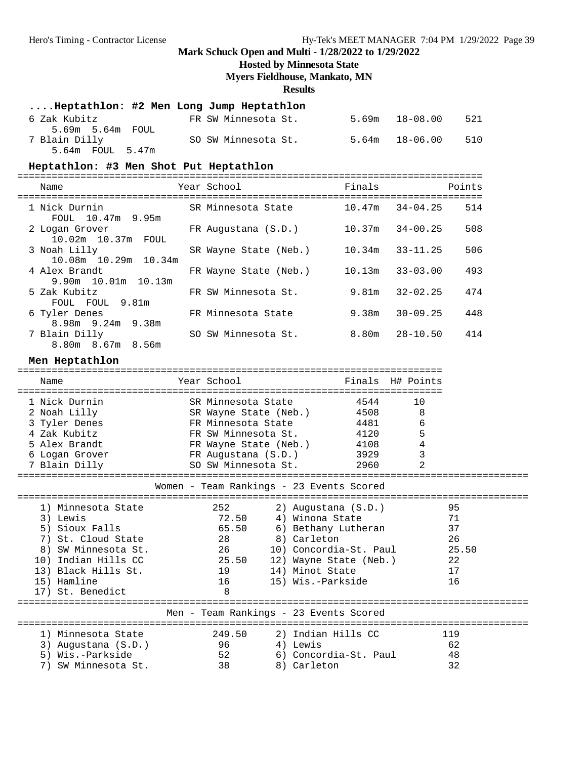Mark Schuck Open and Multi - 1/28/2022 to 1/29/2022
Hosted by Minnesota State
Myers Fieldhouse, Mankato, MN
**Results**

### ....Heptathlon: #2 Men Long Jump Heptathlon

| Place | Name | Year | School | Finals | | Points |
|---|---|---|---|---|---|---|
| 6 | Zak Kubitz | FR | SW Minnesota St. | 5.69m | 18-08.00 | 521 |
| | 5.69m 5.64m FOUL | | | | | |
| 7 | Blain Dilly | SO | SW Minnesota St. | 5.64m | 18-06.00 | 510 |
| | 5.64m FOUL 5.47m | | | | | |

### Heptathlon: #3 Men Shot Put Heptathlon

| Place | Name | Year | School | Finals | | Points |
|---|---|---|---|---|---|---|
| 1 | Nick Durnin | SR | Minnesota State | 10.47m | 34-04.25 | 514 |
| | FOUL 10.47m 9.95m | | | | | |
| 2 | Logan Grover | FR | Augustana (S.D.) | 10.37m | 34-00.25 | 508 |
| | 10.02m 10.37m FOUL | | | | | |
| 3 | Noah Lilly | SR | Wayne State (Neb.) | 10.34m | 33-11.25 | 506 |
| | 10.08m 10.29m 10.34m | | | | | |
| 4 | Alex Brandt | FR | Wayne State (Neb.) | 10.13m | 33-03.00 | 493 |
| | 9.90m 10.01m 10.13m | | | | | |
| 5 | Zak Kubitz | FR | SW Minnesota St. | 9.81m | 32-02.25 | 474 |
| | FOUL FOUL 9.81m | | | | | |
| 6 | Tyler Denes | FR | Minnesota State | 9.38m | 30-09.25 | 448 |
| | 8.98m 9.24m 9.38m | | | | | |
| 7 | Blain Dilly | SO | SW Minnesota St. | 8.80m | 28-10.50 | 414 |
| | 8.80m 8.67m 8.56m | | | | | |

### Men Heptathlon

| Place | Name | Year | School | Finals | H# | Points |
|---|---|---|---|---|---|---|
| 1 | Nick Durnin | SR | Minnesota State | 4544 | | 10 |
| 2 | Noah Lilly | SR | Wayne State (Neb.) | 4508 | | 8 |
| 3 | Tyler Denes | FR | Minnesota State | 4481 | | 6 |
| 4 | Zak Kubitz | FR | SW Minnesota St. | 4120 | | 5 |
| 5 | Alex Brandt | FR | Wayne State (Neb.) | 4108 | | 4 |
| 6 | Logan Grover | FR | Augustana (S.D.) | 3929 | | 3 |
| 7 | Blain Dilly | SO | SW Minnesota St. | 2960 | | 2 |

### Women - Team Rankings - 23 Events Scored

| Rank | Team | Points | Rank | Team | Points |
|---|---|---|---|---|---|
| 1) | Minnesota State | 252 | 2) | Augustana (S.D.) | 95 |
| 3) | Lewis | 72.50 | 4) | Winona State | 71 |
| 5) | Sioux Falls | 65.50 | 6) | Bethany Lutheran | 37 |
| 7) | St. Cloud State | 28 | 8) | Carleton | 26 |
| 8) | SW Minnesota St. | 26 | 10) | Concordia-St. Paul | 25.50 |
| 10) | Indian Hills CC | 25.50 | 12) | Wayne State (Neb.) | 22 |
| 13) | Black Hills St. | 19 | 14) | Minot State | 17 |
| 15) | Hamline | 16 | 15) | Wis.-Parkside | 16 |
| 17) | St. Benedict | 8 | | | |

### Men - Team Rankings - 23 Events Scored

| Rank | Team | Points | Rank | Team | Points |
|---|---|---|---|---|---|
| 1) | Minnesota State | 249.50 | 2) | Indian Hills CC | 119 |
| 3) | Augustana (S.D.) | 96 | 4) | Lewis | 62 |
| 5) | Wis.-Parkside | 52 | 6) | Concordia-St. Paul | 48 |
| 7) | SW Minnesota St. | 38 | 8) | Carleton | 32 |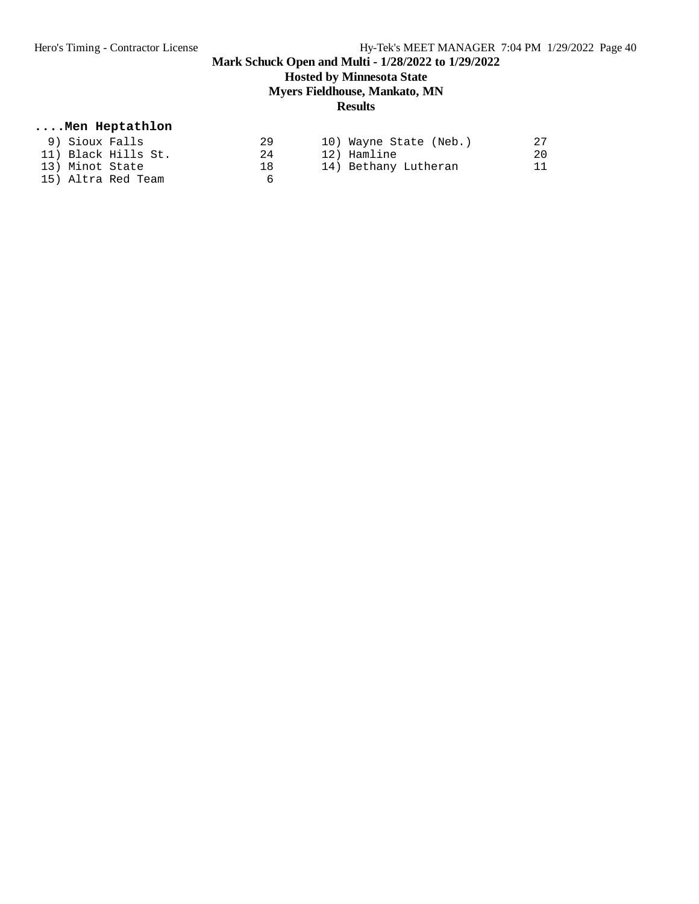#### ....Men Heptathlon

| | | | |
|---|---|---|---|
| 9) Sioux Falls | 29 | 10) Wayne State (Neb.) | 27 |
| 11) Black Hills St. | 24 | 12) Hamline | 20 |
| 13) Minot State | 18 | 14) Bethany Lutheran | 11 |
| 15) Altra Red Team | 6 | | |